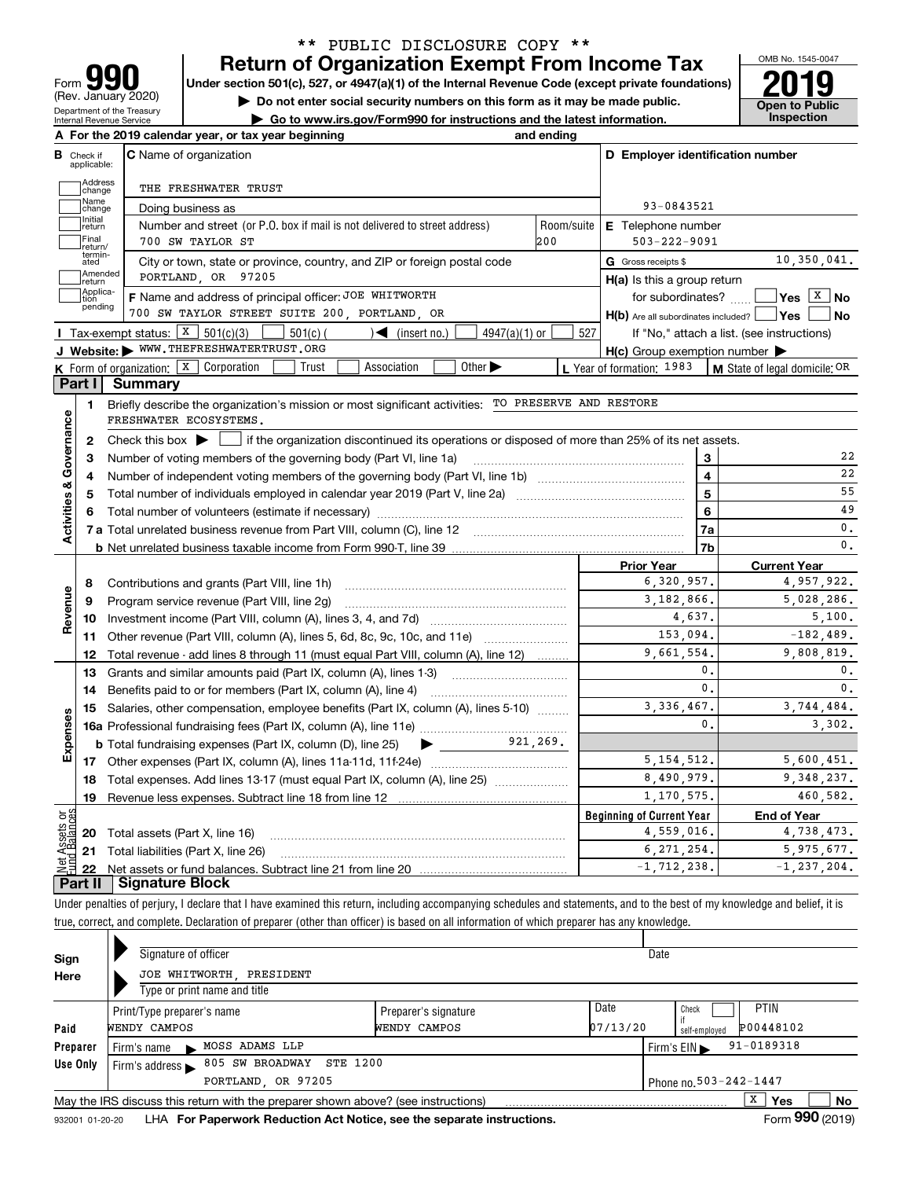** PUBLIC DISCLOSURE COPY **

# Form 990 — Return of Organization Exempt From Income Tax

(Rev. January 2020)
Department of the Treasury
Internal Revenue Service

Under section 501(c), 527, or 4947(a)(1) of the Internal Revenue Code (except private foundations)

▶ Do not enter social security numbers on this form as it may be made public.

▶ Go to www.irs.gov/Form990 for instructions and the latest information.

OMB No. 1545-0047

**2019**

**Open to Public Inspection**

**A** For the 2019 calendar year, or tax year beginning and ending

**B** Check if applicable: Address change, Name change, Initial return, Final return/terminated, Amended return, Application pending

**C** Name of organization: THE FRESHWATER TRUST

Doing business as

Number and street (or P.O. box if mail is not delivered to street address): 700 SW TAYLOR ST — Room/suite: 200

City or town, state or province, country, and ZIP or foreign postal code: PORTLAND, OR 97205

**D** Employer identification number: 93-0843521

**E** Telephone number: 503-222-9091

**G** Gross receipts $ 10,350,041.

**F** Name and address of principal officer: JOE WHITWORTH, 700 SW TAYLOR STREET SUITE 200, PORTLAND, OR

**H(a)** Is this a group return for subordinates? ☐ Yes ☒ No

**H(b)** Are all subordinates included? ☐ Yes ☐ No — If "No," attach a list. (see instructions)

**H(c)** Group exemption number ▶

**I** Tax-exempt status: ☒ 501(c)(3) ☐ 501(c) ( ) ◀ (insert no.) ☐ 4947(a)(1) or ☐ 527

**J** Website: ▶ WWW.THEFRESHWATERTRUST.ORG

**K** Form of organization: ☒ Corporation ☐ Trust ☐ Association ☐ Other ▶

**L** Year of formation: 1983 **M** State of legal domicile: OR

## Part I Summary

**Activities & Governance**

1. Briefly describe the organization's mission or most significant activities: TO PRESERVE AND RESTORE FRESHWATER ECOSYSTEMS.
2. Check this box ▶ ☐ if the organization discontinued its operations or disposed of more than 25% of its net assets.

| Line | Description | | Value |
|---|---|---|---|
| 3 | Number of voting members of the governing body (Part VI, line 1a) | 3 | 22 |
| 4 | Number of independent voting members of the governing body (Part VI, line 1b) | 4 | 22 |
| 5 | Total number of individuals employed in calendar year 2019 (Part V, line 2a) | 5 | 55 |
| 6 | Total number of volunteers (estimate if necessary) | 6 | 49 |
| 7a | Total unrelated business revenue from Part VIII, column (C), line 12 | 7a | 0. |
| 7b | Net unrelated business taxable income from Form 990-T, line 39 | 7b | 0. |

| Line | Description | Prior Year | Current Year |
|---|---|---|---|
| | **Revenue** | | |
| 8 | Contributions and grants (Part VIII, line 1h) | 6,320,957. | 4,957,922. |
| 9 | Program service revenue (Part VIII, line 2g) | 3,182,866. | 5,028,286. |
| 10 | Investment income (Part VIII, column (A), lines 3, 4, and 7d) | 4,637. | 5,100. |
| 11 | Other revenue (Part VIII, column (A), lines 5, 6d, 8c, 9c, 10c, and 11e) | 153,094. | -182,489. |
| 12 | Total revenue - add lines 8 through 11 (must equal Part VIII, column (A), line 12) | 9,661,554. | 9,808,819. |
| | **Expenses** | | |
| 13 | Grants and similar amounts paid (Part IX, column (A), lines 1-3) | 0. | 0. |
| 14 | Benefits paid to or for members (Part IX, column (A), line 4) | 0. | 0. |
| 15 | Salaries, other compensation, employee benefits (Part IX, column (A), lines 5-10) | 3,336,467. | 3,744,484. |
| 16a | Professional fundraising fees (Part IX, column (A), line 11e) | 0. | 3,302. |
| b | Total fundraising expenses (Part IX, column (D), line 25) ▶ 921,269. | | |
| 17 | Other expenses (Part IX, column (A), lines 11a-11d, 11f-24e) | 5,154,512. | 5,600,451. |
| 18 | Total expenses. Add lines 13-17 (must equal Part IX, column (A), line 25) | 8,490,979. | 9,348,237. |
| 19 | Revenue less expenses. Subtract line 18 from line 12 | 1,170,575. | 460,582. |

| Line | Net Assets or Fund Balances | Beginning of Current Year | End of Year |
|---|---|---|---|
| 20 | Total assets (Part X, line 16) | 4,559,016. | 4,738,473. |
| 21 | Total liabilities (Part X, line 26) | 6,271,254. | 5,975,677. |
| 22 | Net assets or fund balances. Subtract line 21 from line 20 | -1,712,238. | -1,237,204. |

## Part II Signature Block

Under penalties of perjury, I declare that I have examined this return, including accompanying schedules and statements, and to the best of my knowledge and belief, it is true, correct, and complete. Declaration of preparer (other than officer) is based on all information of which preparer has any knowledge.

**Sign Here**

Signature of officer — Date

JOE WHITWORTH, PRESIDENT
Type or print name and title

**Paid Preparer Use Only**

| Print/Type preparer's name | Preparer's signature | Date | Check if self-employed | PTIN |
|---|---|---|---|---|
| WENDY CAMPOS | WENDY CAMPOS | 07/13/20 | ☐ | P00448102 |

Firm's name ▶ MOSS ADAMS LLP — Firm's EIN ▶ 91-0189318

Firm's address ▶ 805 SW BROADWAY STE 1200, PORTLAND, OR 97205 — Phone no. 503-242-1447

May the IRS discuss this return with the preparer shown above? (see instructions) ☒ Yes ☐ No

932001 01-20-20 LHA For Paperwork Reduction Act Notice, see the separate instructions. Form **990** (2019)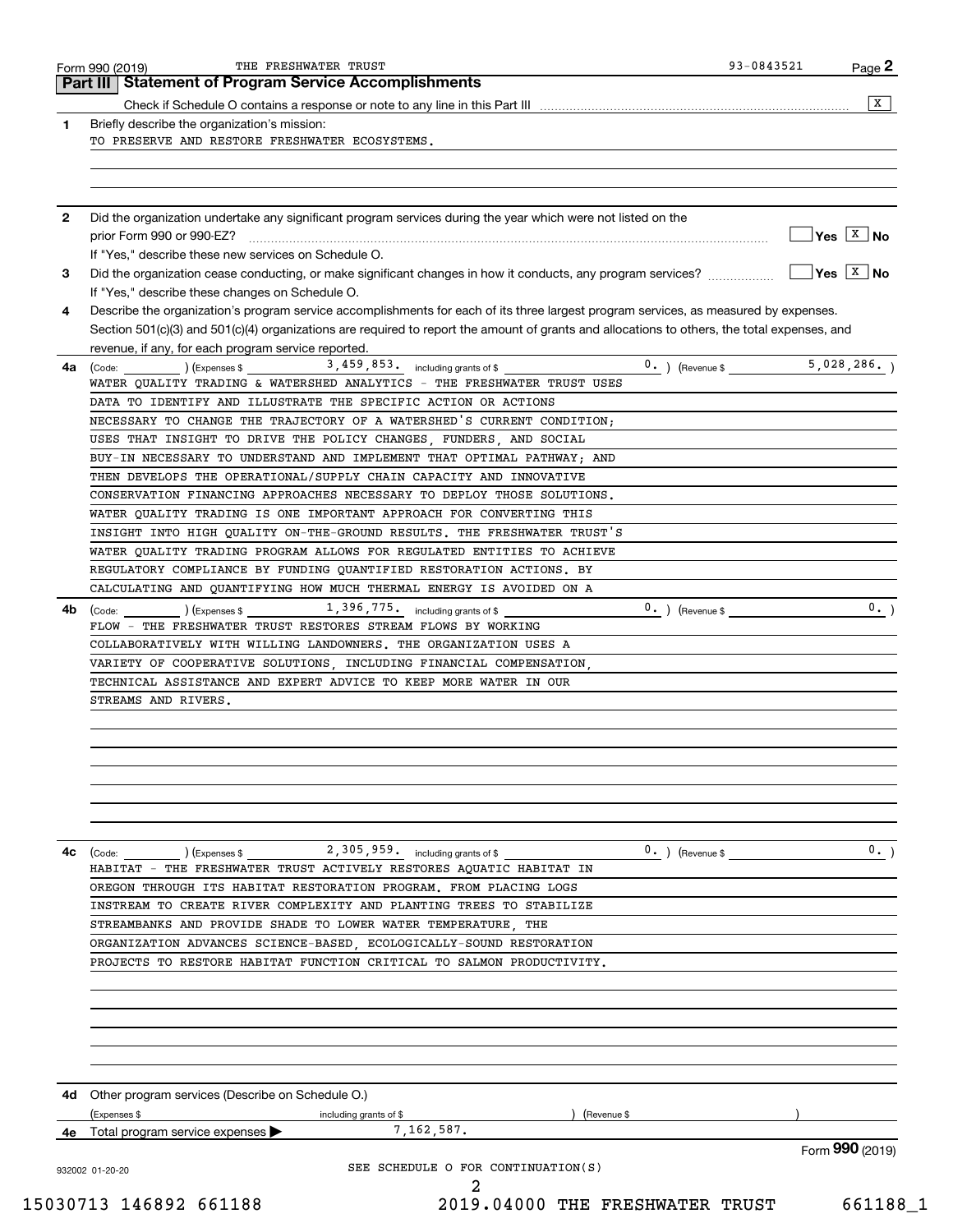Form 990 (2019) THE FRESHWATER TRUST 93-0843521 Page 2

## Part III Statement of Program Service Accomplishments

Check if Schedule O contains a response or note to any line in this Part III [X]

**1** Briefly describe the organization's mission:

TO PRESERVE AND RESTORE FRESHWATER ECOSYSTEMS.

**2** Did the organization undertake any significant program services during the year which were not listed on the prior Form 990 or 990-EZ? [ ] Yes [X] No

If "Yes," describe these new services on Schedule O.

**3** Did the organization cease conducting, or make significant changes in how it conducts, any program services? [ ] Yes [X] No

If "Yes," describe these changes on Schedule O.

**4** Describe the organization's program service accomplishments for each of its three largest program services, as measured by expenses. Section 501(c)(3) and 501(c)(4) organizations are required to report the amount of grants and allocations to others, the total expenses, and revenue, if any, for each program service reported.

**4a** (Code: ) (Expenses $ 3,459,853. including grants of $ 0. ) (Revenue $ 5,028,286. )

WATER QUALITY TRADING & WATERSHED ANALYTICS - THE FRESHWATER TRUST USES DATA TO IDENTIFY AND ILLUSTRATE THE SPECIFIC ACTION OR ACTIONS NECESSARY TO CHANGE THE TRAJECTORY OF A WATERSHED'S CURRENT CONDITION; USES THAT INSIGHT TO DRIVE THE POLICY CHANGES, FUNDERS, AND SOCIAL BUY-IN NECESSARY TO UNDERSTAND AND IMPLEMENT THAT OPTIMAL PATHWAY; AND THEN DEVELOPS THE OPERATIONAL/SUPPLY CHAIN CAPACITY AND INNOVATIVE CONSERVATION FINANCING APPROACHES NECESSARY TO DEPLOY THOSE SOLUTIONS. WATER QUALITY TRADING IS ONE IMPORTANT APPROACH FOR CONVERTING THIS INSIGHT INTO HIGH QUALITY ON-THE-GROUND RESULTS. THE FRESHWATER TRUST'S WATER QUALITY TRADING PROGRAM ALLOWS FOR REGULATED ENTITIES TO ACHIEVE REGULATORY COMPLIANCE BY FUNDING QUANTIFIED RESTORATION ACTIONS. BY CALCULATING AND QUANTIFYING HOW MUCH THERMAL ENERGY IS AVOIDED ON A

**4b** (Code: ) (Expenses $ 1,396,775. including grants of $ 0. ) (Revenue $ 0. )

FLOW - THE FRESHWATER TRUST RESTORES STREAM FLOWS BY WORKING COLLABORATIVELY WITH WILLING LANDOWNERS. THE ORGANIZATION USES A VARIETY OF COOPERATIVE SOLUTIONS, INCLUDING FINANCIAL COMPENSATION, TECHNICAL ASSISTANCE AND EXPERT ADVICE TO KEEP MORE WATER IN OUR STREAMS AND RIVERS.

**4c** (Code: ) (Expenses $ 2,305,959. including grants of $ 0. ) (Revenue $ 0. )

HABITAT - THE FRESHWATER TRUST ACTIVELY RESTORES AQUATIC HABITAT IN OREGON THROUGH ITS HABITAT RESTORATION PROGRAM. FROM PLACING LOGS INSTREAM TO CREATE RIVER COMPLEXITY AND PLANTING TREES TO STABILIZE STREAMBANKS AND PROVIDE SHADE TO LOWER WATER TEMPERATURE, THE ORGANIZATION ADVANCES SCIENCE-BASED, ECOLOGICALLY-SOUND RESTORATION PROJECTS TO RESTORE HABITAT FUNCTION CRITICAL TO SALMON PRODUCTIVITY.

**4d** Other program services (Describe on Schedule O.)

(Expenses $ including grants of $ ) (Revenue $ )

**4e** Total program service expenses ▶ 7,162,587.

Form **990** (2019)

932002 01-20-20

SEE SCHEDULE O FOR CONTINUATION(S)

15030713 146892 661188 2019.04000 THE FRESHWATER TRUST 661188_1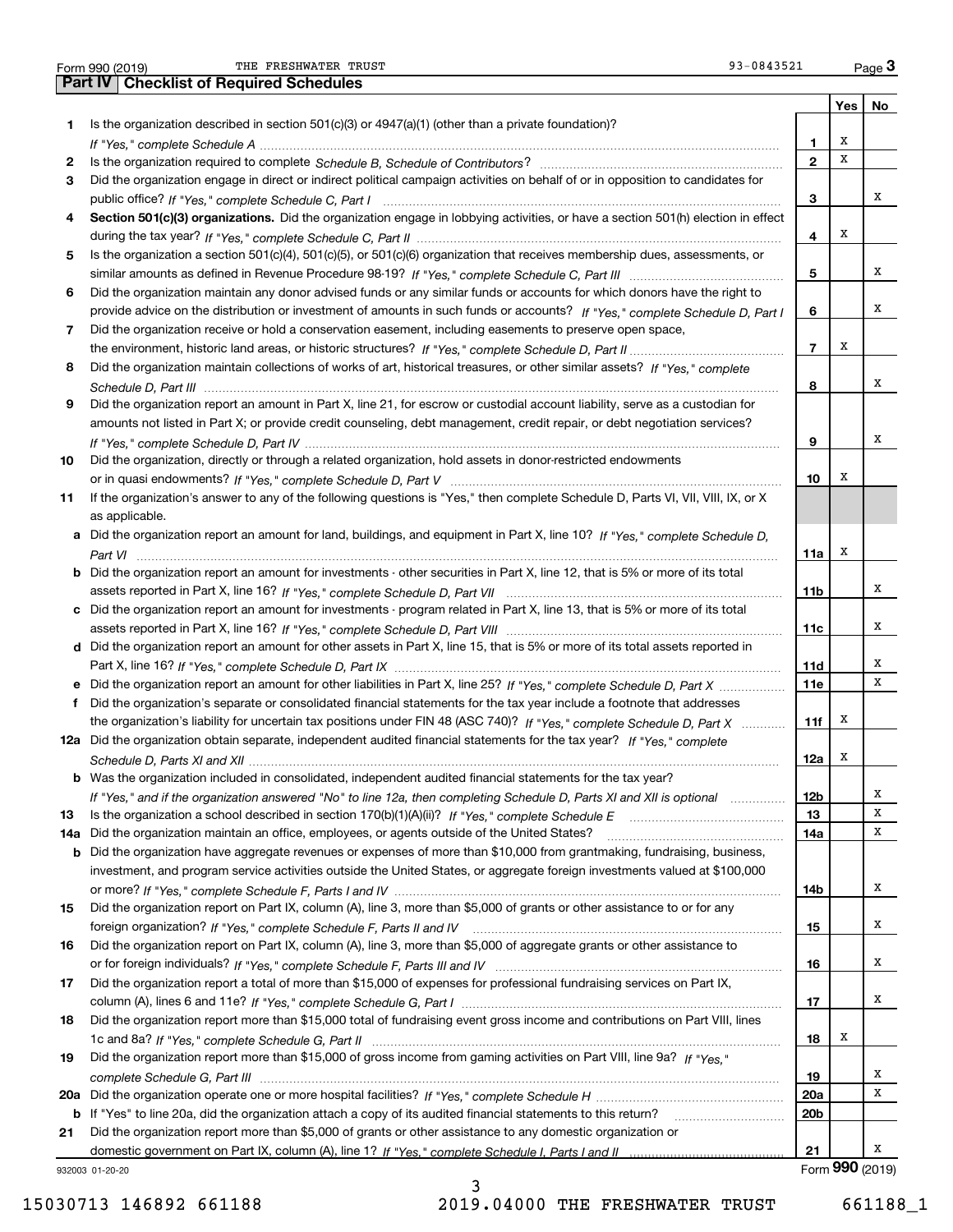Form 990 (2019) THE FRESHWATER TRUST 93-0843521 Page 3

## Part IV Checklist of Required Schedules

| | | | Yes | No |
|---|---|---|---|---|
| 1 | Is the organization described in section 501(c)(3) or 4947(a)(1) (other than a private foundation)? *If "Yes," complete Schedule A* | 1 | X | |
| 2 | Is the organization required to complete *Schedule B, Schedule of Contributors*? | 2 | X | |
| 3 | Did the organization engage in direct or indirect political campaign activities on behalf of or in opposition to candidates for public office? *If "Yes," complete Schedule C, Part I* | 3 | | X |
| 4 | **Section 501(c)(3) organizations.** Did the organization engage in lobbying activities, or have a section 501(h) election in effect during the tax year? *If "Yes," complete Schedule C, Part II* | 4 | X | |
| 5 | Is the organization a section 501(c)(4), 501(c)(5), or 501(c)(6) organization that receives membership dues, assessments, or similar amounts as defined in Revenue Procedure 98-19? *If "Yes," complete Schedule C, Part III* | 5 | | X |
| 6 | Did the organization maintain any donor advised funds or any similar funds or accounts for which donors have the right to provide advice on the distribution or investment of amounts in such funds or accounts? *If "Yes," complete Schedule D, Part I* | 6 | | X |
| 7 | Did the organization receive or hold a conservation easement, including easements to preserve open space, the environment, historic land areas, or historic structures? *If "Yes," complete Schedule D, Part II* | 7 | X | |
| 8 | Did the organization maintain collections of works of art, historical treasures, or other similar assets? *If "Yes," complete Schedule D, Part III* | 8 | | X |
| 9 | Did the organization report an amount in Part X, line 21, for escrow or custodial account liability, serve as a custodian for amounts not listed in Part X; or provide credit counseling, debt management, credit repair, or debt negotiation services? *If "Yes," complete Schedule D, Part IV* | 9 | | X |
| 10 | Did the organization, directly or through a related organization, hold assets in donor-restricted endowments or in quasi endowments? *If "Yes," complete Schedule D, Part V* | 10 | X | |
| 11 | If the organization's answer to any of the following questions is "Yes," then complete Schedule D, Parts VI, VII, VIII, IX, or X as applicable. | | | |
| a | Did the organization report an amount for land, buildings, and equipment in Part X, line 10? *If "Yes," complete Schedule D, Part VI* | 11a | X | |
| b | Did the organization report an amount for investments - other securities in Part X, line 12, that is 5% or more of its total assets reported in Part X, line 16? *If "Yes," complete Schedule D, Part VII* | 11b | | X |
| c | Did the organization report an amount for investments - program related in Part X, line 13, that is 5% or more of its total assets reported in Part X, line 16? *If "Yes," complete Schedule D, Part VIII* | 11c | | X |
| d | Did the organization report an amount for other assets in Part X, line 15, that is 5% or more of its total assets reported in Part X, line 16? *If "Yes," complete Schedule D, Part IX* | 11d | | X |
| e | Did the organization report an amount for other liabilities in Part X, line 25? *If "Yes," complete Schedule D, Part X* | 11e | | X |
| f | Did the organization's separate or consolidated financial statements for the tax year include a footnote that addresses the organization's liability for uncertain tax positions under FIN 48 (ASC 740)? *If "Yes," complete Schedule D, Part X* | 11f | X | |
| 12a | Did the organization obtain separate, independent audited financial statements for the tax year? *If "Yes," complete Schedule D, Parts XI and XII* | 12a | X | |
| b | Was the organization included in consolidated, independent audited financial statements for the tax year? *If "Yes," and if the organization answered "No" to line 12a, then completing Schedule D, Parts XI and XII is optional* | 12b | | X |
| 13 | Is the organization a school described in section 170(b)(1)(A)(ii)? *If "Yes," complete Schedule E* | 13 | | X |
| 14a | Did the organization maintain an office, employees, or agents outside of the United States? | 14a | | X |
| b | Did the organization have aggregate revenues or expenses of more than $10,000 from grantmaking, fundraising, business, investment, and program service activities outside the United States, or aggregate foreign investments valued at $100,000 or more? *If "Yes," complete Schedule F, Parts I and IV* | 14b | | X |
| 15 | Did the organization report on Part IX, column (A), line 3, more than $5,000 of grants or other assistance to or for any foreign organization? *If "Yes," complete Schedule F, Parts II and IV* | 15 | | X |
| 16 | Did the organization report on Part IX, column (A), line 3, more than $5,000 of aggregate grants or other assistance to or for foreign individuals? *If "Yes," complete Schedule F, Parts III and IV* | 16 | | X |
| 17 | Did the organization report a total of more than $15,000 of expenses for professional fundraising services on Part IX, column (A), lines 6 and 11e? *If "Yes," complete Schedule G, Part I* | 17 | | X |
| 18 | Did the organization report more than $15,000 total of fundraising event gross income and contributions on Part VIII, lines 1c and 8a? *If "Yes," complete Schedule G, Part II* | 18 | X | |
| 19 | Did the organization report more than $15,000 of gross income from gaming activities on Part VIII, line 9a? *If "Yes," complete Schedule G, Part III* | 19 | | X |
| 20a | Did the organization operate one or more hospital facilities? *If "Yes," complete Schedule H* | 20a | | X |
| b | If "Yes" to line 20a, did the organization attach a copy of its audited financial statements to this return? | 20b | | |
| 21 | Did the organization report more than $5,000 of grants or other assistance to any domestic organization or domestic government on Part IX, column (A), line 1? *If "Yes," complete Schedule I, Parts I and II* | 21 | | X |

932003 01-20-20 Form **990** (2019)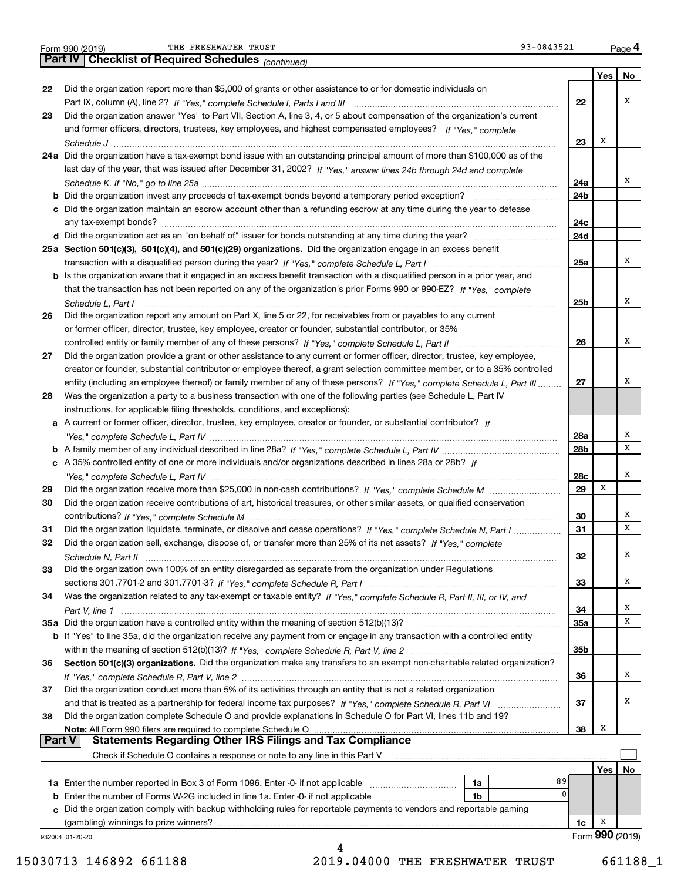Form 990 (2019) THE FRESHWATER TRUST 93-0843521 Page 4

## Part IV Checklist of Required Schedules *(continued)*

| | | | Yes | No |
|---|---|---|---|---|
| 22 | Did the organization report more than $5,000 of grants or other assistance to or for domestic individuals on Part IX, column (A), line 2? *If "Yes," complete Schedule I, Parts I and III* | 22 | | X |
| 23 | Did the organization answer "Yes" to Part VII, Section A, line 3, 4, or 5 about compensation of the organization's current and former officers, directors, trustees, key employees, and highest compensated employees? *If "Yes," complete Schedule J* | 23 | X | |
| 24a | Did the organization have a tax-exempt bond issue with an outstanding principal amount of more than $100,000 as of the last day of the year, that was issued after December 31, 2002? *If "Yes," answer lines 24b through 24d and complete Schedule K. If "No," go to line 25a* | 24a | | X |
| b | Did the organization invest any proceeds of tax-exempt bonds beyond a temporary period exception? | 24b | | |
| c | Did the organization maintain an escrow account other than a refunding escrow at any time during the year to defease any tax-exempt bonds? | 24c | | |
| d | Did the organization act as an "on behalf of" issuer for bonds outstanding at any time during the year? | 24d | | |
| 25a | **Section 501(c)(3), 501(c)(4), and 501(c)(29) organizations.** Did the organization engage in an excess benefit transaction with a disqualified person during the year? *If "Yes," complete Schedule L, Part I* | 25a | | X |
| b | Is the organization aware that it engaged in an excess benefit transaction with a disqualified person in a prior year, and that the transaction has not been reported on any of the organization's prior Forms 990 or 990-EZ? *If "Yes," complete Schedule L, Part I* | 25b | | X |
| 26 | Did the organization report any amount on Part X, line 5 or 22, for receivables from or payables to any current or former officer, director, trustee, key employee, creator or founder, substantial contributor, or 35% controlled entity or family member of any of these persons? *If "Yes," complete Schedule L, Part II* | 26 | | X |
| 27 | Did the organization provide a grant or other assistance to any current or former officer, director, trustee, key employee, creator or founder, substantial contributor or employee thereof, a grant selection committee member, or to a 35% controlled entity (including an employee thereof) or family member of any of these persons? *If "Yes," complete Schedule L, Part III* | 27 | | X |
| 28 | Was the organization a party to a business transaction with one of the following parties (see Schedule L, Part IV instructions, for applicable filing thresholds, conditions, and exceptions): | | | |
| a | A current or former officer, director, trustee, key employee, creator or founder, or substantial contributor? *If "Yes," complete Schedule L, Part IV* | 28a | | X |
| b | A family member of any individual described in line 28a? *If "Yes," complete Schedule L, Part IV* | 28b | | X |
| c | A 35% controlled entity of one or more individuals and/or organizations described in lines 28a or 28b? *If "Yes," complete Schedule L, Part IV* | 28c | | X |
| 29 | Did the organization receive more than $25,000 in non-cash contributions? *If "Yes," complete Schedule M* | 29 | X | |
| 30 | Did the organization receive contributions of art, historical treasures, or other similar assets, or qualified conservation contributions? *If "Yes," complete Schedule M* | 30 | | X |
| 31 | Did the organization liquidate, terminate, or dissolve and cease operations? *If "Yes," complete Schedule N, Part I* | 31 | | X |
| 32 | Did the organization sell, exchange, dispose of, or transfer more than 25% of its net assets? *If "Yes," complete Schedule N, Part II* | 32 | | X |
| 33 | Did the organization own 100% of an entity disregarded as separate from the organization under Regulations sections 301.7701-2 and 301.7701-3? *If "Yes," complete Schedule R, Part I* | 33 | | X |
| 34 | Was the organization related to any tax-exempt or taxable entity? *If "Yes," complete Schedule R, Part II, III, or IV, and Part V, line 1* | 34 | | X |
| 35a | Did the organization have a controlled entity within the meaning of section 512(b)(13)? | 35a | | X |
| b | If "Yes" to line 35a, did the organization receive any payment from or engage in any transaction with a controlled entity within the meaning of section 512(b)(13)? *If "Yes," complete Schedule R, Part V, line 2* | 35b | | |
| 36 | **Section 501(c)(3) organizations.** Did the organization make any transfers to an exempt non-charitable related organization? *If "Yes," complete Schedule R, Part V, line 2* | 36 | | X |
| 37 | Did the organization conduct more than 5% of its activities through an entity that is not a related organization and that is treated as a partnership for federal income tax purposes? *If "Yes," complete Schedule R, Part VI* | 37 | | X |
| 38 | Did the organization complete Schedule O and provide explanations in Schedule O for Part VI, lines 11b and 19? **Note:** All Form 990 filers are required to complete Schedule O | 38 | X | |

## Part V Statements Regarding Other IRS Filings and Tax Compliance

Check if Schedule O contains a response or note to any line in this Part V ☐

| | | | | | Yes | No |
|---|---|---|---|---|---|---|
| 1a | Enter the number reported in Box 3 of Form 1096. Enter -0- if not applicable | 1a | 89 | | | |
| b | Enter the number of Forms W-2G included in line 1a. Enter -0- if not applicable | 1b | 0 | | | |
| c | Did the organization comply with backup withholding rules for reportable payments to vendors and reportable gaming (gambling) winnings to prize winners? | | | 1c | X | |

932004 01-20-20 Form **990** (2019)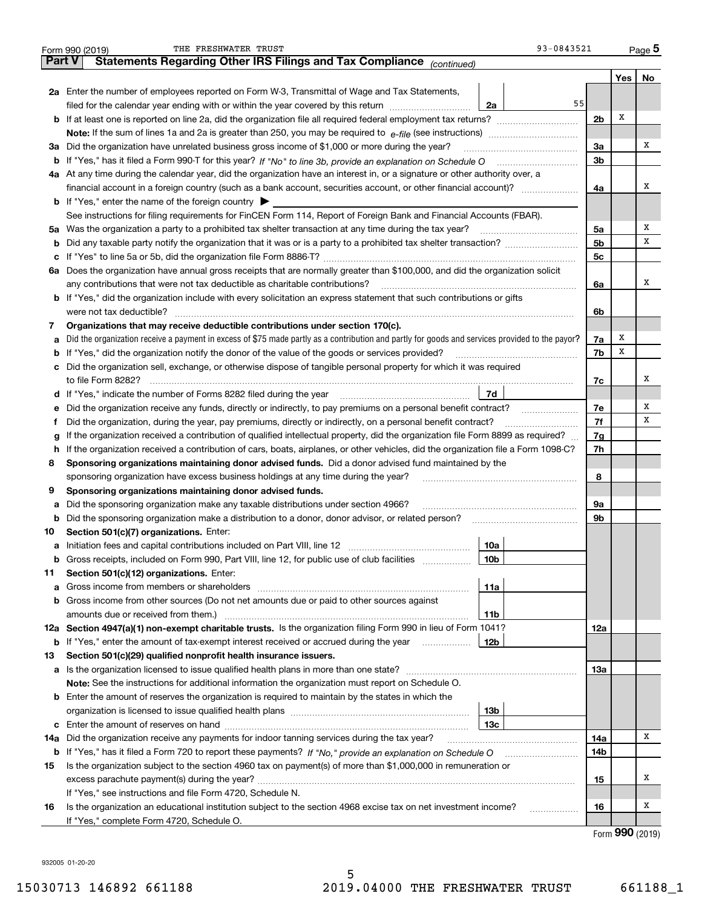Form 990 (2019) THE FRESHWATER TRUST 93-0843521 Page 5

**Part V Statements Regarding Other IRS Filings and Tax Compliance** *(continued)*

| | | | | Yes | No |
|---|---|---|---|---|---|
| **2a** | Enter the number of employees reported on Form W-3, Transmittal of Wage and Tax Statements, filed for the calendar year ending with or within the year covered by this return | 2a 55 | | | |
| **b** | If at least one is reported on line 2a, did the organization file all required federal employment tax returns? | | 2b | X | |
| | **Note:** If the sum of lines 1a and 2a is greater than 250, you may be required to *e-file* (see instructions) | | | | |
| **3a** | Did the organization have unrelated business gross income of $1,000 or more during the year? | | 3a | | X |
| **b** | If "Yes," has it filed a Form 990-T for this year? *If "No" to line 3b, provide an explanation on Schedule O* | | 3b | | |
| **4a** | At any time during the calendar year, did the organization have an interest in, or a signature or other authority over, a financial account in a foreign country (such as a bank account, securities account, or other financial account)? | | 4a | | X |
| **b** | If "Yes," enter the name of the foreign country ▶ | | | | |
| | See instructions for filing requirements for FinCEN Form 114, Report of Foreign Bank and Financial Accounts (FBAR). | | | | |
| **5a** | Was the organization a party to a prohibited tax shelter transaction at any time during the tax year? | | 5a | | X |
| **b** | Did any taxable party notify the organization that it was or is a party to a prohibited tax shelter transaction? | | 5b | | X |
| **c** | If "Yes" to line 5a or 5b, did the organization file Form 8886-T? | | 5c | | |
| **6a** | Does the organization have annual gross receipts that are normally greater than $100,000, and did the organization solicit any contributions that were not tax deductible as charitable contributions? | | 6a | | X |
| **b** | If "Yes," did the organization include with every solicitation an express statement that such contributions or gifts were not tax deductible? | | 6b | | |
| **7** | **Organizations that may receive deductible contributions under section 170(c).** | | | | |
| **a** | Did the organization receive a payment in excess of $75 made partly as a contribution and partly for goods and services provided to the payor? | | 7a | X | |
| **b** | If "Yes," did the organization notify the donor of the value of the goods or services provided? | | 7b | X | |
| **c** | Did the organization sell, exchange, or otherwise dispose of tangible personal property for which it was required to file Form 8282? | | 7c | | X |
| **d** | If "Yes," indicate the number of Forms 8282 filed during the year | 7d | | | |
| **e** | Did the organization receive any funds, directly or indirectly, to pay premiums on a personal benefit contract? | | 7e | | X |
| **f** | Did the organization, during the year, pay premiums, directly or indirectly, on a personal benefit contract? | | 7f | | X |
| **g** | If the organization received a contribution of qualified intellectual property, did the organization file Form 8899 as required? | | 7g | | |
| **h** | If the organization received a contribution of cars, boats, airplanes, or other vehicles, did the organization file a Form 1098-C? | | 7h | | |
| **8** | **Sponsoring organizations maintaining donor advised funds.** Did a donor advised fund maintained by the sponsoring organization have excess business holdings at any time during the year? | | 8 | | |
| **9** | **Sponsoring organizations maintaining donor advised funds.** | | | | |
| **a** | Did the sponsoring organization make any taxable distributions under section 4966? | | 9a | | |
| **b** | Did the sponsoring organization make a distribution to a donor, donor advisor, or related person? | | 9b | | |
| **10** | **Section 501(c)(7) organizations.** Enter: | | | | |
| **a** | Initiation fees and capital contributions included on Part VIII, line 12 | 10a | | | |
| **b** | Gross receipts, included on Form 990, Part VIII, line 12, for public use of club facilities | 10b | | | |
| **11** | **Section 501(c)(12) organizations.** Enter: | | | | |
| **a** | Gross income from members or shareholders | 11a | | | |
| **b** | Gross income from other sources (Do not net amounts due or paid to other sources against amounts due or received from them.) | 11b | | | |
| **12a** | **Section 4947(a)(1) non-exempt charitable trusts.** Is the organization filing Form 990 in lieu of Form 1041? | | 12a | | |
| **b** | If "Yes," enter the amount of tax-exempt interest received or accrued during the year | 12b | | | |
| **13** | **Section 501(c)(29) qualified nonprofit health insurance issuers.** | | | | |
| **a** | Is the organization licensed to issue qualified health plans in more than one state? | | 13a | | |
| | **Note:** See the instructions for additional information the organization must report on Schedule O. | | | | |
| **b** | Enter the amount of reserves the organization is required to maintain by the states in which the organization is licensed to issue qualified health plans | 13b | | | |
| **c** | Enter the amount of reserves on hand | 13c | | | |
| **14a** | Did the organization receive any payments for indoor tanning services during the tax year? | | 14a | | X |
| **b** | If "Yes," has it filed a Form 720 to report these payments? *If "No," provide an explanation on Schedule O* | | 14b | | |
| **15** | Is the organization subject to the section 4960 tax on payment(s) of more than $1,000,000 in remuneration or excess parachute payment(s) during the year? | | 15 | | X |
| | If "Yes," see instructions and file Form 4720, Schedule N. | | | | |
| **16** | Is the organization an educational institution subject to the section 4968 excise tax on net investment income? | | 16 | | X |
| | If "Yes," complete Form 4720, Schedule O. | | | | |

Form **990** (2019)

932005 01-20-20

15030713 146892 661188 2019.04000 THE FRESHWATER TRUST 661188_1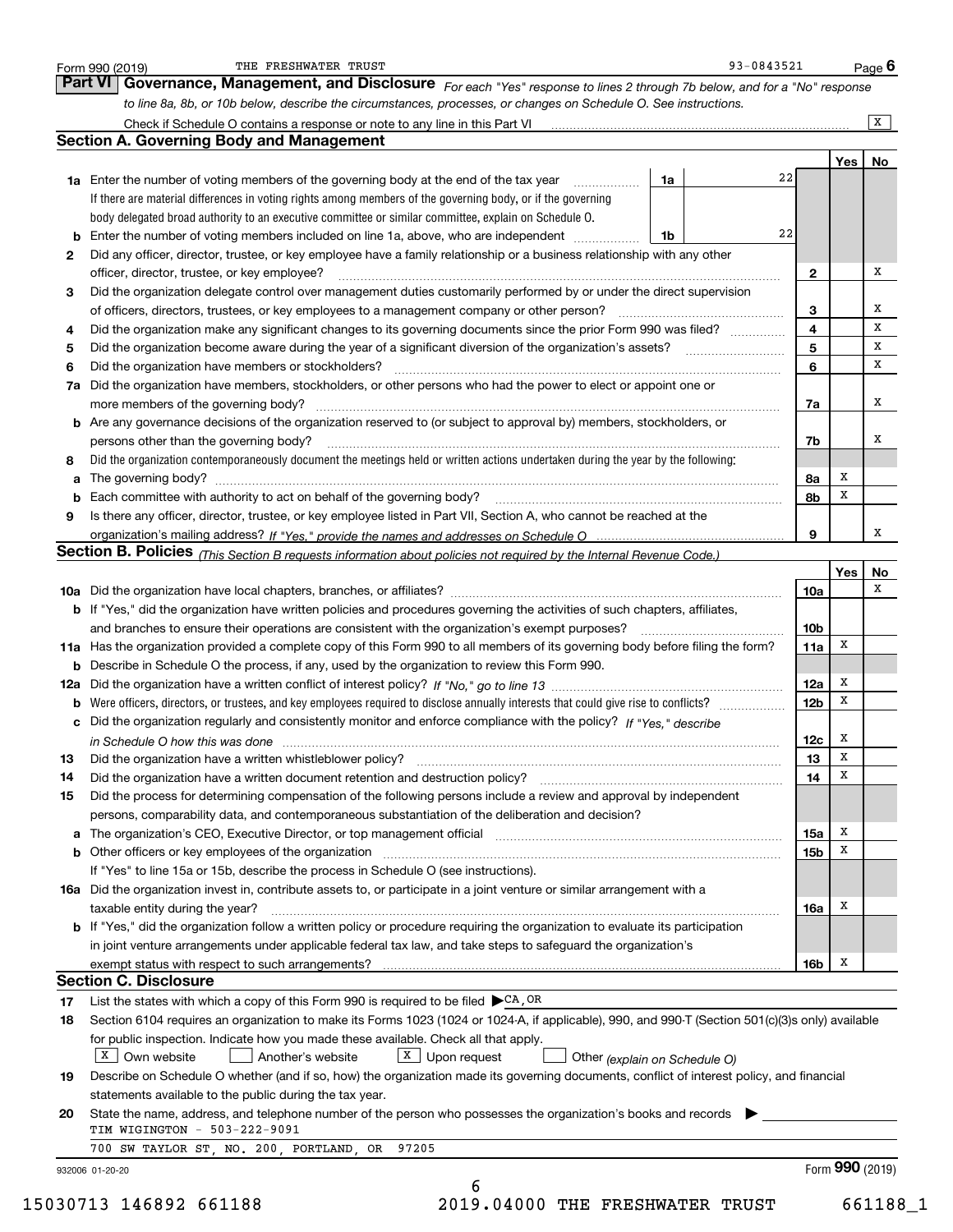Form 990 (2019) THE FRESHWATER TRUST 93-0843521 Page 6

## Part VI Governance, Management, and Disclosure

*For each "Yes" response to lines 2 through 7b below, and for a "No" response to line 8a, 8b, or 10b below, describe the circumstances, processes, or changes on Schedule O. See instructions.*

Check if Schedule O contains a response or note to any line in this Part VI [X]

### Section A. Governing Body and Management

| | | | | Yes | No |
|---|---|---|---|---|---|
| **1a** | Enter the number of voting members of the governing body at the end of the tax year. If there are material differences in voting rights among members of the governing body, or if the governing body delegated broad authority to an executive committee or similar committee, explain on Schedule O. | 1a | 22 | | |
| **b** | Enter the number of voting members included on line 1a, above, who are independent | 1b | 22 | | |
| **2** | Did any officer, director, trustee, or key employee have a family relationship or a business relationship with any other officer, director, trustee, or key employee? | 2 | | | X |
| **3** | Did the organization delegate control over management duties customarily performed by or under the direct supervision of officers, directors, trustees, or key employees to a management company or other person? | 3 | | | X |
| **4** | Did the organization make any significant changes to its governing documents since the prior Form 990 was filed? | 4 | | | X |
| **5** | Did the organization become aware during the year of a significant diversion of the organization's assets? | 5 | | | X |
| **6** | Did the organization have members or stockholders? | 6 | | | X |
| **7a** | Did the organization have members, stockholders, or other persons who had the power to elect or appoint one or more members of the governing body? | 7a | | | X |
| **b** | Are any governance decisions of the organization reserved to (or subject to approval by) members, stockholders, or persons other than the governing body? | 7b | | | X |
| **8** | Did the organization contemporaneously document the meetings held or written actions undertaken during the year by the following: | | | | |
| **a** | The governing body? | 8a | | X | |
| **b** | Each committee with authority to act on behalf of the governing body? | 8b | | X | |
| **9** | Is there any officer, director, trustee, or key employee listed in Part VII, Section A, who cannot be reached at the organization's mailing address? *If "Yes," provide the names and addresses on Schedule O* | 9 | | | X |

### Section B. Policies *(This Section B requests information about policies not required by the Internal Revenue Code.)*

| | | | Yes | No |
|---|---|---|---|---|
| **10a** | Did the organization have local chapters, branches, or affiliates? | 10a | | X |
| **b** | If "Yes," did the organization have written policies and procedures governing the activities of such chapters, affiliates, and branches to ensure their operations are consistent with the organization's exempt purposes? | 10b | | |
| **11a** | Has the organization provided a complete copy of this Form 990 to all members of its governing body before filing the form? | 11a | X | |
| **b** | Describe in Schedule O the process, if any, used by the organization to review this Form 990. | | | |
| **12a** | Did the organization have a written conflict of interest policy? *If "No," go to line 13* | 12a | X | |
| **b** | Were officers, directors, or trustees, and key employees required to disclose annually interests that could give rise to conflicts? | 12b | X | |
| **c** | Did the organization regularly and consistently monitor and enforce compliance with the policy? *If "Yes," describe in Schedule O how this was done* | 12c | X | |
| **13** | Did the organization have a written whistleblower policy? | 13 | X | |
| **14** | Did the organization have a written document retention and destruction policy? | 14 | X | |
| **15** | Did the process for determining compensation of the following persons include a review and approval by independent persons, comparability data, and contemporaneous substantiation of the deliberation and decision? | | | |
| **a** | The organization's CEO, Executive Director, or top management official | 15a | X | |
| **b** | Other officers or key employees of the organization | 15b | X | |
| | If "Yes" to line 15a or 15b, describe the process in Schedule O (see instructions). | | | |
| **16a** | Did the organization invest in, contribute assets to, or participate in a joint venture or similar arrangement with a taxable entity during the year? | 16a | X | |
| **b** | If "Yes," did the organization follow a written policy or procedure requiring the organization to evaluate its participation in joint venture arrangements under applicable federal tax law, and take steps to safeguard the organization's exempt status with respect to such arrangements? | 16b | X | |

### Section C. Disclosure

**17** List the states with which a copy of this Form 990 is required to be filed ▶ CA, OR

**18** Section 6104 requires an organization to make its Forms 1023 (1024 or 1024-A, if applicable), 990, and 990-T (Section 501(c)(3)s only) available for public inspection. Indicate how you made these available. Check all that apply.

[X] Own website [ ] Another's website [X] Upon request [ ] Other *(explain on Schedule O)*

**19** Describe on Schedule O whether (and if so, how) the organization made its governing documents, conflict of interest policy, and financial statements available to the public during the tax year.

**20** State the name, address, and telephone number of the person who possesses the organization's books and records ▶

TIM WIGINGTON - 503-222-9091
700 SW TAYLOR ST, NO. 200, PORTLAND, OR 97205

932006 01-20-20 Form **990** (2019)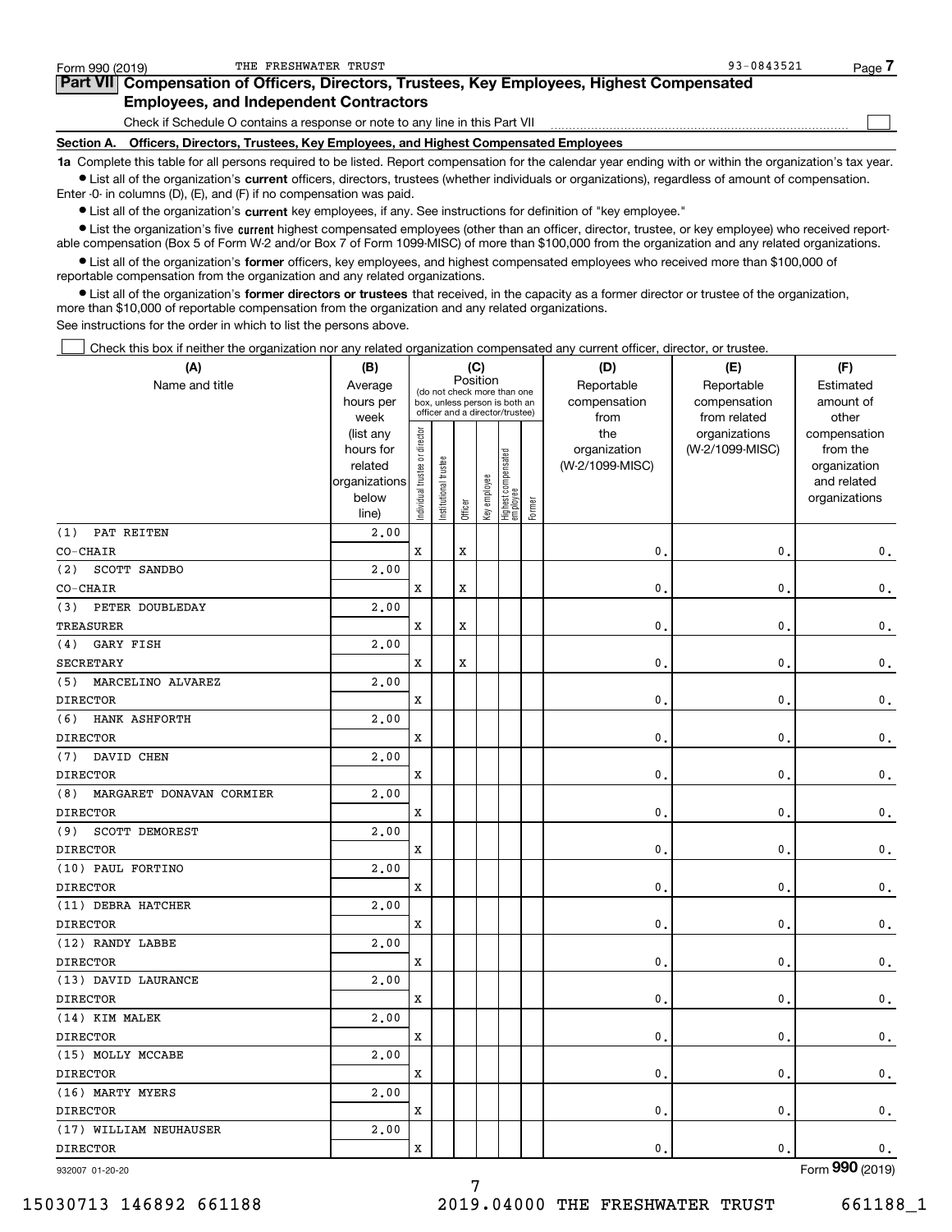Form 990 (2019) THE FRESHWATER TRUST 93-0843521

## Part VII Compensation of Officers, Directors, Trustees, Key Employees, Highest Compensated Employees, and Independent Contractors

Check if Schedule O contains a response or note to any line in this Part VII ☐

### Section A. Officers, Directors, Trustees, Key Employees, and Highest Compensated Employees

**1a** Complete this table for all persons required to be listed. Report compensation for the calendar year ending with or within the organization's tax year.

- List all of the organization's **current** officers, directors, trustees (whether individuals or organizations), regardless of amount of compensation. Enter -0- in columns (D), (E), and (F) if no compensation was paid.
- List all of the organization's **current** key employees, if any. See instructions for definition of "key employee."
- List the organization's five **current** highest compensated employees (other than an officer, director, trustee, or key employee) who received reportable compensation (Box 5 of Form W-2 and/or Box 7 of Form 1099-MISC) of more than $100,000 from the organization and any related organizations.
- List all of the organization's **former** officers, key employees, and highest compensated employees who received more than $100,000 of reportable compensation from the organization and any related organizations.
- List all of the organization's **former directors or trustees** that received, in the capacity as a former director or trustee of the organization, more than $10,000 of reportable compensation from the organization and any related organizations.

See instructions for the order in which to list the persons above.

☐ Check this box if neither the organization nor any related organization compensated any current officer, director, or trustee.

| (A) Name and title | (B) Average hours per week (list any hours for related organizations below line) | (C) Position: Individual trustee or director | Institutional trustee | Officer | Key employee | Highest compensated employee | Former | (D) Reportable compensation from the organization (W-2/1099-MISC) | (E) Reportable compensation from related organizations (W-2/1099-MISC) | (F) Estimated amount of other compensation from the organization and related organizations |
|---|---|---|---|---|---|---|---|---|---|---|
| (1) PAT REITEN<br>CO-CHAIR | 2.00 | X | | X | | | | 0. | 0. | 0. |
| (2) SCOTT SANDBO<br>CO-CHAIR | 2.00 | X | | X | | | | 0. | 0. | 0. |
| (3) PETER DOUBLEDAY<br>TREASURER | 2.00 | X | | X | | | | 0. | 0. | 0. |
| (4) GARY FISH<br>SECRETARY | 2.00 | X | | X | | | | 0. | 0. | 0. |
| (5) MARCELINO ALVAREZ<br>DIRECTOR | 2.00 | X | | | | | | 0. | 0. | 0. |
| (6) HANK ASHFORTH<br>DIRECTOR | 2.00 | X | | | | | | 0. | 0. | 0. |
| (7) DAVID CHEN<br>DIRECTOR | 2.00 | X | | | | | | 0. | 0. | 0. |
| (8) MARGARET DONAVAN CORMIER<br>DIRECTOR | 2.00 | X | | | | | | 0. | 0. | 0. |
| (9) SCOTT DEMOREST<br>DIRECTOR | 2.00 | X | | | | | | 0. | 0. | 0. |
| (10) PAUL FORTINO<br>DIRECTOR | 2.00 | X | | | | | | 0. | 0. | 0. |
| (11) DEBRA HATCHER<br>DIRECTOR | 2.00 | X | | | | | | 0. | 0. | 0. |
| (12) RANDY LABBE<br>DIRECTOR | 2.00 | X | | | | | | 0. | 0. | 0. |
| (13) DAVID LAURANCE<br>DIRECTOR | 2.00 | X | | | | | | 0. | 0. | 0. |
| (14) KIM MALEK<br>DIRECTOR | 2.00 | X | | | | | | 0. | 0. | 0. |
| (15) MOLLY MCCABE<br>DIRECTOR | 2.00 | X | | | | | | 0. | 0. | 0. |
| (16) MARTY MYERS<br>DIRECTOR | 2.00 | X | | | | | | 0. | 0. | 0. |
| (17) WILLIAM NEUHAUSER<br>DIRECTOR | 2.00 | X | | | | | | 0. | 0. | 0. |

932007 01-20-20 Form 990 (2019)

15030713 146892 661188 2019.04000 THE FRESHWATER TRUST 661188_1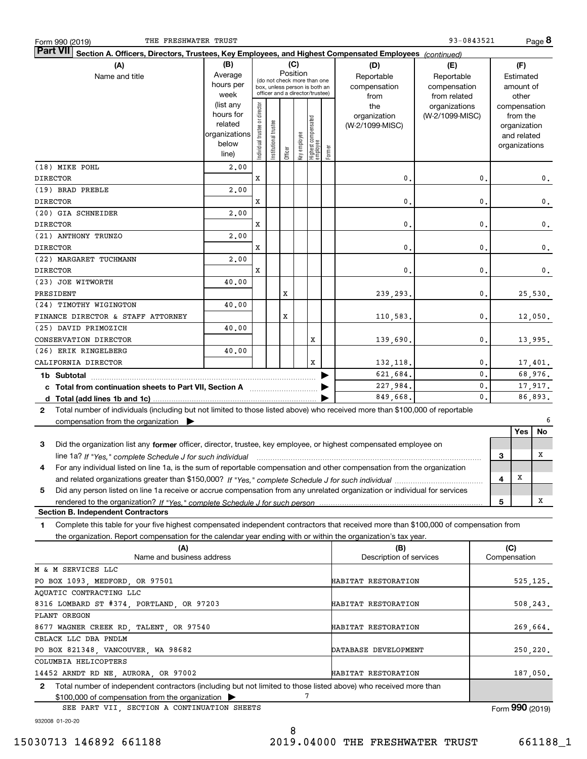Form 990 (2019) THE FRESHWATER TRUST 93-0843521 Page **8**

**Part VII** **Section A. Officers, Directors, Trustees, Key Employees, and Highest Compensated Employees** *(continued)*

| (A) Name and title | (B) Average hours per week (list any hours for related organizations below line) | (C) Position: Individual trustee or director | Institutional trustee | Officer | Key employee | Highest compensated employee | Former | (D) Reportable compensation from the organization (W-2/1099-MISC) | (E) Reportable compensation from related organizations (W-2/1099-MISC) | (F) Estimated amount of other compensation from the organization and related organizations |
|---|---|---|---|---|---|---|---|---|---|---|
| (18) MIKE POHL<br>DIRECTOR | 2.00 | X | | | | | | 0. | 0. | 0. |
| (19) BRAD PREBLE<br>DIRECTOR | 2.00 | X | | | | | | 0. | 0. | 0. |
| (20) GIA SCHNEIDER<br>DIRECTOR | 2.00 | X | | | | | | 0. | 0. | 0. |
| (21) ANTHONY TRUNZO<br>DIRECTOR | 2.00 | X | | | | | | 0. | 0. | 0. |
| (22) MARGARET TUCHMANN<br>DIRECTOR | 2.00 | X | | | | | | 0. | 0. | 0. |
| (23) JOE WITWORTH<br>PRESIDENT | 40.00 | | | X | | | | 239,293. | 0. | 25,530. |
| (24) TIMOTHY WIGINGTON<br>FINANCE DIRECTOR & STAFF ATTORNEY | 40.00 | | | X | | | | 110,583. | 0. | 12,050. |
| (25) DAVID PRIMOZICH<br>CONSERVATION DIRECTOR | 40.00 | | | | | X | | 139,690. | 0. | 13,995. |
| (26) ERIK RINGELBERG<br>CALIFORNIA DIRECTOR | 40.00 | | | | | X | | 132,118. | 0. | 17,401. |
| **1b Subtotal** | | | | | | | | 621,684. | 0. | 68,976. |
| **c Total from continuation sheets to Part VII, Section A** | | | | | | | | 227,984. | 0. | 17,917. |
| **d Total (add lines 1b and 1c)** | | | | | | | | 849,668. | 0. | 86,893. |

**2** Total number of individuals (including but not limited to those listed above) who received more than $100,000 of reportable compensation from the organization ▶ 6

| | | Yes | No |
|---|---|---|---|
| **3** Did the organization list any **former** officer, director, trustee, key employee, or highest compensated employee on line 1a? *If "Yes," complete Schedule J for such individual* | 3 | | X |
| **4** For any individual listed on line 1a, is the sum of reportable compensation and other compensation from the organization and related organizations greater than $150,000? *If "Yes," complete Schedule J for such individual* | 4 | X | |
| **5** Did any person listed on line 1a receive or accrue compensation from any unrelated organization or individual for services rendered to the organization? *If "Yes," complete Schedule J for such person* | 5 | | X |

**Section B. Independent Contractors**

**1** Complete this table for your five highest compensated independent contractors that received more than $100,000 of compensation from the organization. Report compensation for the calendar year ending with or within the organization's tax year.

| (A) Name and business address | (B) Description of services | (C) Compensation |
|---|---|---|
| M & M SERVICES LLC<br>PO BOX 1093, MEDFORD, OR 97501 | HABITAT RESTORATION | 525,125. |
| AQUATIC CONTRACTING LLC<br>8316 LOMBARD ST #374, PORTLAND, OR 97203 | HABITAT RESTORATION | 508,243. |
| PLANT OREGON<br>8677 WAGNER CREEK RD, TALENT, OR 97540 | HABITAT RESTORATION | 269,664. |
| CBLACK LLC DBA PNDLM<br>PO BOX 821348, VANCOUVER, WA 98682 | DATABASE DEVELOPMENT | 250,220. |
| COLUMBIA HELICOPTERS<br>14452 ARNDT RD NE, AURORA, OR 97002 | HABITAT RESTORATION | 187,050. |

**2** Total number of independent contractors (including but not limited to those listed above) who received more than $100,000 of compensation from the organization ▶ 7

SEE PART VII, SECTION A CONTINUATION SHEETS

Form **990** (2019)

932008 01-20-20

15030713 146892 661188 2019.04000 THE FRESHWATER TRUST 661188_1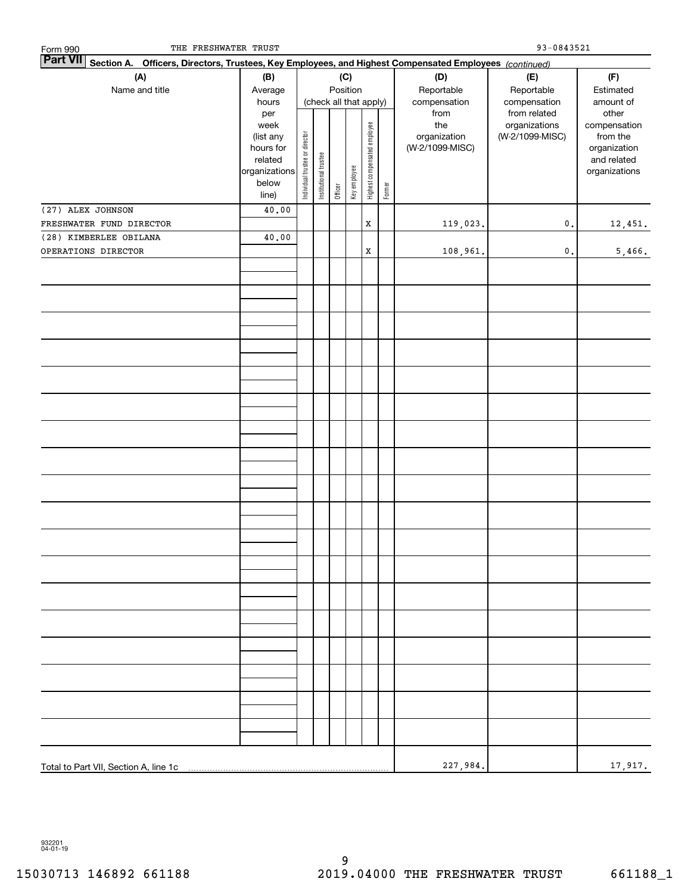Form 990 THE FRESHWATER TRUST 93-0843521

**Part VII** **Section A. Officers, Directors, Trustees, Key Employees, and Highest Compensated Employees** *(continued)*

| (A) Name and title | (B) Average hours per week (list any hours for related organizations below line) | (C) Position (check all that apply): Individual trustee or director | Institutional trustee | Officer | Key employee | Highest compensated employee | Former | (D) Reportable compensation from the organization (W-2/1099-MISC) | (E) Reportable compensation from related organizations (W-2/1099-MISC) | (F) Estimated amount of other compensation from the organization and related organizations |
|---|---|---|---|---|---|---|---|---|---|---|
| (27) ALEX JOHNSON<br>FRESHWATER FUND DIRECTOR | 40.00 | | | | | X | | 119,023. | 0. | 12,451. |
| (28) KIMBERLEE OBILANA<br>OPERATIONS DIRECTOR | 40.00 | | | | | X | | 108,961. | 0. | 5,466. |
| Total to Part VII, Section A, line 1c | | | | | | | | 227,984. | | 17,917. |

932201 04-01-19

15030713 146892 661188 2019.04000 THE FRESHWATER TRUST 661188_1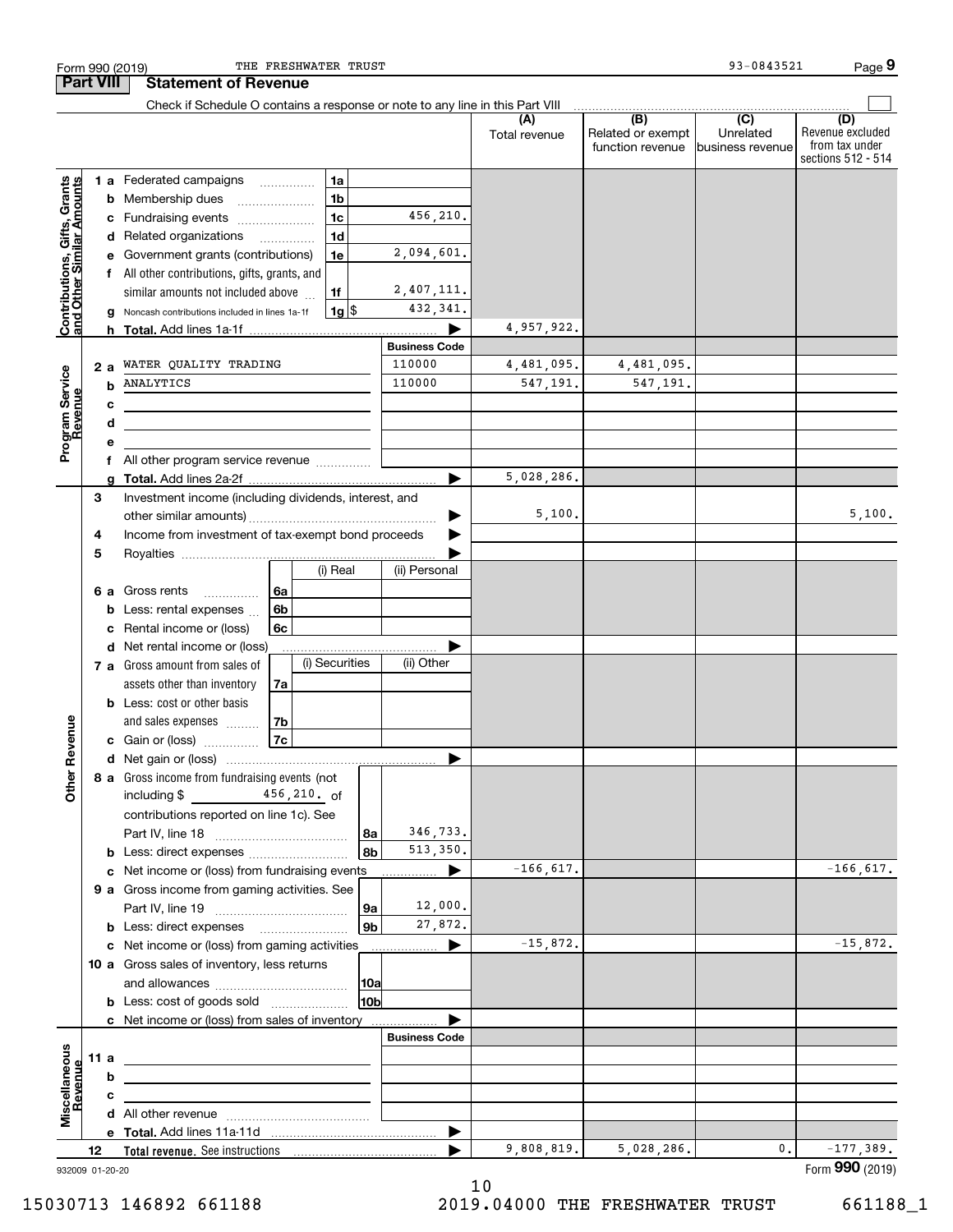Form 990 (2019) THE FRESHWATER TRUST 93-0843521 Page 9

## Part VIII Statement of Revenue

Check if Schedule O contains a response or note to any line in this Part VIII

| | | | | (A) Total revenue | (B) Related or exempt function revenue | (C) Unrelated business revenue | (D) Revenue excluded from tax under sections 512 - 514 |
|---|---|---|---|---|---|---|---|
| **Contributions, Gifts, Grants and Other Similar Amounts** | 1a Federated campaigns | 1a | | | | | |
| | b Membership dues | 1b | | | | | |
| | c Fundraising events | 1c | 456,210. | | | | |
| | d Related organizations | 1d | | | | | |
| | e Government grants (contributions) | 1e | 2,094,601. | | | | |
| | f All other contributions, gifts, grants, and similar amounts not included above | 1f | 2,407,111. | | | | |
| | g Noncash contributions included in lines 1a-1f | 1g $ | 432,341. | | | | |
| | h **Total.** Add lines 1a-1f | | | 4,957,922. | | | |
| **Program Service Revenue** | | | **Business Code** | | | | |
| | 2a WATER QUALITY TRADING | | 110000 | 4,481,095. | 4,481,095. | | |
| | b ANALYTICS | | 110000 | 547,191. | 547,191. | | |
| | c | | | | | | |
| | d | | | | | | |
| | e | | | | | | |
| | f All other program service revenue | | | | | | |
| | g **Total.** Add lines 2a-2f | | | 5,028,286. | | | |
| **Other Revenue** | 3 Investment income (including dividends, interest, and other similar amounts) | | | 5,100. | | | 5,100. |
| | 4 Income from investment of tax-exempt bond proceeds | | | | | | |
| | 5 Royalties | | | | | | |
| | | | (i) Real / (ii) Personal | | | | |
| | 6a Gross rents | 6a | | | | | |
| | b Less: rental expenses | 6b | | | | | |
| | c Rental income or (loss) | 6c | | | | | |
| | d Net rental income or (loss) | | | | | | |
| | | | (i) Securities / (ii) Other | | | | |
| | 7a Gross amount from sales of assets other than inventory | 7a | | | | | |
| | b Less: cost or other basis and sales expenses | 7b | | | | | |
| | c Gain or (loss) | 7c | | | | | |
| | d Net gain or (loss) | | | | | | |
| | 8a Gross income from fundraising events (not including $ 456,210. of contributions reported on line 1c). See Part IV, line 18 | 8a | 346,733. | | | | |
| | b Less: direct expenses | 8b | 513,350. | | | | |
| | c Net income or (loss) from fundraising events | | | -166,617. | | | -166,617. |
| | 9a Gross income from gaming activities. See Part IV, line 19 | 9a | 12,000. | | | | |
| | b Less: direct expenses | 9b | 27,872. | | | | |
| | c Net income or (loss) from gaming activities | | | -15,872. | | | -15,872. |
| | 10a Gross sales of inventory, less returns and allowances | 10a | | | | | |
| | b Less: cost of goods sold | 10b | | | | | |
| | c Net income or (loss) from sales of inventory | | | | | | |
| **Miscellaneous Revenue** | | | **Business Code** | | | | |
| | 11a | | | | | | |
| | b | | | | | | |
| | c | | | | | | |
| | d All other revenue | | | | | | |
| | e **Total.** Add lines 11a-11d | | | | | | |
| | 12 **Total revenue.** See instructions | | | 9,808,819. | 5,028,286. | 0. | -177,389. |

932009 01-20-20 Form **990** (2019)

15030713 146892 661188 2019.04000 THE FRESHWATER TRUST 661188_1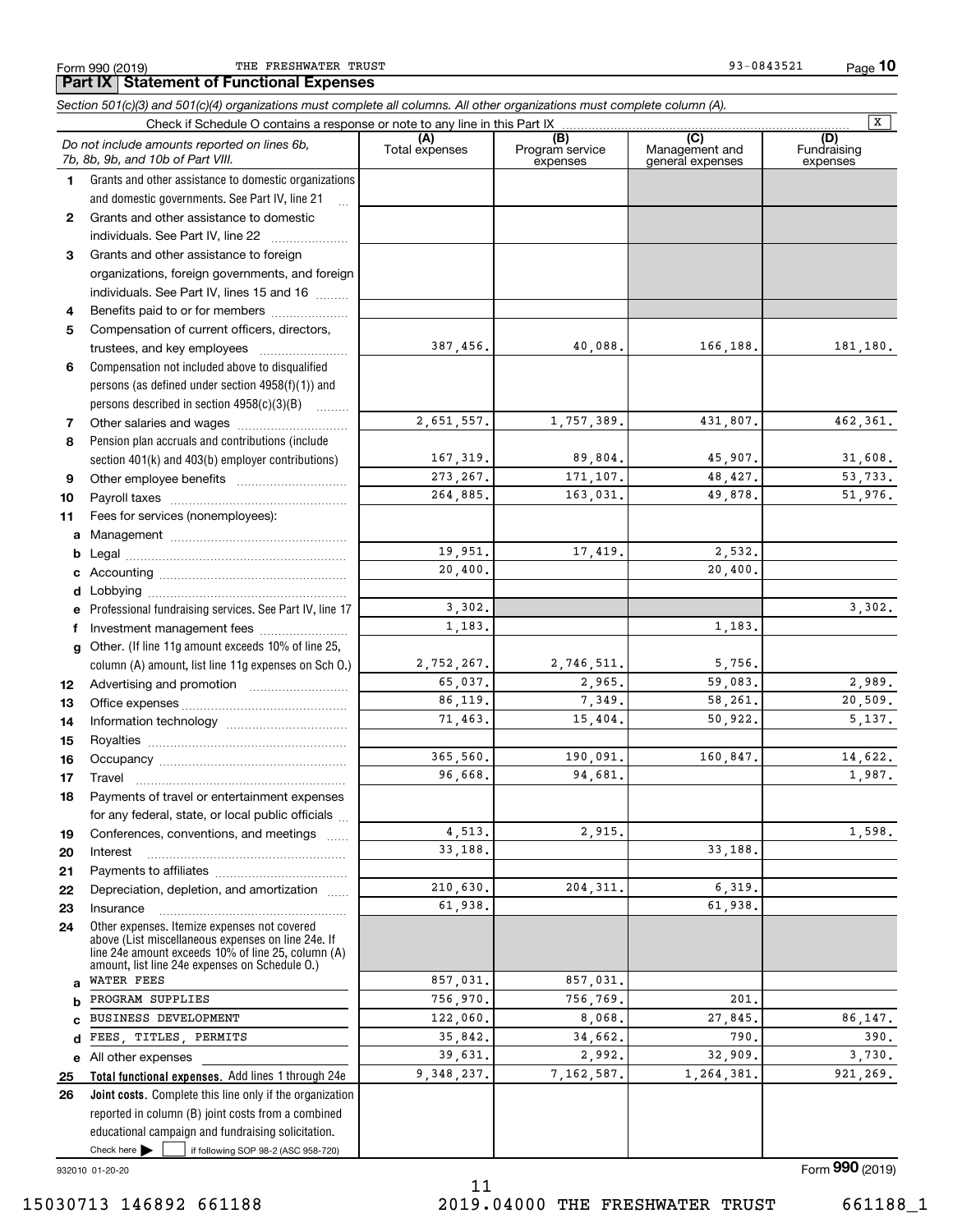Form 990 (2019) THE FRESHWATER TRUST 93-0843521 Page **10**

## Part IX Statement of Functional Expenses

*Section 501(c)(3) and 501(c)(4) organizations must complete all columns. All other organizations must complete column (A).*

Check if Schedule O contains a response or note to any line in this Part IX [X]

| | *Do not include amounts reported on lines 6b, 7b, 8b, 9b, and 10b of Part VIII.* | (A) Total expenses | (B) Program service expenses | (C) Management and general expenses | (D) Fundraising expenses |
|---|---|---|---|---|---|
| 1 | Grants and other assistance to domestic organizations and domestic governments. See Part IV, line 21 | | | | |
| 2 | Grants and other assistance to domestic individuals. See Part IV, line 22 | | | | |
| 3 | Grants and other assistance to foreign organizations, foreign governments, and foreign individuals. See Part IV, lines 15 and 16 | | | | |
| 4 | Benefits paid to or for members | | | | |
| 5 | Compensation of current officers, directors, trustees, and key employees | 387,456. | 40,088. | 166,188. | 181,180. |
| 6 | Compensation not included above to disqualified persons (as defined under section 4958(f)(1)) and persons described in section 4958(c)(3)(B) | | | | |
| 7 | Other salaries and wages | 2,651,557. | 1,757,389. | 431,807. | 462,361. |
| 8 | Pension plan accruals and contributions (include section 401(k) and 403(b) employer contributions) | 167,319. | 89,804. | 45,907. | 31,608. |
| 9 | Other employee benefits | 273,267. | 171,107. | 48,427. | 53,733. |
| 10 | Payroll taxes | 264,885. | 163,031. | 49,878. | 51,976. |
| 11 | Fees for services (nonemployees): | | | | |
| a | Management | | | | |
| b | Legal | 19,951. | 17,419. | 2,532. | |
| c | Accounting | 20,400. | | 20,400. | |
| d | Lobbying | | | | |
| e | Professional fundraising services. See Part IV, line 17 | 3,302. | | | 3,302. |
| f | Investment management fees | 1,183. | | 1,183. | |
| g | Other. (If line 11g amount exceeds 10% of line 25, column (A) amount, list line 11g expenses on Sch O.) | 2,752,267. | 2,746,511. | 5,756. | |
| 12 | Advertising and promotion | 65,037. | 2,965. | 59,083. | 2,989. |
| 13 | Office expenses | 86,119. | 7,349. | 58,261. | 20,509. |
| 14 | Information technology | 71,463. | 15,404. | 50,922. | 5,137. |
| 15 | Royalties | | | | |
| 16 | Occupancy | 365,560. | 190,091. | 160,847. | 14,622. |
| 17 | Travel | 96,668. | 94,681. | | 1,987. |
| 18 | Payments of travel or entertainment expenses for any federal, state, or local public officials | | | | |
| 19 | Conferences, conventions, and meetings | 4,513. | 2,915. | | 1,598. |
| 20 | Interest | 33,188. | | 33,188. | |
| 21 | Payments to affiliates | | | | |
| 22 | Depreciation, depletion, and amortization | 210,630. | 204,311. | 6,319. | |
| 23 | Insurance | 61,938. | | 61,938. | |
| 24 | Other expenses. Itemize expenses not covered above (List miscellaneous expenses on line 24e. If line 24e amount exceeds 10% of line 25, column (A) amount, list line 24e expenses on Schedule O.) | | | | |
| a | WATER FEES | 857,031. | 857,031. | | |
| b | PROGRAM SUPPLIES | 756,970. | 756,769. | 201. | |
| c | BUSINESS DEVELOPMENT | 122,060. | 8,068. | 27,845. | 86,147. |
| d | FEES, TITLES, PERMITS | 35,842. | 34,662. | 790. | 390. |
| e | All other expenses | 39,631. | 2,992. | 32,909. | 3,730. |
| 25 | **Total functional expenses.** Add lines 1 through 24e | 9,348,237. | 7,162,587. | 1,264,381. | 921,269. |
| 26 | **Joint costs.** Complete this line only if the organization reported in column (B) joint costs from a combined educational campaign and fundraising solicitation. Check here [ ] if following SOP 98-2 (ASC 958-720) | | | | |

932010 01-20-20 Form **990** (2019)

15030713 146892 661188 2019.04000 THE FRESHWATER TRUST 661188_1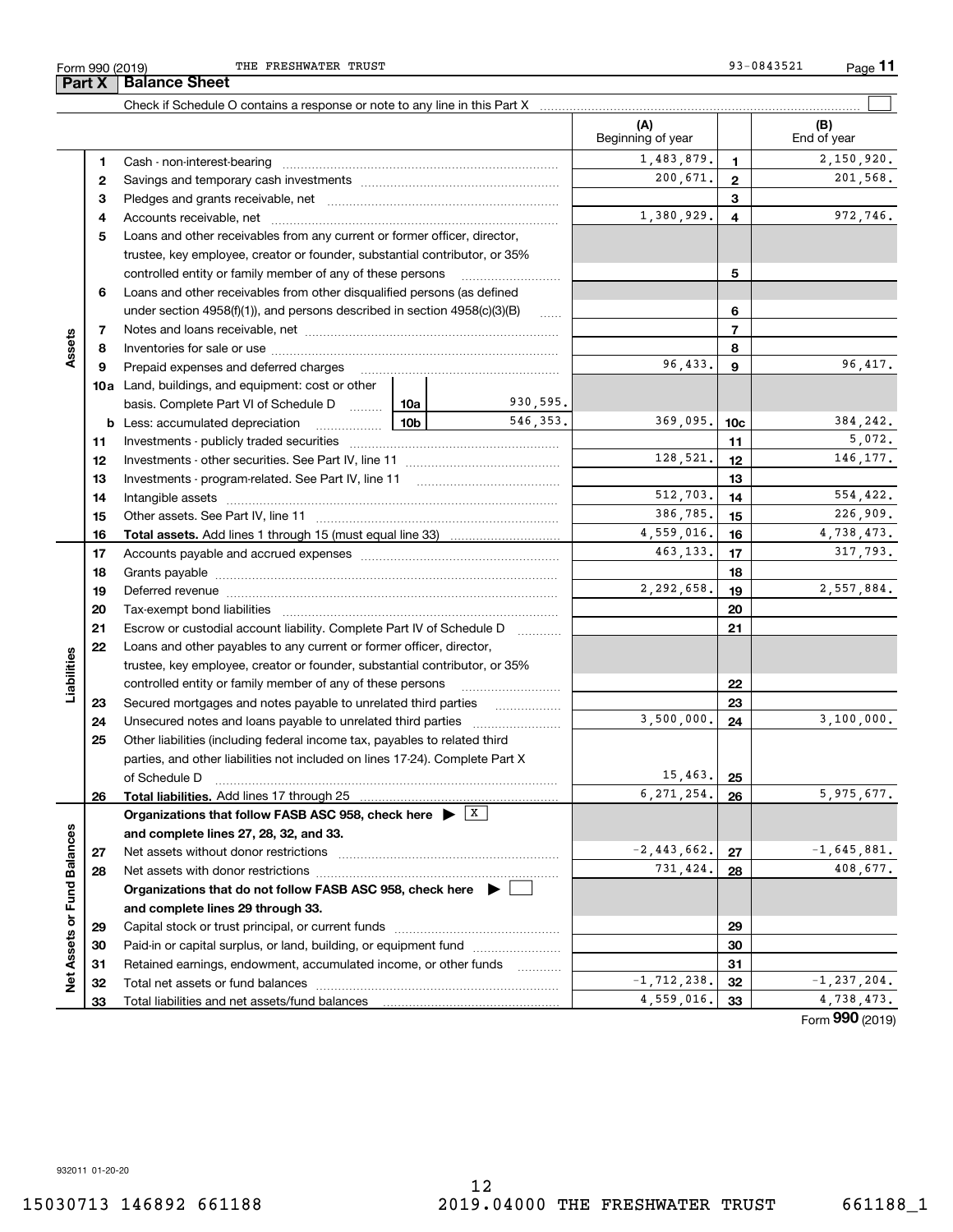Form 990 (2019) THE FRESHWATER TRUST 93-0843521 Page **11**

## Part X Balance Sheet

Check if Schedule O contains a response or note to any line in this Part X

| | | | (A) Beginning of year | | (B) End of year |
|---|---|---|---|---|---|
| **Assets** | 1 | Cash - non-interest-bearing | 1,483,879. | 1 | 2,150,920. |
| | 2 | Savings and temporary cash investments | 200,671. | 2 | 201,568. |
| | 3 | Pledges and grants receivable, net | | 3 | |
| | 4 | Accounts receivable, net | 1,380,929. | 4 | 972,746. |
| | 5 | Loans and other receivables from any current or former officer, director, trustee, key employee, creator or founder, substantial contributor, or 35% controlled entity or family member of any of these persons | | 5 | |
| | 6 | Loans and other receivables from other disqualified persons (as defined under section 4958(f)(1)), and persons described in section 4958(c)(3)(B) | | 6 | |
| | 7 | Notes and loans receivable, net | | 7 | |
| | 8 | Inventories for sale or use | | 8 | |
| | 9 | Prepaid expenses and deferred charges | 96,433. | 9 | 96,417. |
| | 10a | Land, buildings, and equipment: cost or other basis. Complete Part VI of Schedule D — 10a: 930,595. | | | |
| | b | Less: accumulated depreciation — 10b: 546,353. | 369,095. | 10c | 384,242. |
| | 11 | Investments - publicly traded securities | | 11 | 5,072. |
| | 12 | Investments - other securities. See Part IV, line 11 | 128,521. | 12 | 146,177. |
| | 13 | Investments - program-related. See Part IV, line 11 | | 13 | |
| | 14 | Intangible assets | 512,703. | 14 | 554,422. |
| | 15 | Other assets. See Part IV, line 11 | 386,785. | 15 | 226,909. |
| | 16 | **Total assets.** Add lines 1 through 15 (must equal line 33) | 4,559,016. | 16 | 4,738,473. |
| **Liabilities** | 17 | Accounts payable and accrued expenses | 463,133. | 17 | 317,793. |
| | 18 | Grants payable | | 18 | |
| | 19 | Deferred revenue | 2,292,658. | 19 | 2,557,884. |
| | 20 | Tax-exempt bond liabilities | | 20 | |
| | 21 | Escrow or custodial account liability. Complete Part IV of Schedule D | | 21 | |
| | 22 | Loans and other payables to any current or former officer, director, trustee, key employee, creator or founder, substantial contributor, or 35% controlled entity or family member of any of these persons | | 22 | |
| | 23 | Secured mortgages and notes payable to unrelated third parties | | 23 | |
| | 24 | Unsecured notes and loans payable to unrelated third parties | 3,500,000. | 24 | 3,100,000. |
| | 25 | Other liabilities (including federal income tax, payables to related third parties, and other liabilities not included on lines 17-24). Complete Part X of Schedule D | 15,463. | 25 | |
| | 26 | **Total liabilities.** Add lines 17 through 25 | 6,271,254. | 26 | 5,975,677. |
| **Net Assets or Fund Balances** | | **Organizations that follow FASB ASC 958, check here** ▶ [X] **and complete lines 27, 28, 32, and 33.** | | | |
| | 27 | Net assets without donor restrictions | -2,443,662. | 27 | -1,645,881. |
| | 28 | Net assets with donor restrictions | 731,424. | 28 | 408,677. |
| | | **Organizations that do not follow FASB ASC 958, check here** ▶ [ ] **and complete lines 29 through 33.** | | | |
| | 29 | Capital stock or trust principal, or current funds | | 29 | |
| | 30 | Paid-in or capital surplus, or land, building, or equipment fund | | 30 | |
| | 31 | Retained earnings, endowment, accumulated income, or other funds | | 31 | |
| | 32 | Total net assets or fund balances | -1,712,238. | 32 | -1,237,204. |
| | 33 | Total liabilities and net assets/fund balances | 4,559,016. | 33 | 4,738,473. |

Form **990** (2019)

932011 01-20-20

15030713 146892 661188 2019.04000 THE FRESHWATER TRUST 661188_1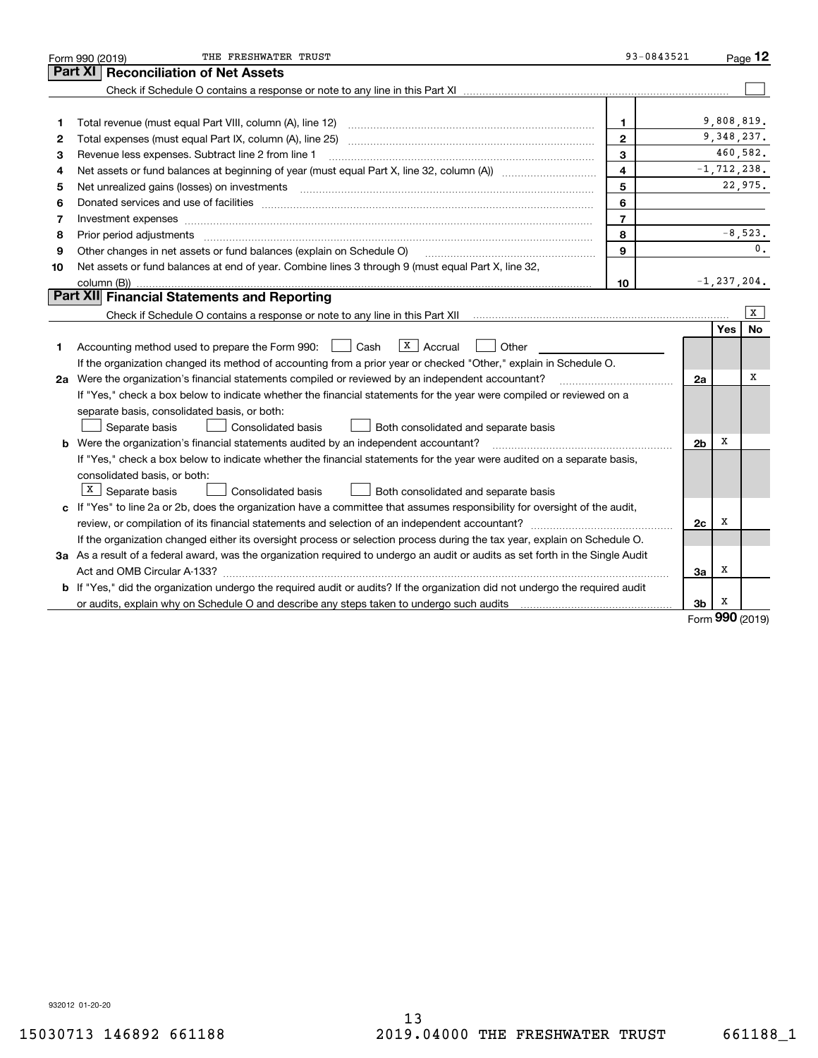Form 990 (2019) THE FRESHWATER TRUST 93-0843521 Page 12

## Part XI Reconciliation of Net Assets

Check if Schedule O contains a response or note to any line in this Part XI [ ]

| | | | |
|---|---|---|---|
| 1 | Total revenue (must equal Part VIII, column (A), line 12) | 1 | 9,808,819. |
| 2 | Total expenses (must equal Part IX, column (A), line 25) | 2 | 9,348,237. |
| 3 | Revenue less expenses. Subtract line 2 from line 1 | 3 | 460,582. |
| 4 | Net assets or fund balances at beginning of year (must equal Part X, line 32, column (A)) | 4 | -1,712,238. |
| 5 | Net unrealized gains (losses) on investments | 5 | 22,975. |
| 6 | Donated services and use of facilities | 6 | |
| 7 | Investment expenses | 7 | |
| 8 | Prior period adjustments | 8 | -8,523. |
| 9 | Other changes in net assets or fund balances (explain on Schedule O) | 9 | 0. |
| 10 | Net assets or fund balances at end of year. Combine lines 3 through 9 (must equal Part X, line 32, column (B)) | 10 | -1,237,204. |

## Part XII Financial Statements and Reporting

Check if Schedule O contains a response or note to any line in this Part XII [X]

| | | | Yes | No |
|---|---|---|---|---|
| 1 | Accounting method used to prepare the Form 990: [ ] Cash [X] Accrual [ ] Other | | | |
| | If the organization changed its method of accounting from a prior year or checked "Other," explain in Schedule O. | | | |
| 2a | Were the organization's financial statements compiled or reviewed by an independent accountant? | 2a | | X |
| | If "Yes," check a box below to indicate whether the financial statements for the year were compiled or reviewed on a separate basis, consolidated basis, or both: [ ] Separate basis [ ] Consolidated basis [ ] Both consolidated and separate basis | | | |
| b | Were the organization's financial statements audited by an independent accountant? | 2b | X | |
| | If "Yes," check a box below to indicate whether the financial statements for the year were audited on a separate basis, consolidated basis, or both: [X] Separate basis [ ] Consolidated basis [ ] Both consolidated and separate basis | | | |
| c | If "Yes" to line 2a or 2b, does the organization have a committee that assumes responsibility for oversight of the audit, review, or compilation of its financial statements and selection of an independent accountant? | 2c | X | |
| | If the organization changed either its oversight process or selection process during the tax year, explain on Schedule O. | | | |
| 3a | As a result of a federal award, was the organization required to undergo an audit or audits as set forth in the Single Audit Act and OMB Circular A-133? | 3a | X | |
| b | If "Yes," did the organization undergo the required audit or audits? If the organization did not undergo the required audit or audits, explain why on Schedule O and describe any steps taken to undergo such audits | 3b | X | |

Form 990 (2019)

932012 01-20-20

15030713 146892 661188 2019.04000 THE FRESHWATER TRUST 661188_1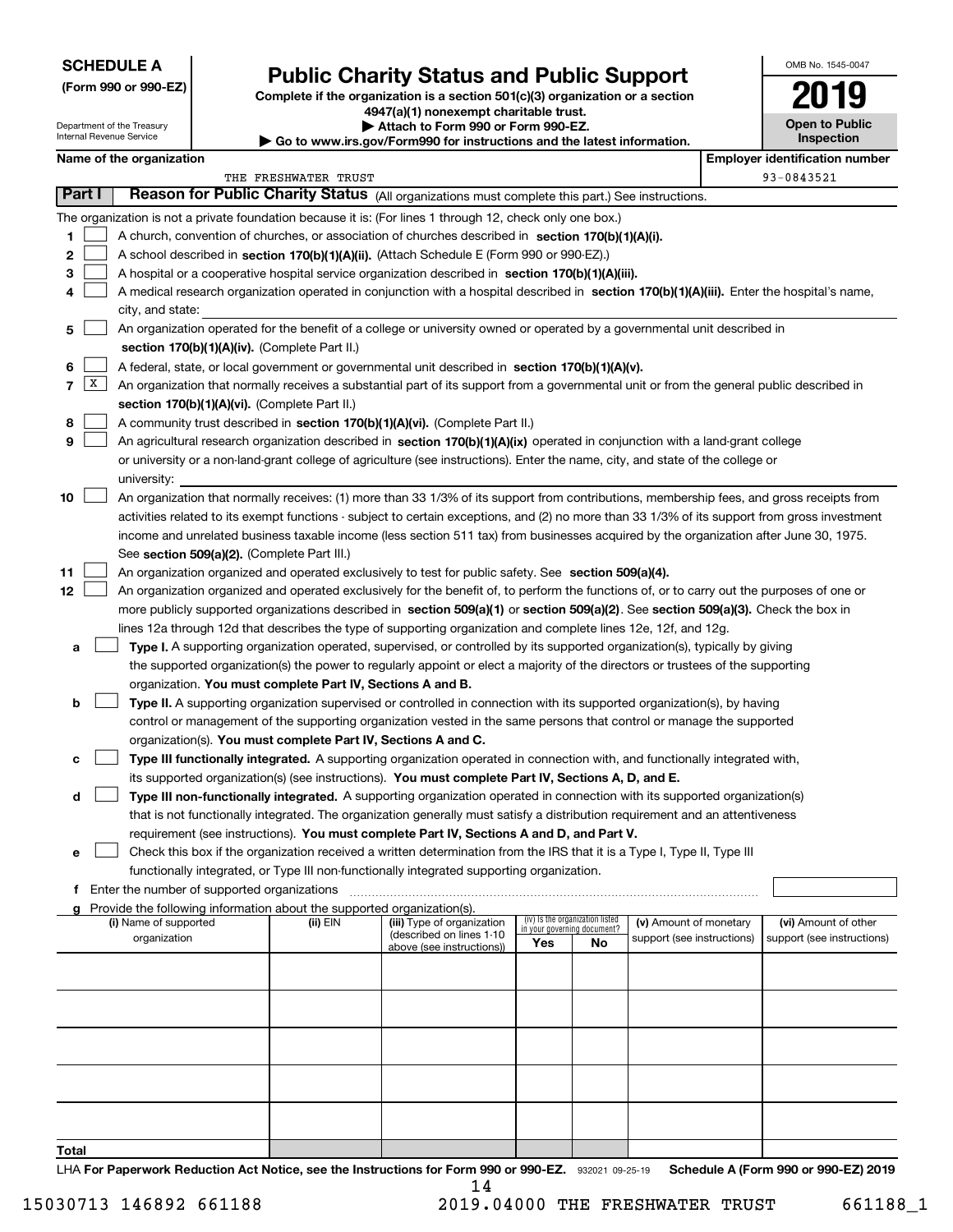**SCHEDULE A**
**(Form 990 or 990-EZ)**

Department of the Treasury
Internal Revenue Service

# Public Charity Status and Public Support

**Complete if the organization is a section 501(c)(3) organization or a section 4947(a)(1) nonexempt charitable trust.**
**▶ Attach to Form 990 or Form 990-EZ.**
**▶ Go to www.irs.gov/Form990 for instructions and the latest information.**

OMB No. 1545-0047
**2019**
**Open to Public Inspection**

**Name of the organization:** THE FRESHWATER TRUST
**Employer identification number:** 93-0843521

## Part I — Reason for Public Charity Status (All organizations must complete this part.) See instructions.

The organization is not a private foundation because it is: (For lines 1 through 12, check only one box.)

1. [ ] A church, convention of churches, or association of churches described in **section 170(b)(1)(A)(i).**
2. [ ] A school described in **section 170(b)(1)(A)(ii).** (Attach Schedule E (Form 990 or 990-EZ).)
3. [ ] A hospital or a cooperative hospital service organization described in **section 170(b)(1)(A)(iii).**
4. [ ] A medical research organization operated in conjunction with a hospital described in **section 170(b)(1)(A)(iii).** Enter the hospital's name, city, and state:
5. [ ] An organization operated for the benefit of a college or university owned or operated by a governmental unit described in **section 170(b)(1)(A)(iv).** (Complete Part II.)
6. [ ] A federal, state, or local government or governmental unit described in **section 170(b)(1)(A)(v).**
7. [X] An organization that normally receives a substantial part of its support from a governmental unit or from the general public described in **section 170(b)(1)(A)(vi).** (Complete Part II.)
8. [ ] A community trust described in **section 170(b)(1)(A)(vi).** (Complete Part II.)
9. [ ] An agricultural research organization described in **section 170(b)(1)(A)(ix)** operated in conjunction with a land-grant college or university or a non-land-grant college of agriculture (see instructions). Enter the name, city, and state of the college or university:
10. [ ] An organization that normally receives: (1) more than 33 1/3% of its support from contributions, membership fees, and gross receipts from activities related to its exempt functions - subject to certain exceptions, and (2) no more than 33 1/3% of its support from gross investment income and unrelated business taxable income (less section 511 tax) from businesses acquired by the organization after June 30, 1975. See **section 509(a)(2).** (Complete Part III.)
11. [ ] An organization organized and operated exclusively to test for public safety. See **section 509(a)(4).**
12. [ ] An organization organized and operated exclusively for the benefit of, to perform the functions of, or to carry out the purposes of one or more publicly supported organizations described in **section 509(a)(1)** or **section 509(a)(2).** See **section 509(a)(3).** Check the box in lines 12a through 12d that describes the type of supporting organization and complete lines 12e, 12f, and 12g.
   - **a** [ ] **Type I.** A supporting organization operated, supervised, or controlled by its supported organization(s), typically by giving the supported organization(s) the power to regularly appoint or elect a majority of the directors or trustees of the supporting organization. **You must complete Part IV, Sections A and B.**
   - **b** [ ] **Type II.** A supporting organization supervised or controlled in connection with its supported organization(s), by having control or management of the supporting organization vested in the same persons that control or manage the supported organization(s). **You must complete Part IV, Sections A and C.**
   - **c** [ ] **Type III functionally integrated.** A supporting organization operated in connection with, and functionally integrated with, its supported organization(s) (see instructions). **You must complete Part IV, Sections A, D, and E.**
   - **d** [ ] **Type III non-functionally integrated.** A supporting organization operated in connection with its supported organization(s) that is not functionally integrated. The organization generally must satisfy a distribution requirement and an attentiveness requirement (see instructions). **You must complete Part IV, Sections A and D, and Part V.**
   - **e** [ ] Check this box if the organization received a written determination from the IRS that it is a Type I, Type II, Type III functionally integrated, or Type III non-functionally integrated supporting organization.
   - **f** Enter the number of supported organizations
   - **g** Provide the following information about the supported organization(s).

| (i) Name of supported organization | (ii) EIN | (iii) Type of organization (described on lines 1-10 above (see instructions)) | (iv) Is the organization listed in your governing document? Yes | No | (v) Amount of monetary support (see instructions) | (vi) Amount of other support (see instructions) |
|---|---|---|---|---|---|---|
| | | | | | | |
| | | | | | | |
| | | | | | | |
| | | | | | | |
| | | | | | | |
| **Total** | | | | | | |

LHA **For Paperwork Reduction Act Notice, see the Instructions for Form 990 or 990-EZ.** 932021 09-25-19 **Schedule A (Form 990 or 990-EZ) 2019**

15030713 146892 661188 2019.04000 THE FRESHWATER TRUST 661188_1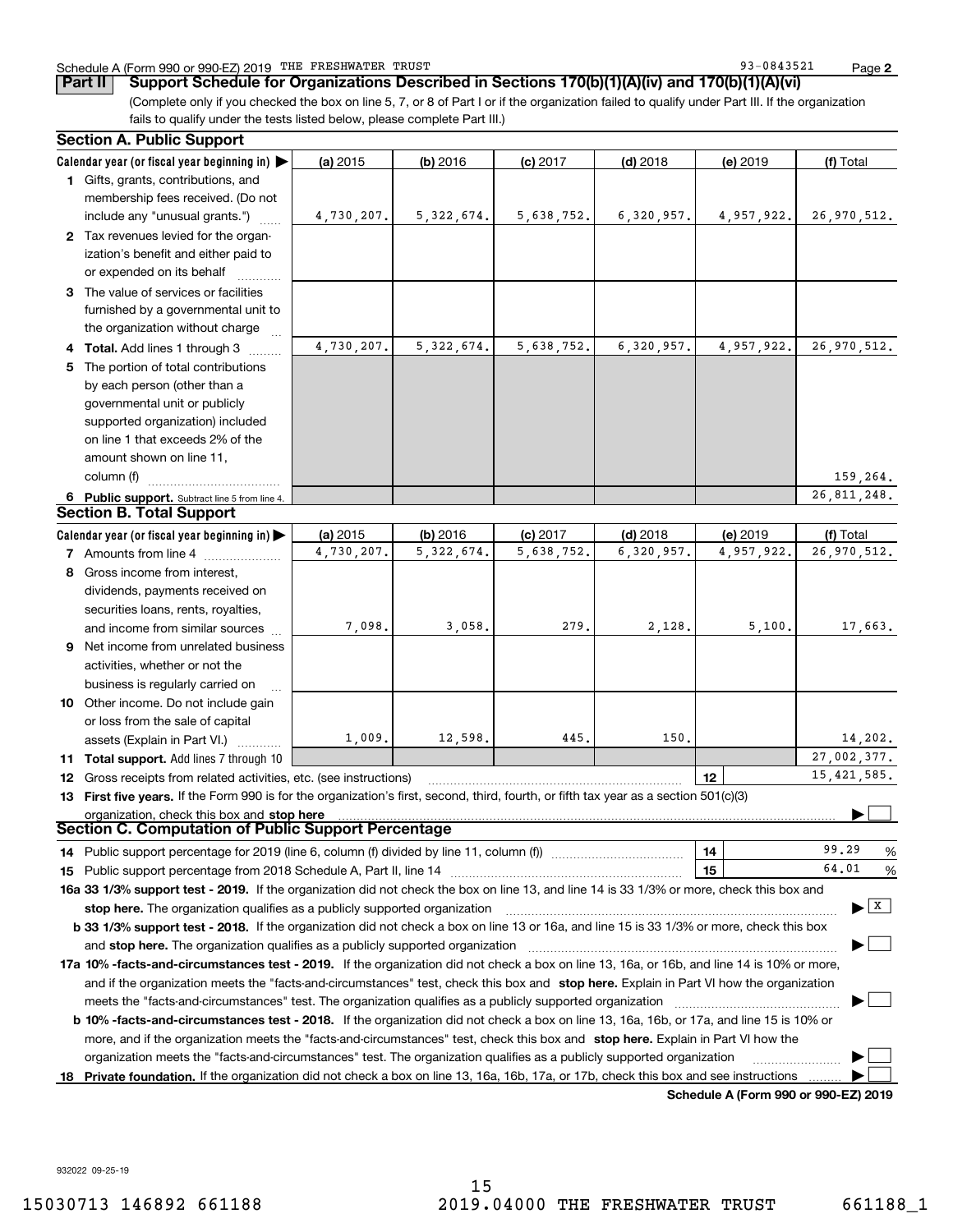Schedule A (Form 990 or 990-EZ) 2019 THE FRESHWATER TRUST 93-0843521 Page 2

**Part II** **Support Schedule for Organizations Described in Sections 170(b)(1)(A)(iv) and 170(b)(1)(A)(vi)**

(Complete only if you checked the box on line 5, 7, or 8 of Part I or if the organization failed to qualify under Part III. If the organization fails to qualify under the tests listed below, please complete Part III.)

### Section A. Public Support

| Calendar year (or fiscal year beginning in) ▶ | (a) 2015 | (b) 2016 | (c) 2017 | (d) 2018 | (e) 2019 | (f) Total |
|---|---|---|---|---|---|---|
| **1** Gifts, grants, contributions, and membership fees received. (Do not include any "unusual grants.") | 4,730,207. | 5,322,674. | 5,638,752. | 6,320,957. | 4,957,922. | 26,970,512. |
| **2** Tax revenues levied for the organization's benefit and either paid to or expended on its behalf | | | | | | |
| **3** The value of services or facilities furnished by a governmental unit to the organization without charge | | | | | | |
| **4 Total.** Add lines 1 through 3 | 4,730,207. | 5,322,674. | 5,638,752. | 6,320,957. | 4,957,922. | 26,970,512. |
| **5** The portion of total contributions by each person (other than a governmental unit or publicly supported organization) included on line 1 that exceeds 2% of the amount shown on line 11, column (f) | | | | | | 159,264. |
| **6 Public support.** Subtract line 5 from line 4. | | | | | | 26,811,248. |

### Section B. Total Support

| Calendar year (or fiscal year beginning in) ▶ | (a) 2015 | (b) 2016 | (c) 2017 | (d) 2018 | (e) 2019 | (f) Total |
|---|---|---|---|---|---|---|
| **7** Amounts from line 4 | 4,730,207. | 5,322,674. | 5,638,752. | 6,320,957. | 4,957,922. | 26,970,512. |
| **8** Gross income from interest, dividends, payments received on securities loans, rents, royalties, and income from similar sources | 7,098. | 3,058. | 279. | 2,128. | 5,100. | 17,663. |
| **9** Net income from unrelated business activities, whether or not the business is regularly carried on | | | | | | |
| **10** Other income. Do not include gain or loss from the sale of capital assets (Explain in Part VI.) | 1,009. | 12,598. | 445. | 150. | | 14,202. |
| **11 Total support.** Add lines 7 through 10 | | | | | | 27,002,377. |

**12** Gross receipts from related activities, etc. (see instructions) | **12** | 15,421,585.

**13 First five years.** If the Form 990 is for the organization's first, second, third, fourth, or fifth tax year as a section 501(c)(3) organization, check this box and **stop here** ▶ ☐

### Section C. Computation of Public Support Percentage

**14** Public support percentage for 2019 (line 6, column (f) divided by line 11, column (f)) | **14** | 99.29 %

**15** Public support percentage from 2018 Schedule A, Part II, line 14 | **15** | 64.01 %

**16a 33 1/3% support test - 2019.** If the organization did not check the box on line 13, and line 14 is 33 1/3% or more, check this box and **stop here.** The organization qualifies as a publicly supported organization ▶ ☒

**b 33 1/3% support test - 2018.** If the organization did not check a box on line 13 or 16a, and line 15 is 33 1/3% or more, check this box and **stop here.** The organization qualifies as a publicly supported organization ▶ ☐

**17a 10% -facts-and-circumstances test - 2019.** If the organization did not check a box on line 13, 16a, or 16b, and line 14 is 10% or more, and if the organization meets the "facts-and-circumstances" test, check this box and **stop here.** Explain in Part VI how the organization meets the "facts-and-circumstances" test. The organization qualifies as a publicly supported organization ▶ ☐

**b 10% -facts-and-circumstances test - 2018.** If the organization did not check a box on line 13, 16a, 16b, or 17a, and line 15 is 10% or more, and if the organization meets the "facts-and-circumstances" test, check this box and **stop here.** Explain in Part VI how the organization meets the "facts-and-circumstances" test. The organization qualifies as a publicly supported organization ▶ ☐

**18 Private foundation.** If the organization did not check a box on line 13, 16a, 16b, 17a, or 17b, check this box and see instructions ▶ ☐

**Schedule A (Form 990 or 990-EZ) 2019**

932022 09-25-19

15030713 146892 661188 2019.04000 THE FRESHWATER TRUST 661188_1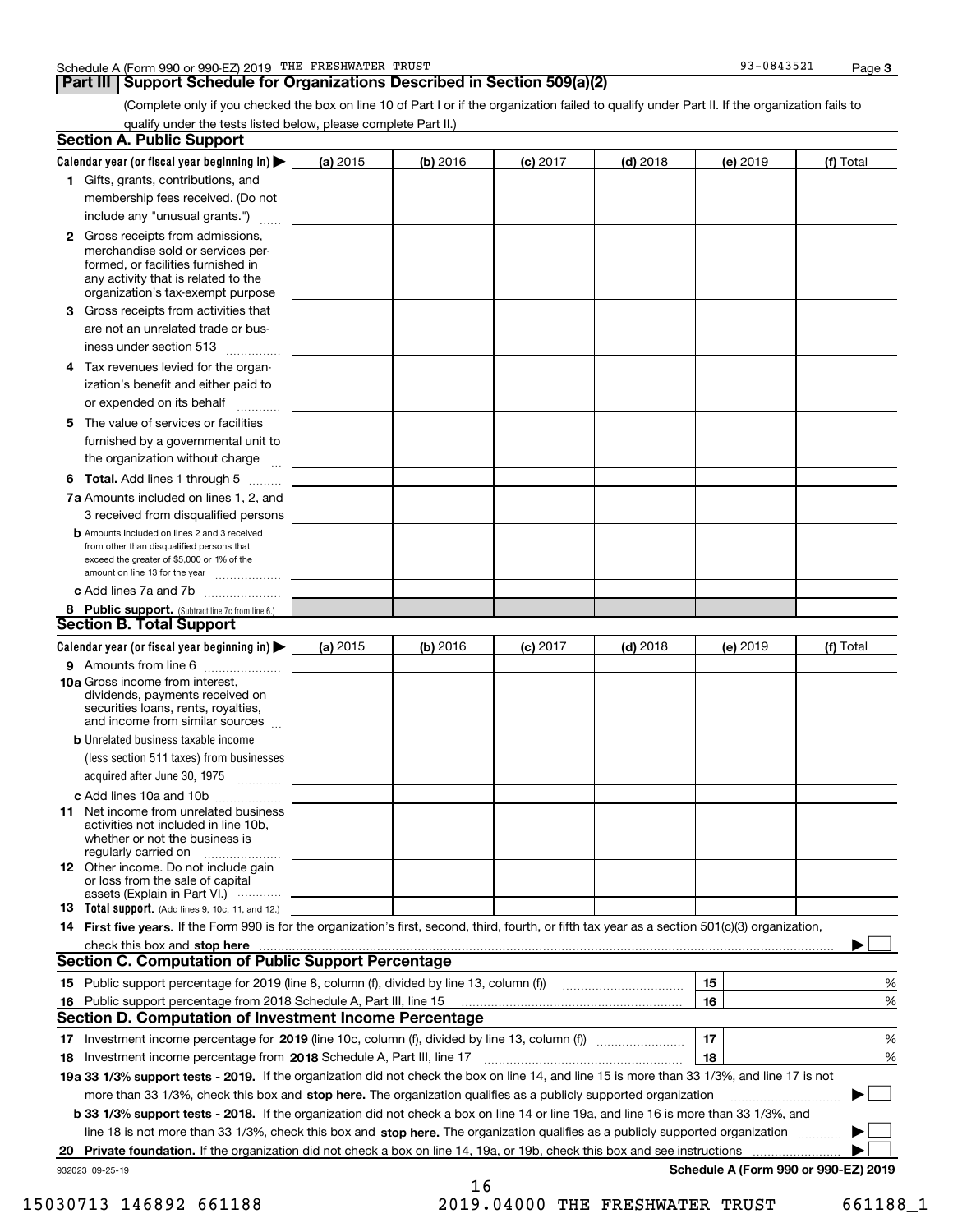Schedule A (Form 990 or 990-EZ) 2019 THE FRESHWATER TRUST 93-0843521 Page 3

## Part III Support Schedule for Organizations Described in Section 509(a)(2)

(Complete only if you checked the box on line 10 of Part I or if the organization failed to qualify under Part II. If the organization fails to qualify under the tests listed below, please complete Part II.)

### Section A. Public Support

| Calendar year (or fiscal year beginning in) ▶ | (a) 2015 | (b) 2016 | (c) 2017 | (d) 2018 | (e) 2019 | (f) Total |
|---|---|---|---|---|---|---|
| **1** Gifts, grants, contributions, and membership fees received. (Do not include any "unusual grants.") | | | | | | |
| **2** Gross receipts from admissions, merchandise sold or services performed, or facilities furnished in any activity that is related to the organization's tax-exempt purpose | | | | | | |
| **3** Gross receipts from activities that are not an unrelated trade or business under section 513 | | | | | | |
| **4** Tax revenues levied for the organization's benefit and either paid to or expended on its behalf | | | | | | |
| **5** The value of services or facilities furnished by a governmental unit to the organization without charge | | | | | | |
| **6 Total.** Add lines 1 through 5 | | | | | | |
| **7a** Amounts included on lines 1, 2, and 3 received from disqualified persons | | | | | | |
| **b** Amounts included on lines 2 and 3 received from other than disqualified persons that exceed the greater of $5,000 or 1% of the amount on line 13 for the year | | | | | | |
| **c** Add lines 7a and 7b | | | | | | |
| **8 Public support.** (Subtract line 7c from line 6.) | | | | | | |

### Section B. Total Support

| Calendar year (or fiscal year beginning in) ▶ | (a) 2015 | (b) 2016 | (c) 2017 | (d) 2018 | (e) 2019 | (f) Total |
|---|---|---|---|---|---|---|
| **9** Amounts from line 6 | | | | | | |
| **10a** Gross income from interest, dividends, payments received on securities loans, rents, royalties, and income from similar sources | | | | | | |
| **b** Unrelated business taxable income (less section 511 taxes) from businesses acquired after June 30, 1975 | | | | | | |
| **c** Add lines 10a and 10b | | | | | | |
| **11** Net income from unrelated business activities not included in line 10b, whether or not the business is regularly carried on | | | | | | |
| **12** Other income. Do not include gain or loss from the sale of capital assets (Explain in Part VI.) | | | | | | |
| **13 Total support.** (Add lines 9, 10c, 11, and 12.) | | | | | | |

**14 First five years.** If the Form 990 is for the organization's first, second, third, fourth, or fifth tax year as a section 501(c)(3) organization, check this box and **stop here** ▶ ☐

### Section C. Computation of Public Support Percentage

| | | | |
|---|---|---|---|
| **15** | Public support percentage for 2019 (line 8, column (f), divided by line 13, column (f)) | 15 | % |
| **16** | Public support percentage from 2018 Schedule A, Part III, line 15 | 16 | % |

### Section D. Computation of Investment Income Percentage

| | | | |
|---|---|---|---|
| **17** | Investment income percentage for **2019** (line 10c, column (f), divided by line 13, column (f)) | 17 | % |
| **18** | Investment income percentage from **2018** Schedule A, Part III, line 17 | 18 | % |

**19a 33 1/3% support tests - 2019.** If the organization did not check the box on line 14, and line 15 is more than 33 1/3%, and line 17 is not more than 33 1/3%, check this box and **stop here.** The organization qualifies as a publicly supported organization ▶ ☐

**b 33 1/3% support tests - 2018.** If the organization did not check a box on line 14 or line 19a, and line 16 is more than 33 1/3%, and line 18 is not more than 33 1/3%, check this box and **stop here.** The organization qualifies as a publicly supported organization ▶ ☐

**20 Private foundation.** If the organization did not check a box on line 14, 19a, or 19b, check this box and see instructions ▶ ☐

932023 09-25-19 **Schedule A (Form 990 or 990-EZ) 2019**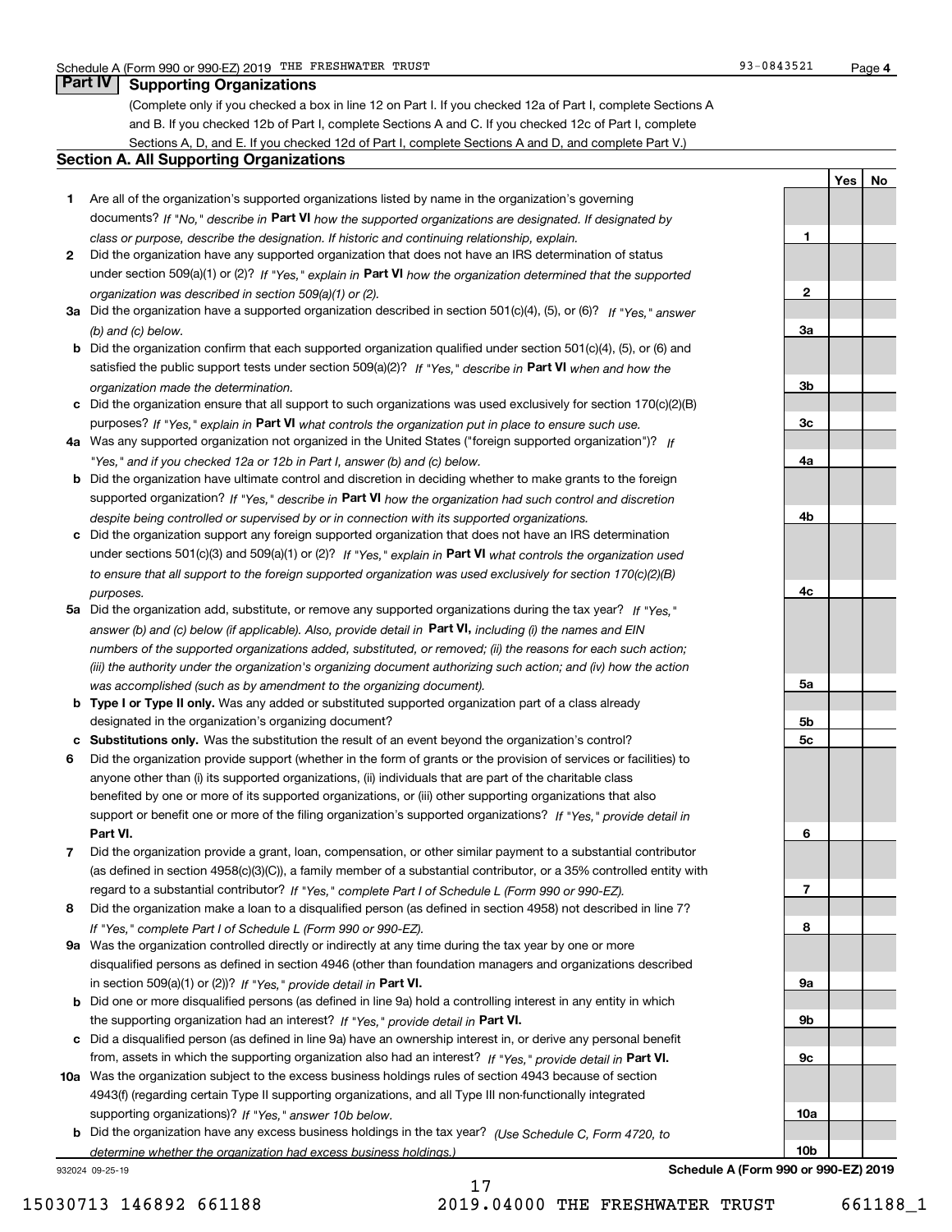## Part IV Supporting Organizations

(Complete only if you checked a box in line 12 on Part I. If you checked 12a of Part I, complete Sections A and B. If you checked 12b of Part I, complete Sections A and C. If you checked 12c of Part I, complete Sections A, D, and E. If you checked 12d of Part I, complete Sections A and D, and complete Part V.)

### Section A. All Supporting Organizations

| | | | Yes | No |
|---|---|---|---|---|
| **1** | Are all of the organization's supported organizations listed by name in the organization's governing documents? *If "No," describe in* **Part VI** *how the supported organizations are designated. If designated by class or purpose, describe the designation. If historic and continuing relationship, explain.* | **1** | | |
| **2** | Did the organization have any supported organization that does not have an IRS determination of status under section 509(a)(1) or (2)? *If "Yes," explain in* **Part VI** *how the organization determined that the supported organization was described in section 509(a)(1) or (2).* | **2** | | |
| **3a** | Did the organization have a supported organization described in section 501(c)(4), (5), or (6)? *If "Yes," answer (b) and (c) below.* | **3a** | | |
| **b** | Did the organization confirm that each supported organization qualified under section 501(c)(4), (5), or (6) and satisfied the public support tests under section 509(a)(2)? *If "Yes," describe in* **Part VI** *when and how the organization made the determination.* | **3b** | | |
| **c** | Did the organization ensure that all support to such organizations was used exclusively for section 170(c)(2)(B) purposes? *If "Yes," explain in* **Part VI** *what controls the organization put in place to ensure such use.* | **3c** | | |
| **4a** | Was any supported organization not organized in the United States ("foreign supported organization")? *If "Yes," and if you checked 12a or 12b in Part I, answer (b) and (c) below.* | **4a** | | |
| **b** | Did the organization have ultimate control and discretion in deciding whether to make grants to the foreign supported organization? *If "Yes," describe in* **Part VI** *how the organization had such control and discretion despite being controlled or supervised by or in connection with its supported organizations.* | **4b** | | |
| **c** | Did the organization support any foreign supported organization that does not have an IRS determination under sections 501(c)(3) and 509(a)(1) or (2)? *If "Yes," explain in* **Part VI** *what controls the organization used to ensure that all support to the foreign supported organization was used exclusively for section 170(c)(2)(B) purposes.* | **4c** | | |
| **5a** | Did the organization add, substitute, or remove any supported organizations during the tax year? *If "Yes," answer (b) and (c) below (if applicable). Also, provide detail in* **Part VI,** *including (i) the names and EIN numbers of the supported organizations added, substituted, or removed; (ii) the reasons for each such action; (iii) the authority under the organization's organizing document authorizing such action; and (iv) how the action was accomplished (such as by amendment to the organizing document).* | **5a** | | |
| **b** | **Type I or Type II only.** Was any added or substituted supported organization part of a class already designated in the organization's organizing document? | **5b** | | |
| **c** | **Substitutions only.** Was the substitution the result of an event beyond the organization's control? | **5c** | | |
| **6** | Did the organization provide support (whether in the form of grants or the provision of services or facilities) to anyone other than (i) its supported organizations, (ii) individuals that are part of the charitable class benefited by one or more of its supported organizations, or (iii) other supporting organizations that also support or benefit one or more of the filing organization's supported organizations? *If "Yes," provide detail in* **Part VI.** | **6** | | |
| **7** | Did the organization provide a grant, loan, compensation, or other similar payment to a substantial contributor (as defined in section 4958(c)(3)(C)), a family member of a substantial contributor, or a 35% controlled entity with regard to a substantial contributor? *If "Yes," complete Part I of Schedule L (Form 990 or 990-EZ).* | **7** | | |
| **8** | Did the organization make a loan to a disqualified person (as defined in section 4958) not described in line 7? *If "Yes," complete Part I of Schedule L (Form 990 or 990-EZ).* | **8** | | |
| **9a** | Was the organization controlled directly or indirectly at any time during the tax year by one or more disqualified persons as defined in section 4946 (other than foundation managers and organizations described in section 509(a)(1) or (2))? *If "Yes," provide detail in* **Part VI.** | **9a** | | |
| **b** | Did one or more disqualified persons (as defined in line 9a) hold a controlling interest in any entity in which the supporting organization had an interest? *If "Yes," provide detail in* **Part VI.** | **9b** | | |
| **c** | Did a disqualified person (as defined in line 9a) have an ownership interest in, or derive any personal benefit from, assets in which the supporting organization also had an interest? *If "Yes," provide detail in* **Part VI.** | **9c** | | |
| **10a** | Was the organization subject to the excess business holdings rules of section 4943 because of section 4943(f) (regarding certain Type II supporting organizations, and all Type III non-functionally integrated supporting organizations)? *If "Yes," answer 10b below.* | **10a** | | |
| **b** | Did the organization have any excess business holdings in the tax year? *(Use Schedule C, Form 4720, to determine whether the organization had excess business holdings.)* | **10b** | | |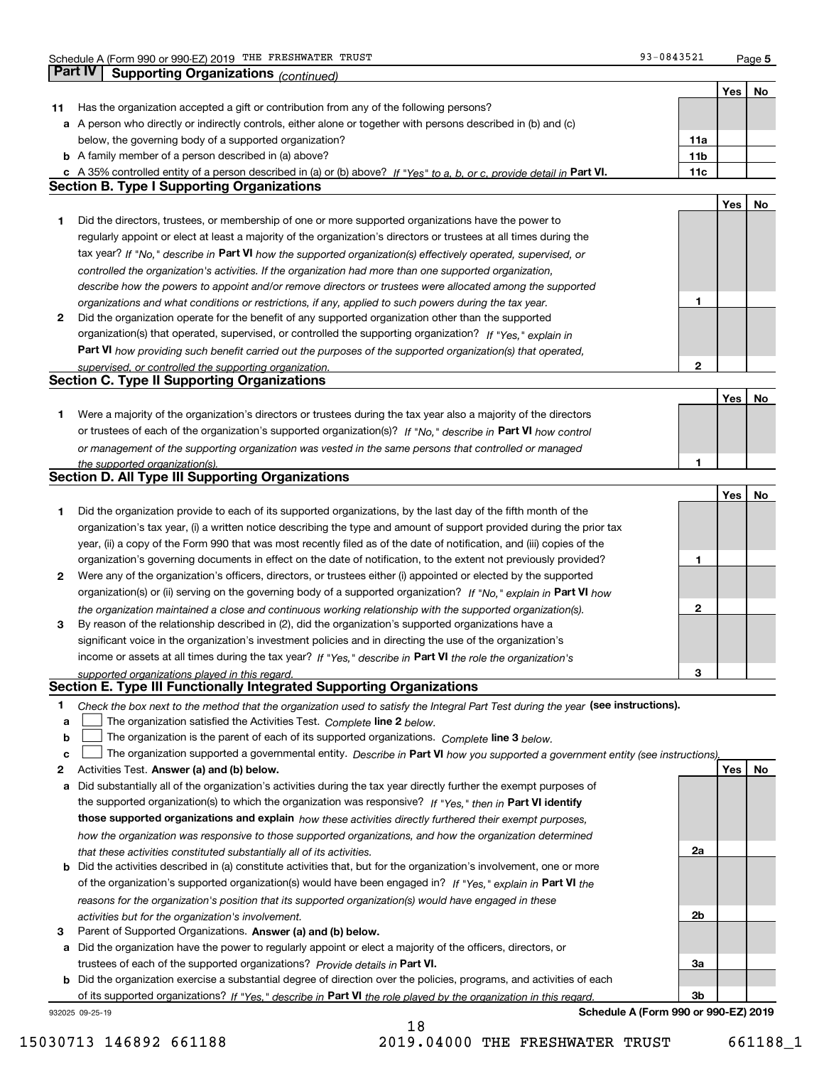## Part IV Supporting Organizations *(continued)*

| | | | Yes | No |
|---|---|---|---|---|
| **11** | Has the organization accepted a gift or contribution from any of the following persons? | | | |
| **a** | A person who directly or indirectly controls, either alone or together with persons described in (b) and (c) below, the governing body of a supported organization? | **11a** | | |
| **b** | A family member of a person described in (a) above? | **11b** | | |
| **c** | A 35% controlled entity of a person described in (a) or (b) above? *If "Yes" to a, b, or c, provide detail in* **Part VI.** | **11c** | | |

### Section B. Type I Supporting Organizations

| | | | Yes | No |
|---|---|---|---|---|
| **1** | Did the directors, trustees, or membership of one or more supported organizations have the power to regularly appoint or elect at least a majority of the organization's directors or trustees at all times during the tax year? *If "No," describe in* **Part VI** *how the supported organization(s) effectively operated, supervised, or controlled the organization's activities. If the organization had more than one supported organization, describe how the powers to appoint and/or remove directors or trustees were allocated among the supported organizations and what conditions or restrictions, if any, applied to such powers during the tax year.* | **1** | | |
| **2** | Did the organization operate for the benefit of any supported organization other than the supported organization(s) that operated, supervised, or controlled the supporting organization? *If "Yes," explain in* **Part VI** *how providing such benefit carried out the purposes of the supported organization(s) that operated, supervised, or controlled the supporting organization.* | **2** | | |

### Section C. Type II Supporting Organizations

| | | | Yes | No |
|---|---|---|---|---|
| **1** | Were a majority of the organization's directors or trustees during the tax year also a majority of the directors or trustees of each of the organization's supported organization(s)? *If "No," describe in* **Part VI** *how control or management of the supporting organization was vested in the same persons that controlled or managed the supported organization(s).* | **1** | | |

### Section D. All Type III Supporting Organizations

| | | | Yes | No |
|---|---|---|---|---|
| **1** | Did the organization provide to each of its supported organizations, by the last day of the fifth month of the organization's tax year, (i) a written notice describing the type and amount of support provided during the prior tax year, (ii) a copy of the Form 990 that was most recently filed as of the date of notification, and (iii) copies of the organization's governing documents in effect on the date of notification, to the extent not previously provided? | **1** | | |
| **2** | Were any of the organization's officers, directors, or trustees either (i) appointed or elected by the supported organization(s) or (ii) serving on the governing body of a supported organization? *If "No," explain in* **Part VI** *how the organization maintained a close and continuous working relationship with the supported organization(s).* | **2** | | |
| **3** | By reason of the relationship described in (2), did the organization's supported organizations have a significant voice in the organization's investment policies and in directing the use of the organization's income or assets at all times during the tax year? *If "Yes," describe in* **Part VI** *the role the organization's supported organizations played in this regard.* | **3** | | |

### Section E. Type III Functionally Integrated Supporting Organizations

**1** *Check the box next to the method that the organization used to satisfy the Integral Part Test during the year* **(see instructions).**

- **a** ☐ The organization satisfied the Activities Test. *Complete* **line 2** *below.*
- **b** ☐ The organization is the parent of each of its supported organizations. *Complete* **line 3** *below.*
- **c** ☐ The organization supported a governmental entity. *Describe in* **Part VI** *how you supported a government entity (see instructions).*

| | | | Yes | No |
|---|---|---|---|---|
| **2** | Activities Test. **Answer (a) and (b) below.** | | | |
| **a** | Did substantially all of the organization's activities during the tax year directly further the exempt purposes of the supported organization(s) to which the organization was responsive? *If "Yes," then in* **Part VI identify those supported organizations and explain** *how these activities directly furthered their exempt purposes, how the organization was responsive to those supported organizations, and how the organization determined that these activities constituted substantially all of its activities.* | **2a** | | |
| **b** | Did the activities described in (a) constitute activities that, but for the organization's involvement, one or more of the organization's supported organization(s) would have been engaged in? *If "Yes," explain in* **Part VI** *the reasons for the organization's position that its supported organization(s) would have engaged in these activities but for the organization's involvement.* | **2b** | | |
| **3** | Parent of Supported Organizations. **Answer (a) and (b) below.** | | | |
| **a** | Did the organization have the power to regularly appoint or elect a majority of the officers, directors, or trustees of each of the supported organizations? *Provide details in* **Part VI.** | **3a** | | |
| **b** | Did the organization exercise a substantial degree of direction over the policies, programs, and activities of each of its supported organizations? *If "Yes," describe in* **Part VI** *the role played by the organization in this regard.* | **3b** | | |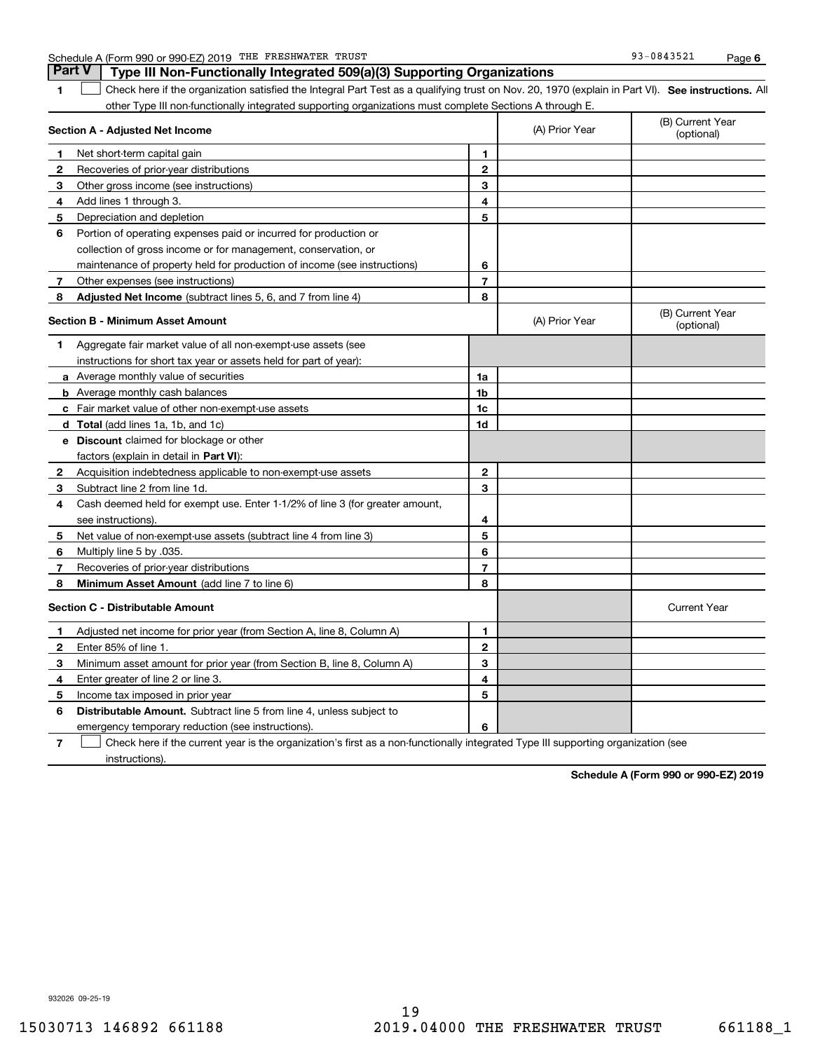Schedule A (Form 990 or 990-EZ) 2019 THE FRESHWATER TRUST 93-0843521 Page 6

## Part V Type III Non-Functionally Integrated 509(a)(3) Supporting Organizations

1 ☐ Check here if the organization satisfied the Integral Part Test as a qualifying trust on Nov. 20, 1970 (explain in Part VI). **See instructions.** All other Type III non-functionally integrated supporting organizations must complete Sections A through E.

| **Section A - Adjusted Net Income** | | | (A) Prior Year | (B) Current Year (optional) |
|---|---|---|---|---|
| 1 | Net short-term capital gain | 1 | | |
| 2 | Recoveries of prior-year distributions | 2 | | |
| 3 | Other gross income (see instructions) | 3 | | |
| 4 | Add lines 1 through 3. | 4 | | |
| 5 | Depreciation and depletion | 5 | | |
| 6 | Portion of operating expenses paid or incurred for production or collection of gross income or for management, conservation, or maintenance of property held for production of income (see instructions) | 6 | | |
| 7 | Other expenses (see instructions) | 7 | | |
| 8 | **Adjusted Net Income** (subtract lines 5, 6, and 7 from line 4) | 8 | | |

| **Section B - Minimum Asset Amount** | | | (A) Prior Year | (B) Current Year (optional) |
|---|---|---|---|---|
| 1 | Aggregate fair market value of all non-exempt-use assets (see instructions for short tax year or assets held for part of year): | | | |
| a | Average monthly value of securities | 1a | | |
| b | Average monthly cash balances | 1b | | |
| c | Fair market value of other non-exempt-use assets | 1c | | |
| d | **Total** (add lines 1a, 1b, and 1c) | 1d | | |
| e | **Discount** claimed for blockage or other factors (explain in detail in **Part VI**): | | | |
| 2 | Acquisition indebtedness applicable to non-exempt-use assets | 2 | | |
| 3 | Subtract line 2 from line 1d. | 3 | | |
| 4 | Cash deemed held for exempt use. Enter 1-1/2% of line 3 (for greater amount, see instructions). | 4 | | |
| 5 | Net value of non-exempt-use assets (subtract line 4 from line 3) | 5 | | |
| 6 | Multiply line 5 by .035. | 6 | | |
| 7 | Recoveries of prior-year distributions | 7 | | |
| 8 | **Minimum Asset Amount** (add line 7 to line 6) | 8 | | |

| **Section C - Distributable Amount** | | | | Current Year |
|---|---|---|---|---|
| 1 | Adjusted net income for prior year (from Section A, line 8, Column A) | 1 | | |
| 2 | Enter 85% of line 1. | 2 | | |
| 3 | Minimum asset amount for prior year (from Section B, line 8, Column A) | 3 | | |
| 4 | Enter greater of line 2 or line 3. | 4 | | |
| 5 | Income tax imposed in prior year | 5 | | |
| 6 | **Distributable Amount.** Subtract line 5 from line 4, unless subject to emergency temporary reduction (see instructions). | 6 | | |

7 ☐ Check here if the current year is the organization's first as a non-functionally integrated Type III supporting organization (see instructions).

**Schedule A (Form 990 or 990-EZ) 2019**

932026 09-25-19

15030713 146892 661188 2019.04000 THE FRESHWATER TRUST 661188_1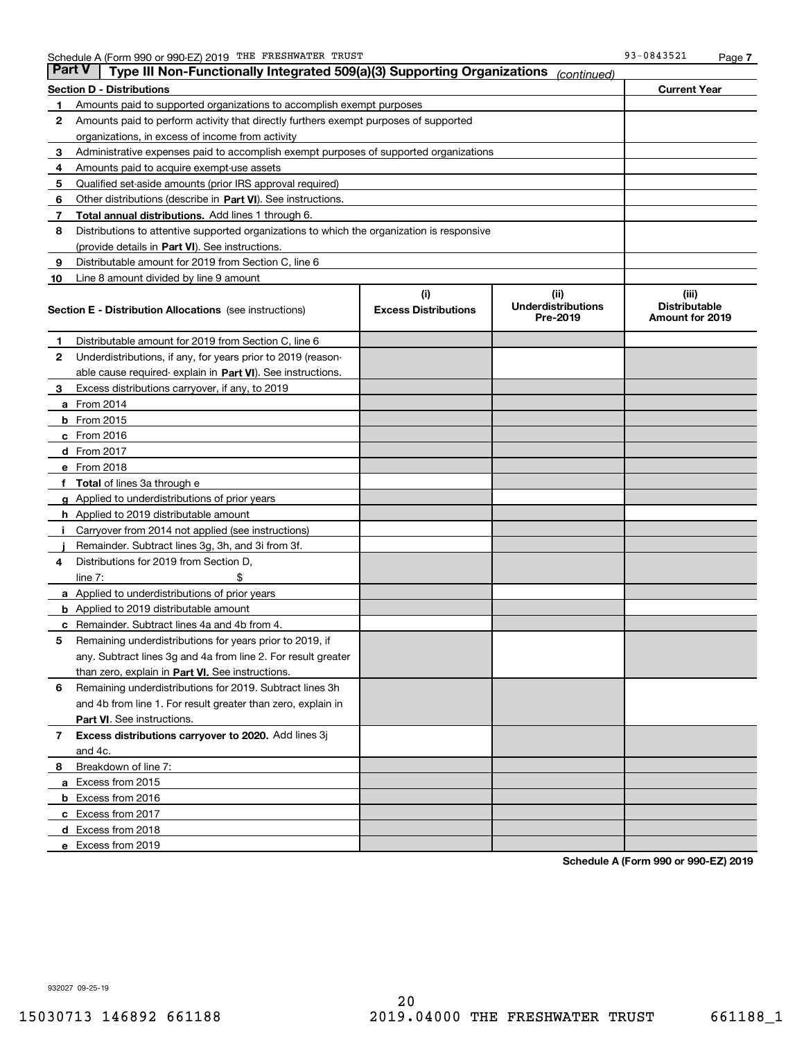Schedule A (Form 990 or 990-EZ) 2019 THE FRESHWATER TRUST 93-0843521 Page 7

## Part V Type III Non-Functionally Integrated 509(a)(3) Supporting Organizations *(continued)*

| Section D - Distributions | | Current Year |
|---|---|---|
| 1 | Amounts paid to supported organizations to accomplish exempt purposes | |
| 2 | Amounts paid to perform activity that directly furthers exempt purposes of supported organizations, in excess of income from activity | |
| 3 | Administrative expenses paid to accomplish exempt purposes of supported organizations | |
| 4 | Amounts paid to acquire exempt-use assets | |
| 5 | Qualified set-aside amounts (prior IRS approval required) | |
| 6 | Other distributions (describe in **Part VI**). See instructions. | |
| 7 | **Total annual distributions.** Add lines 1 through 6. | |
| 8 | Distributions to attentive supported organizations to which the organization is responsive (provide details in **Part VI**). See instructions. | |
| 9 | Distributable amount for 2019 from Section C, line 6 | |
| 10 | Line 8 amount divided by line 9 amount | |

| Section E - Distribution Allocations (see instructions) | | (i) Excess Distributions | (ii) Underdistributions Pre-2019 | (iii) Distributable Amount for 2019 |
|---|---|---|---|---|
| 1 | Distributable amount for 2019 from Section C, line 6 | | | |
| 2 | Underdistributions, if any, for years prior to 2019 (reasonable cause required- explain in **Part VI**). See instructions. | | | |
| 3 | Excess distributions carryover, if any, to 2019 | | | |
| a | From 2014 | | | |
| b | From 2015 | | | |
| c | From 2016 | | | |
| d | From 2017 | | | |
| e | From 2018 | | | |
| f | **Total** of lines 3a through e | | | |
| g | Applied to underdistributions of prior years | | | |
| h | Applied to 2019 distributable amount | | | |
| i | Carryover from 2014 not applied (see instructions) | | | |
| j | Remainder. Subtract lines 3g, 3h, and 3i from 3f. | | | |
| 4 | Distributions for 2019 from Section D, line 7: $ | | | |
| a | Applied to underdistributions of prior years | | | |
| b | Applied to 2019 distributable amount | | | |
| c | Remainder. Subtract lines 4a and 4b from 4. | | | |
| 5 | Remaining underdistributions for years prior to 2019, if any. Subtract lines 3g and 4a from line 2. For result greater than zero, explain in **Part VI.** See instructions. | | | |
| 6 | Remaining underdistributions for 2019. Subtract lines 3h and 4b from line 1. For result greater than zero, explain in **Part VI**. See instructions. | | | |
| 7 | **Excess distributions carryover to 2020.** Add lines 3j and 4c. | | | |
| 8 | Breakdown of line 7: | | | |
| a | Excess from 2015 | | | |
| b | Excess from 2016 | | | |
| c | Excess from 2017 | | | |
| d | Excess from 2018 | | | |
| e | Excess from 2019 | | | |

**Schedule A (Form 990 or 990-EZ) 2019**

932027 09-25-19

15030713 146892 661188 2019.04000 THE FRESHWATER TRUST 661188_1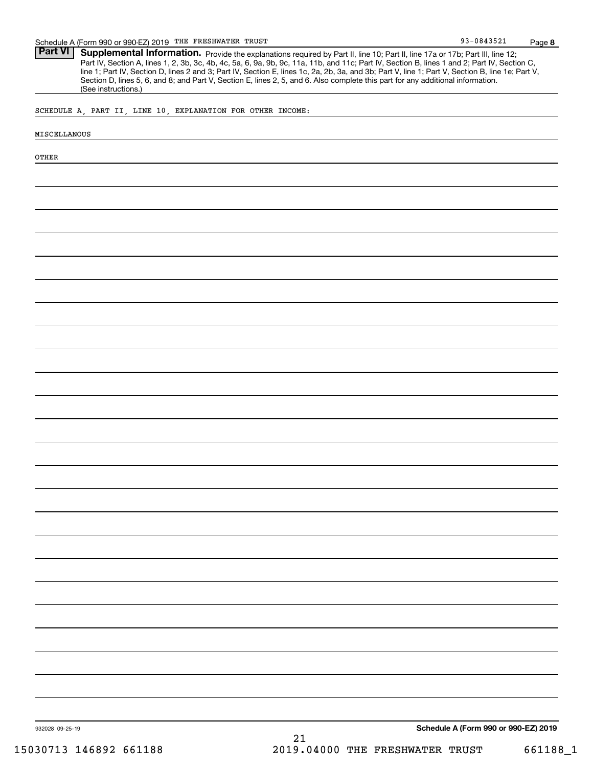Schedule A (Form 990 or 990-EZ) 2019 THE FRESHWATER TRUST 93-0843521 Page **8**

**Part VI** **Supplemental Information.** Provide the explanations required by Part II, line 10; Part II, line 17a or 17b; Part III, line 12; Part IV, Section A, lines 1, 2, 3b, 3c, 4b, 4c, 5a, 6, 9a, 9b, 9c, 11a, 11b, and 11c; Part IV, Section B, lines 1 and 2; Part IV, Section C, line 1; Part IV, Section D, lines 2 and 3; Part IV, Section E, lines 1c, 2a, 2b, 3a, and 3b; Part V, line 1; Part V, Section B, line 1e; Part V, Section D, lines 5, 6, and 8; and Part V, Section E, lines 2, 5, and 6. Also complete this part for any additional information. (See instructions.)

SCHEDULE A, PART II, LINE 10, EXPLANATION FOR OTHER INCOME:

MISCELLANOUS

OTHER

932028 09-25-19 **Schedule A (Form 990 or 990-EZ) 2019**

15030713 146892 661188 2019.04000 THE FRESHWATER TRUST 661188_1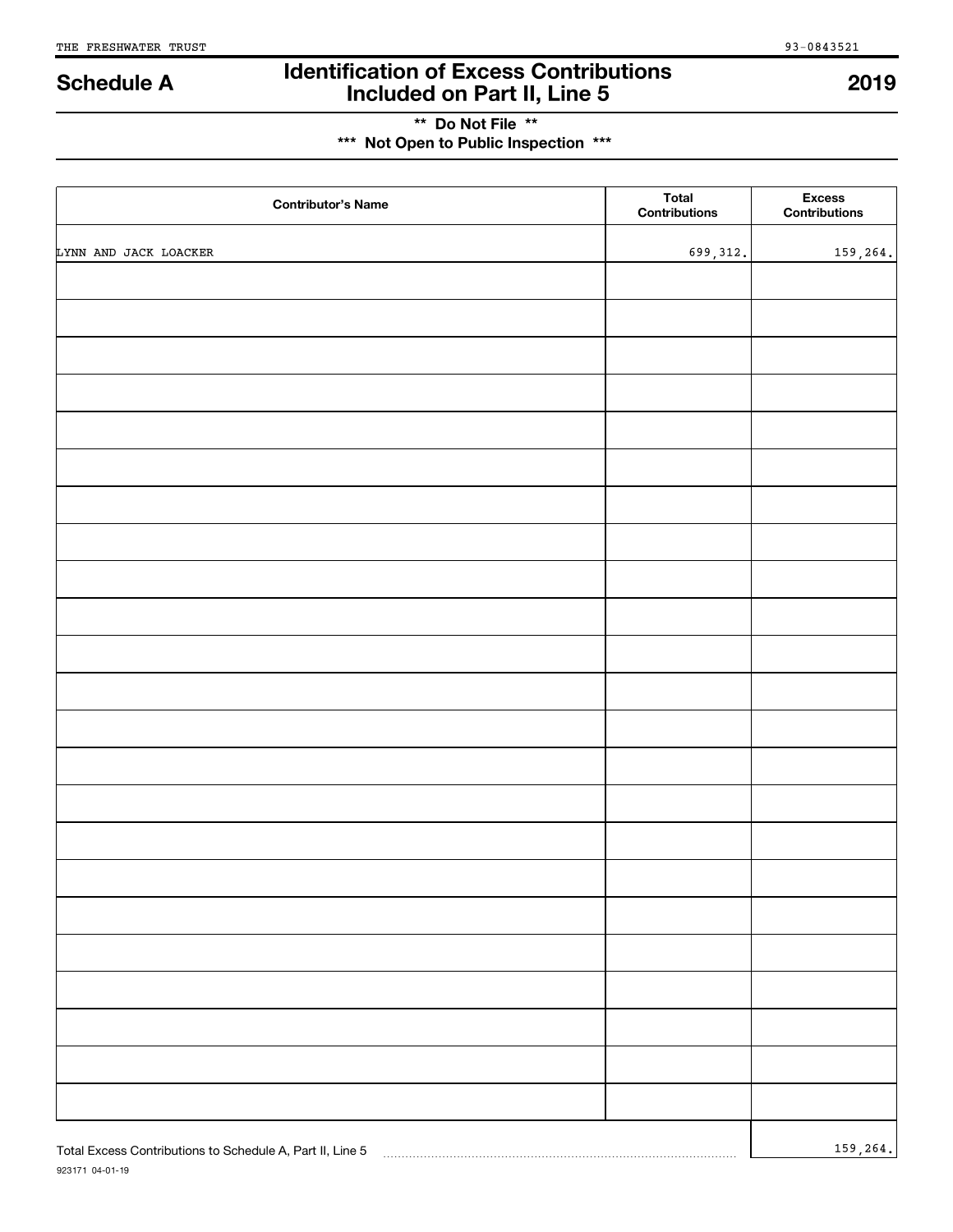THE FRESHWATER TRUST 93-0843521

# Schedule A — Identification of Excess Contributions Included on Part II, Line 5 — 2019

**\*\* Do Not File \*\***

**\*\*\* Not Open to Public Inspection \*\*\***

| Contributor's Name | Total Contributions | Excess Contributions |
|---|---|---|
| LYNN AND JACK LOACKER | 699,312. | 159,264. |

Total Excess Contributions to Schedule A, Part II, Line 5 ........ 159,264.

923171 04-01-19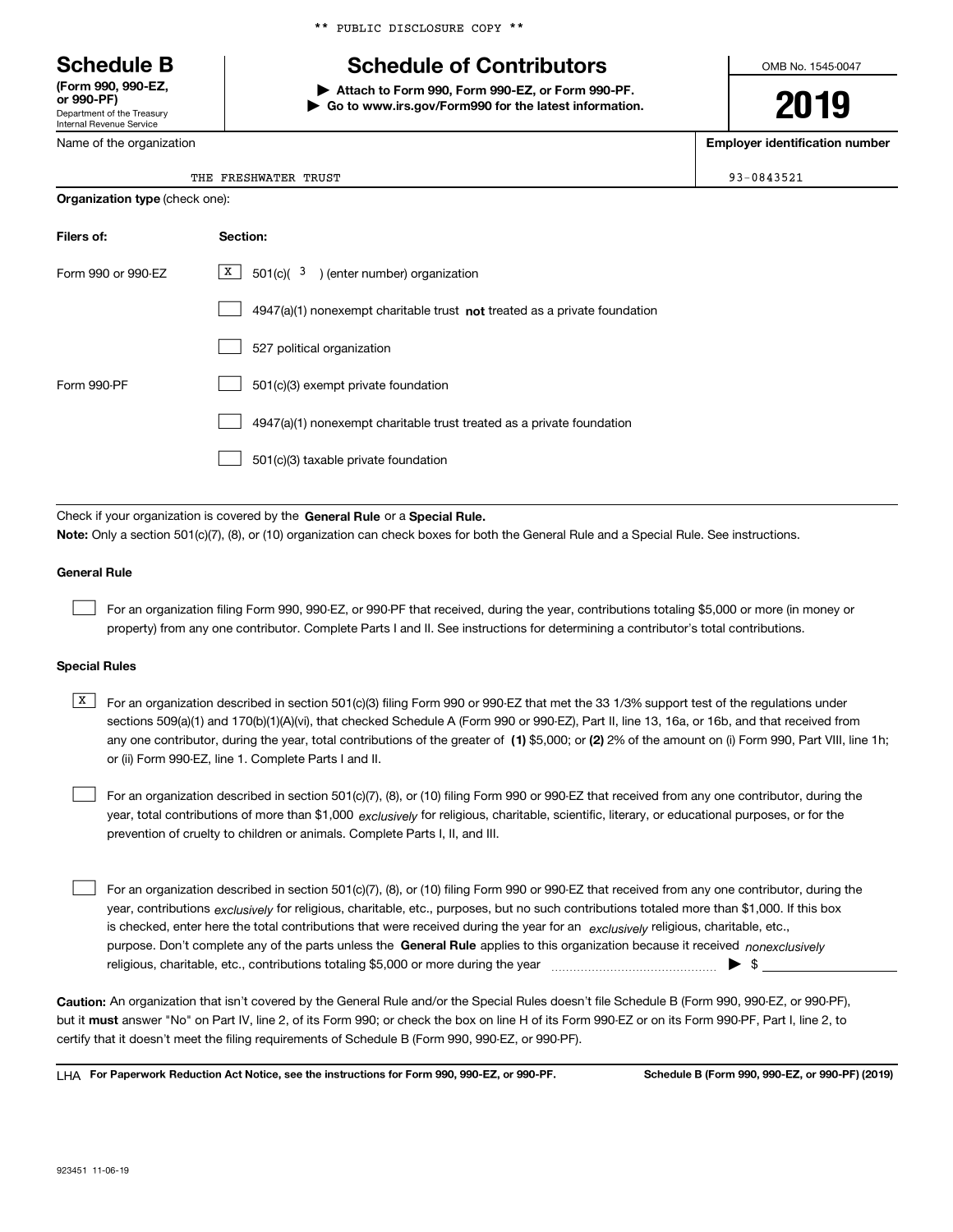** PUBLIC DISCLOSURE COPY **

# Schedule B

**(Form 990, 990-EZ, or 990-PF)**
Department of the Treasury
Internal Revenue Service

## Schedule of Contributors

▶ **Attach to Form 990, Form 990-EZ, or Form 990-PF.**
▶ **Go to www.irs.gov/Form990 for the latest information.**

OMB No. 1545-0047

**2019**

| Name of the organization | Employer identification number |
|---|---|
| THE FRESHWATER TRUST | 93-0843521 |

**Organization type** (check one):

| Filers of: | Section: |
|---|---|
| Form 990 or 990-EZ | [X] 501(c)( 3 ) (enter number) organization |
| | [ ] 4947(a)(1) nonexempt charitable trust **not** treated as a private foundation |
| | [ ] 527 political organization |
| Form 990-PF | [ ] 501(c)(3) exempt private foundation |
| | [ ] 4947(a)(1) nonexempt charitable trust treated as a private foundation |
| | [ ] 501(c)(3) taxable private foundation |

Check if your organization is covered by the **General Rule** or a **Special Rule.**

**Note:** Only a section 501(c)(7), (8), or (10) organization can check boxes for both the General Rule and a Special Rule. See instructions.

**General Rule**

[ ] For an organization filing Form 990, 990-EZ, or 990-PF that received, during the year, contributions totaling $5,000 or more (in money or property) from any one contributor. Complete Parts I and II. See instructions for determining a contributor's total contributions.

**Special Rules**

[X] For an organization described in section 501(c)(3) filing Form 990 or 990-EZ that met the 33 1/3% support test of the regulations under sections 509(a)(1) and 170(b)(1)(A)(vi), that checked Schedule A (Form 990 or 990-EZ), Part II, line 13, 16a, or 16b, and that received from any one contributor, during the year, total contributions of the greater of **(1)** $5,000; or **(2)** 2% of the amount on (i) Form 990, Part VIII, line 1h; or (ii) Form 990-EZ, line 1. Complete Parts I and II.

[ ] For an organization described in section 501(c)(7), (8), or (10) filing Form 990 or 990-EZ that received from any one contributor, during the year, total contributions of more than $1,000 *exclusively* for religious, charitable, scientific, literary, or educational purposes, or for the prevention of cruelty to children or animals. Complete Parts I, II, and III.

[ ] For an organization described in section 501(c)(7), (8), or (10) filing Form 990 or 990-EZ that received from any one contributor, during the year, contributions *exclusively* for religious, charitable, etc., purposes, but no such contributions totaled more than $1,000. If this box is checked, enter here the total contributions that were received during the year for an *exclusively* religious, charitable, etc., purpose. Don't complete any of the parts unless the **General Rule** applies to this organization because it received *nonexclusively* religious, charitable, etc., contributions totaling $5,000 or more during the year ▶ $ ____________

**Caution:** An organization that isn't covered by the General Rule and/or the Special Rules doesn't file Schedule B (Form 990, 990-EZ, or 990-PF), but it **must** answer "No" on Part IV, line 2, of its Form 990; or check the box on line H of its Form 990-EZ or on its Form 990-PF, Part I, line 2, to certify that it doesn't meet the filing requirements of Schedule B (Form 990, 990-EZ, or 990-PF).

LHA **For Paperwork Reduction Act Notice, see the instructions for Form 990, 990-EZ, or 990-PF.** **Schedule B (Form 990, 990-EZ, or 990-PF) (2019)**

923451 11-06-19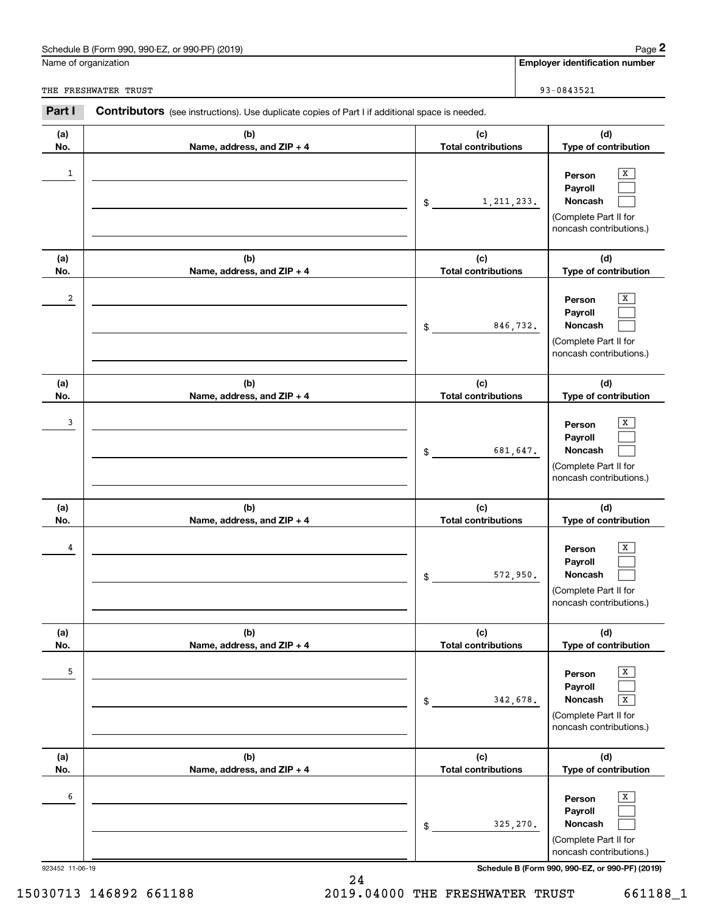Schedule B (Form 990, 990-EZ, or 990-PF) (2019)

Name of organization: THE FRESHWATER TRUST

Employer identification number: 93-0843521

## Part I Contributors (see instructions). Use duplicate copies of Part I if additional space is needed.

| (a) No. | (b) Name, address, and ZIP + 4 | (c) Total contributions | (d) Type of contribution |
|---|---|---|---|
| 1 | | $ 1,211,233. | Person [X] Payroll [ ] Noncash [ ] (Complete Part II for noncash contributions.) |
| 2 | | $ 846,732. | Person [X] Payroll [ ] Noncash [ ] (Complete Part II for noncash contributions.) |
| 3 | | $ 681,647. | Person [X] Payroll [ ] Noncash [ ] (Complete Part II for noncash contributions.) |
| 4 | | $ 572,950. | Person [X] Payroll [ ] Noncash [ ] (Complete Part II for noncash contributions.) |
| 5 | | $ 342,678. | Person [X] Payroll [ ] Noncash [X] (Complete Part II for noncash contributions.) |
| 6 | | $ 325,270. | Person [X] Payroll [ ] Noncash [ ] (Complete Part II for noncash contributions.) |

923452 11-06-19

Schedule B (Form 990, 990-EZ, or 990-PF) (2019)

15030713 146892 661188 2019.04000 THE FRESHWATER TRUST 661188_1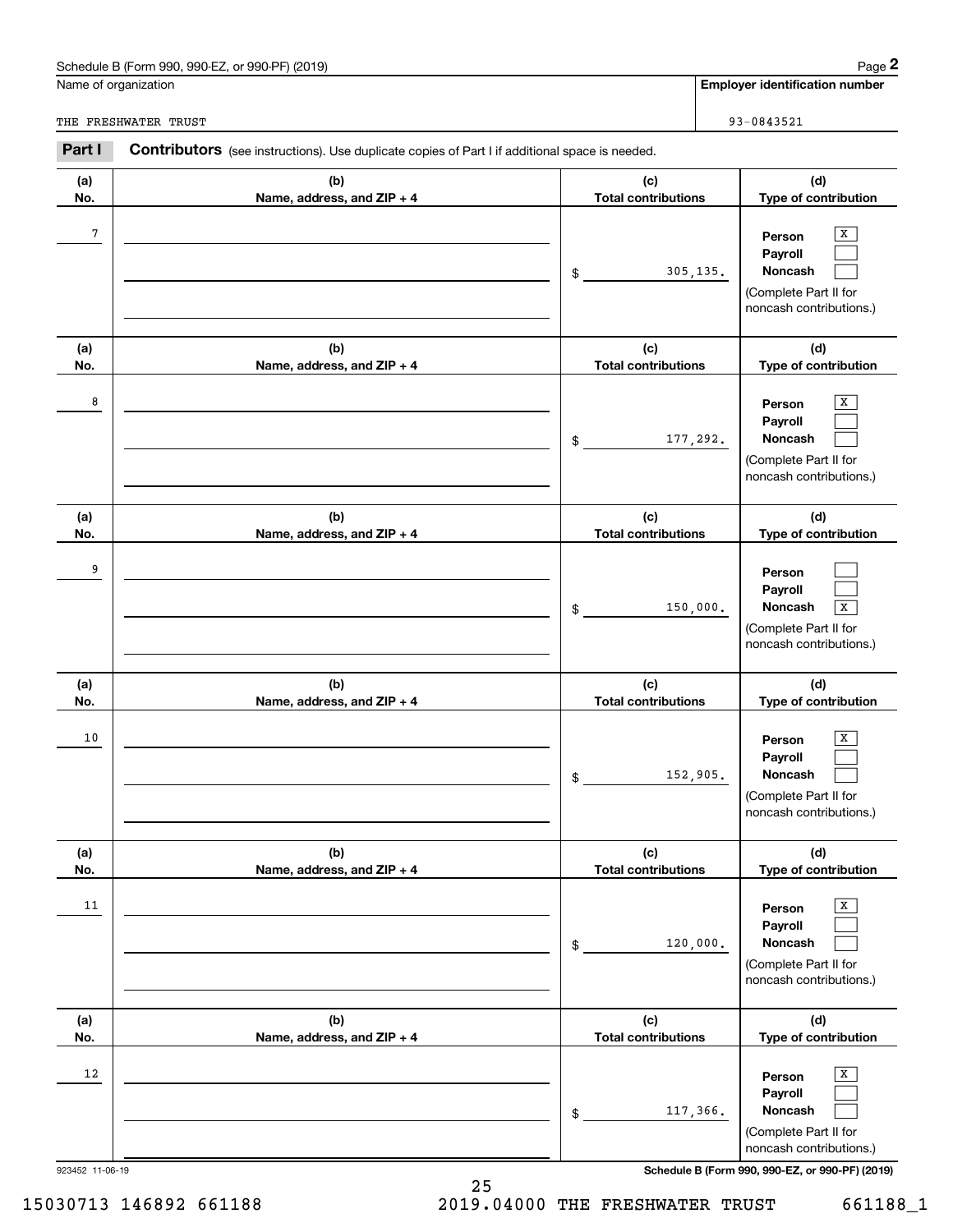Schedule B (Form 990, 990-EZ, or 990-PF) (2019) Page **2**

Name of organization: THE FRESHWATER TRUST

**Employer identification number**: 93-0843521

**Part I** **Contributors** (see instructions). Use duplicate copies of Part I if additional space is needed.

| (a) No. | (b) Name, address, and ZIP + 4 | (c) Total contributions | (d) Type of contribution |
|---|---|---|---|
| 7 | | $ 305,135. | Person [X] Payroll [ ] Noncash [ ] (Complete Part II for noncash contributions.) |
| 8 | | $ 177,292. | Person [X] Payroll [ ] Noncash [ ] (Complete Part II for noncash contributions.) |
| 9 | | $ 150,000. | Person [ ] Payroll [ ] Noncash [X] (Complete Part II for noncash contributions.) |
| 10 | | $ 152,905. | Person [X] Payroll [ ] Noncash [ ] (Complete Part II for noncash contributions.) |
| 11 | | $ 120,000. | Person [X] Payroll [ ] Noncash [ ] (Complete Part II for noncash contributions.) |
| 12 | | $ 117,366. | Person [X] Payroll [ ] Noncash [ ] (Complete Part II for noncash contributions.) |

923452 11-06-19 **Schedule B (Form 990, 990-EZ, or 990-PF) (2019)**

15030713 146892 661188 2019.04000 THE FRESHWATER TRUST 661188_1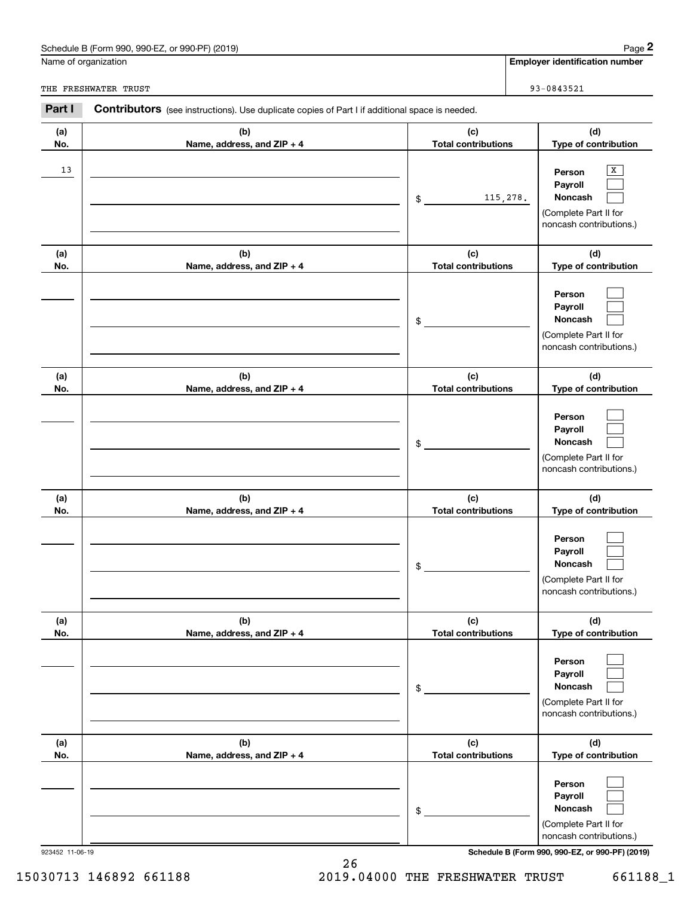Name of organization

THE FRESHWATER TRUST

**Employer identification number**

93-0843521

**Part I** **Contributors** (see instructions). Use duplicate copies of Part I if additional space is needed.

| (a) No. | (b) Name, address, and ZIP + 4 | (c) Total contributions | (d) Type of contribution |
|---|---|---|---|
| 13 | | $ 115,278. | Person [X] Payroll [ ] Noncash [ ] (Complete Part II for noncash contributions.) |
| | | $ | Person [ ] Payroll [ ] Noncash [ ] (Complete Part II for noncash contributions.) |
| | | $ | Person [ ] Payroll [ ] Noncash [ ] (Complete Part II for noncash contributions.) |
| | | $ | Person [ ] Payroll [ ] Noncash [ ] (Complete Part II for noncash contributions.) |
| | | $ | Person [ ] Payroll [ ] Noncash [ ] (Complete Part II for noncash contributions.) |
| | | $ | Person [ ] Payroll [ ] Noncash [ ] (Complete Part II for noncash contributions.) |

923452 11-06-19

**Schedule B (Form 990, 990-EZ, or 990-PF) (2019)**

15030713 146892 661188 2019.04000 THE FRESHWATER TRUST 661188_1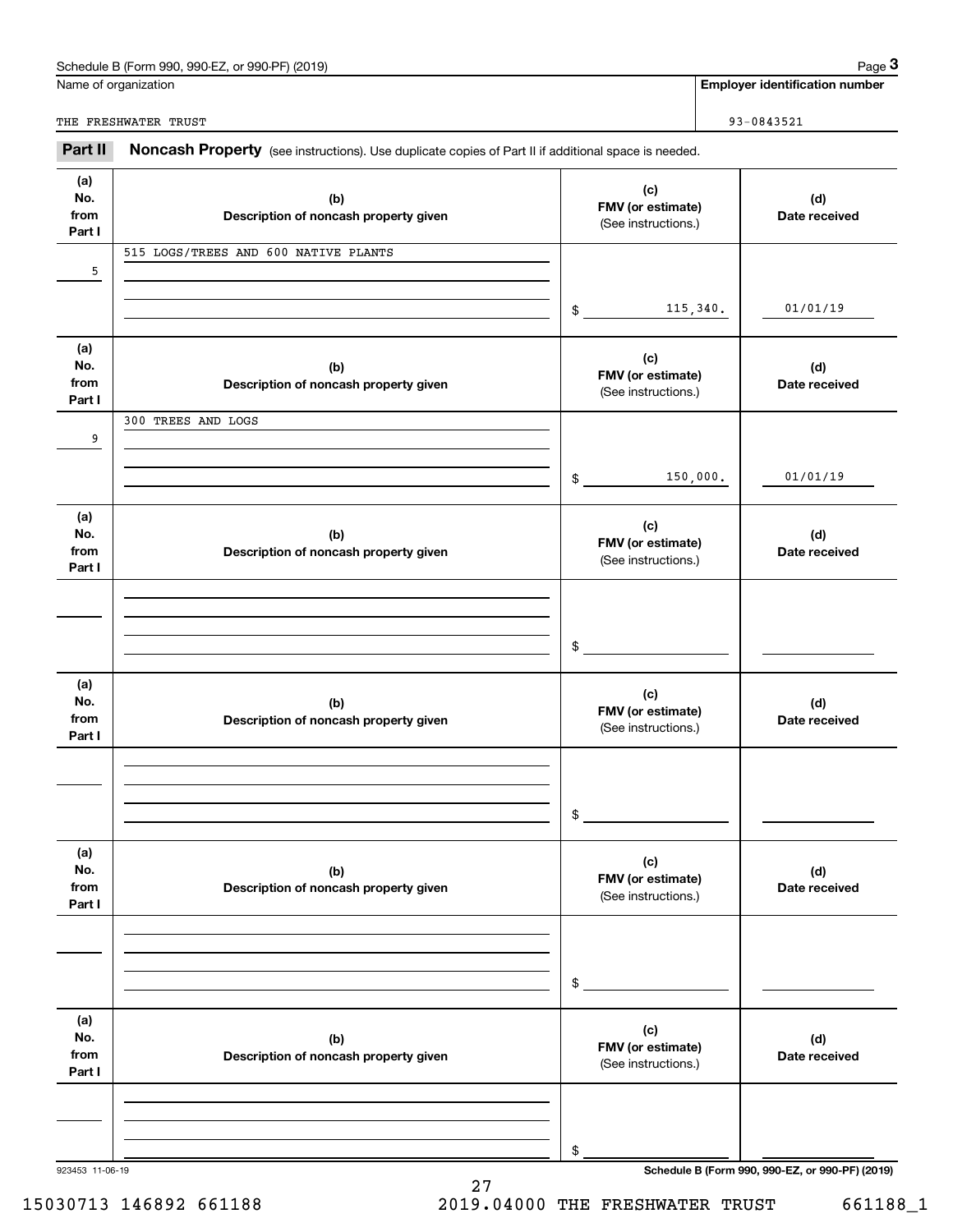Schedule B (Form 990, 990-EZ, or 990-PF) (2019)

Name of organization: THE FRESHWATER TRUST

Employer identification number: 93-0843521

## Part II Noncash Property

(see instructions). Use duplicate copies of Part II if additional space is needed.

| (a) No. from Part I | (b) Description of noncash property given | (c) FMV (or estimate) (See instructions.) | (d) Date received |
|---|---|---|---|
| 5 | 515 LOGS/TREES AND 600 NATIVE PLANTS | $ 115,340. | 01/01/19 |
| 9 | 300 TREES AND LOGS | $ 150,000. | 01/01/19 |
| | | $ | |
| | | $ | |
| | | $ | |
| | | $ | |

923453 11-06-19

Schedule B (Form 990, 990-EZ, or 990-PF) (2019)

15030713 146892 661188 2019.04000 THE FRESHWATER TRUST 661188_1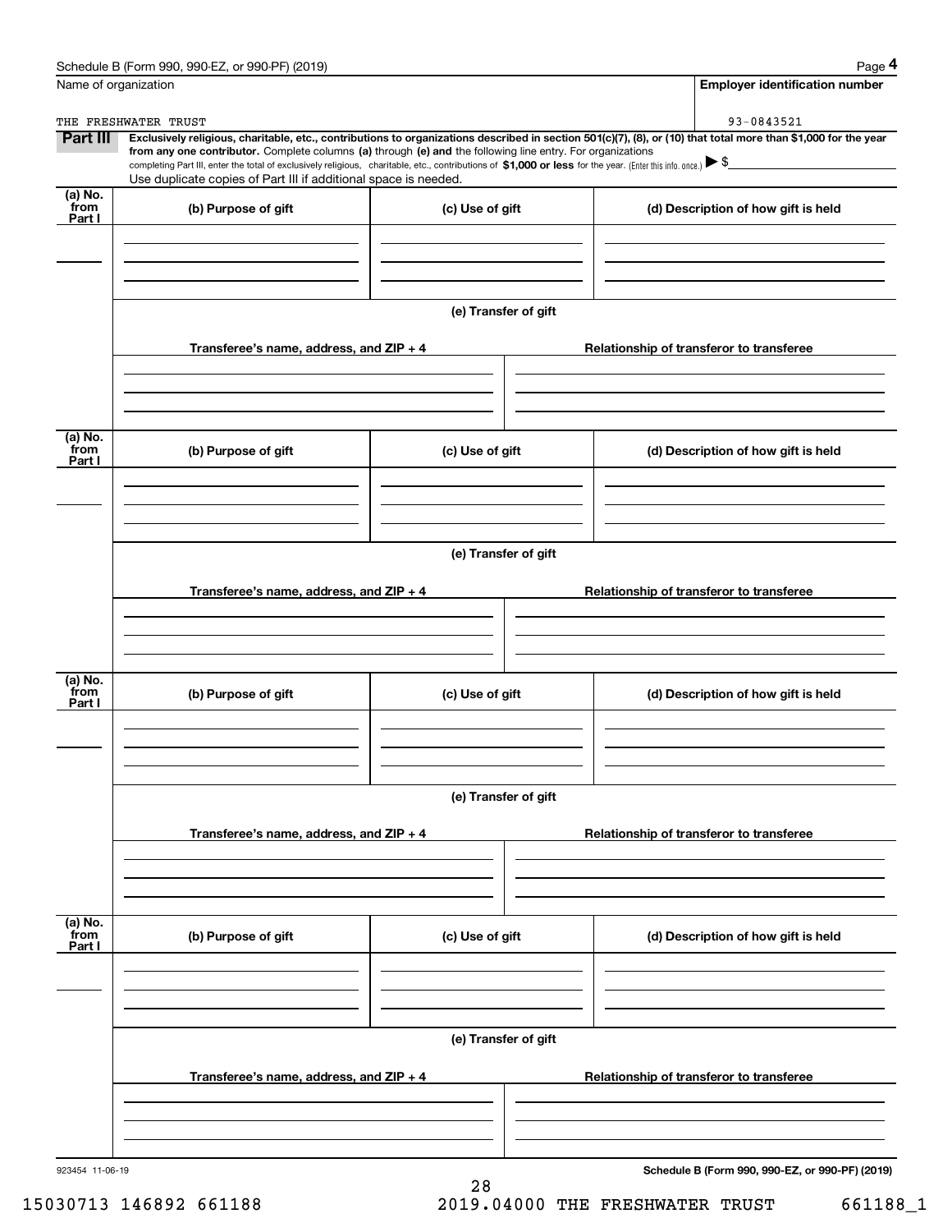Name of organization: THE FRESHWATER TRUST

**Employer identification number:** 93-0843521

**Part III** **Exclusively religious, charitable, etc., contributions to organizations described in section 501(c)(7), (8), or (10) that total more than $1,000 for the year from any one contributor.** Complete columns **(a)** through **(e)** and the following line entry. For organizations completing Part III, enter the total of exclusively religious, charitable, etc., contributions of **$1,000 or less** for the year. (Enter this info. once.) ▶ $

Use duplicate copies of Part III if additional space is needed.

| (a) No. from Part I | (b) Purpose of gift | (c) Use of gift | (d) Description of how gift is held |
|---|---|---|---|
| | | | |

**(e) Transfer of gift**

| Transferee's name, address, and ZIP + 4 | Relationship of transferor to transferee |
|---|---|
| | |

| (a) No. from Part I | (b) Purpose of gift | (c) Use of gift | (d) Description of how gift is held |
|---|---|---|---|
| | | | |

**(e) Transfer of gift**

| Transferee's name, address, and ZIP + 4 | Relationship of transferor to transferee |
|---|---|
| | |

| (a) No. from Part I | (b) Purpose of gift | (c) Use of gift | (d) Description of how gift is held |
|---|---|---|---|
| | | | |

**(e) Transfer of gift**

| Transferee's name, address, and ZIP + 4 | Relationship of transferor to transferee |
|---|---|
| | |

| (a) No. from Part I | (b) Purpose of gift | (c) Use of gift | (d) Description of how gift is held |
|---|---|---|---|
| | | | |

**(e) Transfer of gift**

| Transferee's name, address, and ZIP + 4 | Relationship of transferor to transferee |
|---|---|
| | |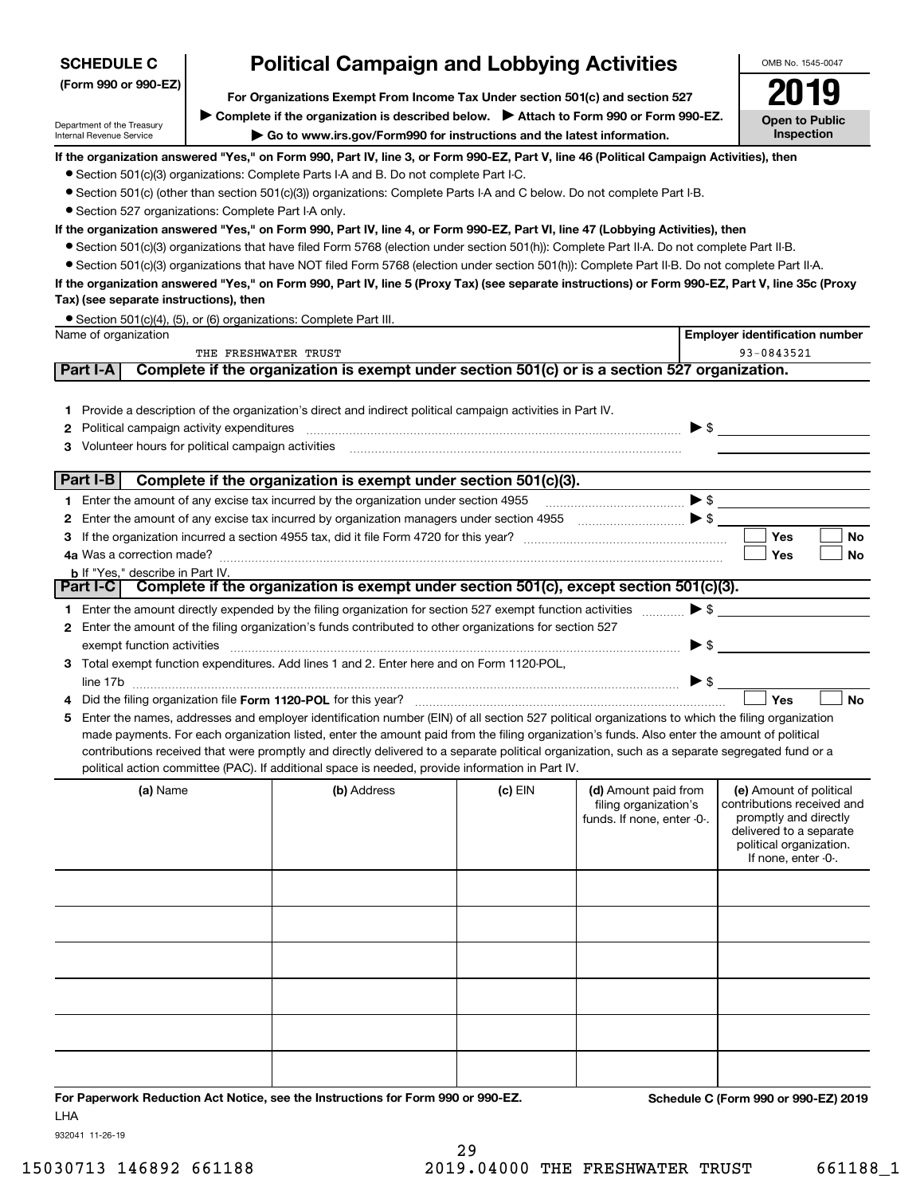**SCHEDULE C**
**(Form 990 or 990-EZ)**

Department of the Treasury
Internal Revenue Service

# Political Campaign and Lobbying Activities

**For Organizations Exempt From Income Tax Under section 501(c) and section 527**

▶ **Complete if the organization is described below.** ▶ **Attach to Form 990 or Form 990-EZ.**

▶ **Go to www.irs.gov/Form990 for instructions and the latest information.**

OMB No. 1545-0047

**2019**

**Open to Public Inspection**

**If the organization answered "Yes," on Form 990, Part IV, line 3, or Form 990-EZ, Part V, line 46 (Political Campaign Activities), then**

- Section 501(c)(3) organizations: Complete Parts I-A and B. Do not complete Part I-C.
- Section 501(c) (other than section 501(c)(3)) organizations: Complete Parts I-A and C below. Do not complete Part I-B.
- Section 527 organizations: Complete Part I-A only.

**If the organization answered "Yes," on Form 990, Part IV, line 4, or Form 990-EZ, Part VI, line 47 (Lobbying Activities), then**

- Section 501(c)(3) organizations that have filed Form 5768 (election under section 501(h)): Complete Part II-A. Do not complete Part II-B.
- Section 501(c)(3) organizations that have NOT filed Form 5768 (election under section 501(h)): Complete Part II-B. Do not complete Part II-A.

**If the organization answered "Yes," on Form 990, Part IV, line 5 (Proxy Tax) (see separate instructions) or Form 990-EZ, Part V, line 35c (Proxy Tax) (see separate instructions), then**

- Section 501(c)(4), (5), or (6) organizations: Complete Part III.

| Name of organization | Employer identification number |
|---|---|
| THE FRESHWATER TRUST | 93-0843521 |

## Part I-A Complete if the organization is exempt under section 501(c) or is a section 527 organization.

1 Provide a description of the organization's direct and indirect political campaign activities in Part IV.
2 Political campaign activity expenditures ▶ $
3 Volunteer hours for political campaign activities

## Part I-B Complete if the organization is exempt under section 501(c)(3).

1 Enter the amount of any excise tax incurred by the organization under section 4955 ▶ $
2 Enter the amount of any excise tax incurred by organization managers under section 4955 ▶ $
3 If the organization incurred a section 4955 tax, did it file Form 4720 for this year? ☐ Yes ☐ No
4a Was a correction made? ☐ Yes ☐ No
b If "Yes," describe in Part IV.

## Part I-C Complete if the organization is exempt under section 501(c), except section 501(c)(3).

1 Enter the amount directly expended by the filing organization for section 527 exempt function activities ▶ $
2 Enter the amount of the filing organization's funds contributed to other organizations for section 527 exempt function activities ▶ $
3 Total exempt function expenditures. Add lines 1 and 2. Enter here and on Form 1120-POL, line 17b ▶ $
4 Did the filing organization file **Form 1120-POL** for this year? ☐ Yes ☐ No
5 Enter the names, addresses and employer identification number (EIN) of all section 527 political organizations to which the filing organization made payments. For each organization listed, enter the amount paid from the filing organization's funds. Also enter the amount of political contributions received that were promptly and directly delivered to a separate political organization, such as a separate segregated fund or a political action committee (PAC). If additional space is needed, provide information in Part IV.

| (a) Name | (b) Address | (c) EIN | (d) Amount paid from filing organization's funds. If none, enter -0-. | (e) Amount of political contributions received and promptly and directly delivered to a separate political organization. If none, enter -0-. |
|---|---|---|---|---|
| | | | | |
| | | | | |
| | | | | |
| | | | | |
| | | | | |
| | | | | |

**For Paperwork Reduction Act Notice, see the Instructions for Form 990 or 990-EZ.** LHA

**Schedule C (Form 990 or 990-EZ) 2019**

932041 11-26-19

15030713 146892 661188 2019.04000 THE FRESHWATER TRUST 661188_1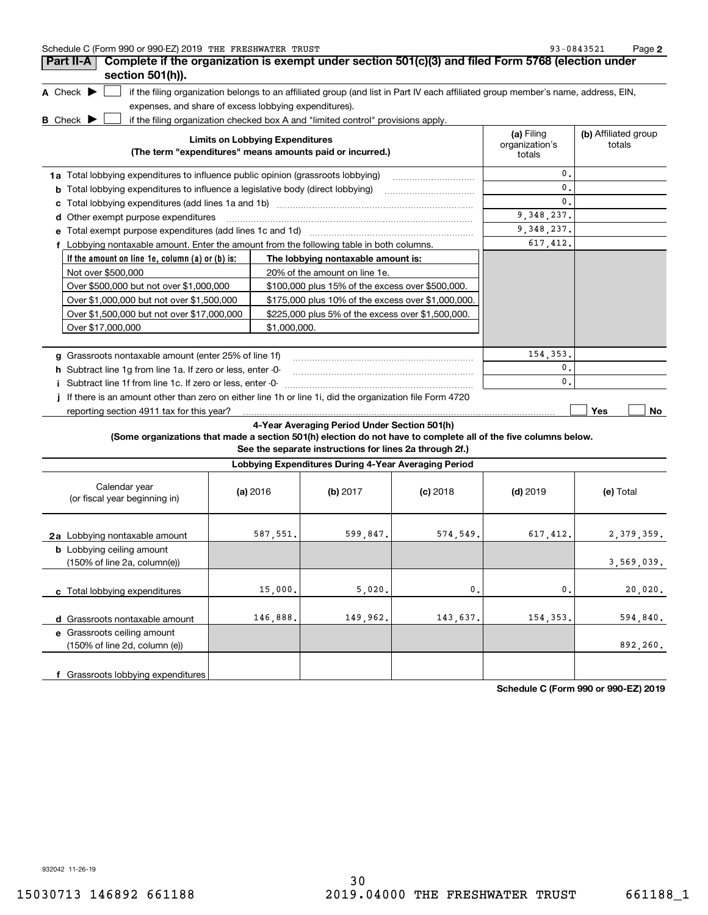Schedule C (Form 990 or 990-EZ) 2019 THE FRESHWATER TRUST 93-0843521

## Part II-A Complete if the organization is exempt under section 501(c)(3) and filed Form 5768 (election under section 501(h)).

**A** Check ▶ ☐ if the filing organization belongs to an affiliated group (and list in Part IV each affiliated group member's name, address, EIN, expenses, and share of excess lobbying expenditures).

**B** Check ▶ ☐ if the filing organization checked box A and "limited control" provisions apply.

| Limits on Lobbying Expenditures (The term "expenditures" means amounts paid or incurred.) | (a) Filing organization's totals | (b) Affiliated group totals |
|---|---|---|
| **1a** Total lobbying expenditures to influence public opinion (grassroots lobbying) | 0. | |
| **b** Total lobbying expenditures to influence a legislative body (direct lobbying) | 0. | |
| **c** Total lobbying expenditures (add lines 1a and 1b) | 0. | |
| **d** Other exempt purpose expenditures | 9,348,237. | |
| **e** Total exempt purpose expenditures (add lines 1c and 1d) | 9,348,237. | |
| **f** Lobbying nontaxable amount. Enter the amount from the following table in both columns. | 617,412. | |

| If the amount on line 1e, column (a) or (b) is: | The lobbying nontaxable amount is: |
|---|---|
| Not over $500,000 | 20% of the amount on line 1e. |
| Over $500,000 but not over $1,000,000 | $100,000 plus 15% of the excess over $500,000. |
| Over $1,000,000 but not over $1,500,000 | $175,000 plus 10% of the excess over $1,000,000. |
| Over $1,500,000 but not over $17,000,000 | $225,000 plus 5% of the excess over $1,500,000. |
| Over $17,000,000 | $1,000,000. |

| | (a) Filing organization's totals | (b) Affiliated group totals |
|---|---|---|
| **g** Grassroots nontaxable amount (enter 25% of line 1f) | 154,353. | |
| **h** Subtract line 1g from line 1a. If zero or less, enter -0- | 0. | |
| **i** Subtract line 1f from line 1c. If zero or less, enter -0- | 0. | |
| **j** If there is an amount other than zero on either line 1h or line 1i, did the organization file Form 4720 reporting section 4911 tax for this year? | ☐ Yes | ☐ No |

### 4-Year Averaging Period Under Section 501(h)

**(Some organizations that made a section 501(h) election do not have to complete all of the five columns below. See the separate instructions for lines 2a through 2f.)**

| Lobbying Expenditures During 4-Year Averaging Period | | | | | |
|---|---|---|---|---|---|
| Calendar year (or fiscal year beginning in) | (a) 2016 | (b) 2017 | (c) 2018 | (d) 2019 | (e) Total |
| **2a** Lobbying nontaxable amount | 587,551. | 599,847. | 574,549. | 617,412. | 2,379,359. |
| **b** Lobbying ceiling amount (150% of line 2a, column(e)) | | | | | 3,569,039. |
| **c** Total lobbying expenditures | 15,000. | 5,020. | 0. | 0. | 20,020. |
| **d** Grassroots nontaxable amount | 146,888. | 149,962. | 143,637. | 154,353. | 594,840. |
| **e** Grassroots ceiling amount (150% of line 2d, column (e)) | | | | | 892,260. |
| **f** Grassroots lobbying expenditures | | | | | |

**Schedule C (Form 990 or 990-EZ) 2019**

932042 11-26-19

15030713 146892 661188 2019.04000 THE FRESHWATER TRUST 661188_1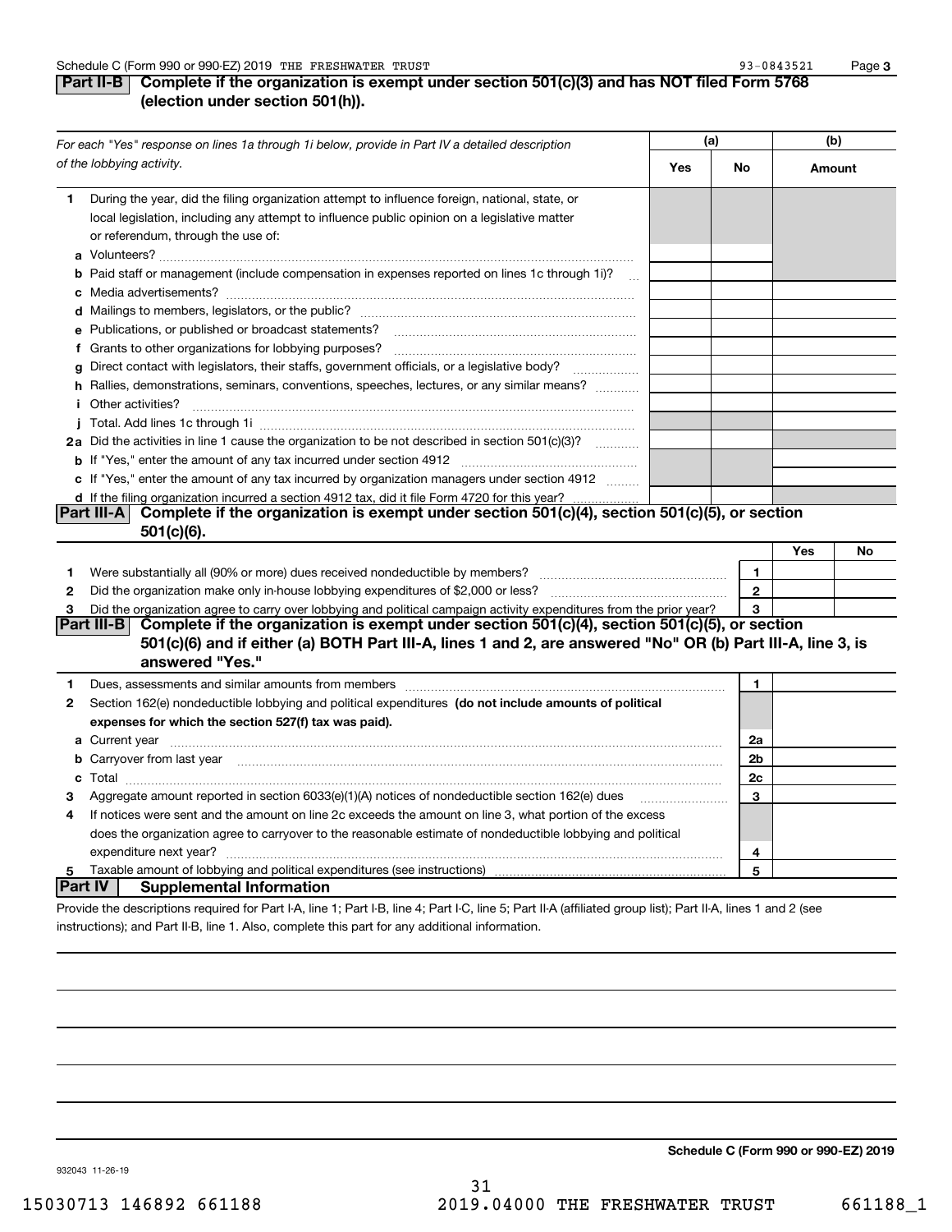**Part II-B** **Complete if the organization is exempt under section 501(c)(3) and has NOT filed Form 5768 (election under section 501(h)).**

| *For each "Yes" response on lines 1a through 1i below, provide in Part IV a detailed description of the lobbying activity.* | (a) Yes | (a) No | (b) Amount |
|---|---|---|---|
| **1** During the year, did the filing organization attempt to influence foreign, national, state, or local legislation, including any attempt to influence public opinion on a legislative matter or referendum, through the use of: | | | |
| **a** Volunteers? | | | |
| **b** Paid staff or management (include compensation in expenses reported on lines 1c through 1i)? | | | |
| **c** Media advertisements? | | | |
| **d** Mailings to members, legislators, or the public? | | | |
| **e** Publications, or published or broadcast statements? | | | |
| **f** Grants to other organizations for lobbying purposes? | | | |
| **g** Direct contact with legislators, their staffs, government officials, or a legislative body? | | | |
| **h** Rallies, demonstrations, seminars, conventions, speeches, lectures, or any similar means? | | | |
| **i** Other activities? | | | |
| **j** Total. Add lines 1c through 1i | | | |
| **2a** Did the activities in line 1 cause the organization to be not described in section 501(c)(3)? | | | |
| **b** If "Yes," enter the amount of any tax incurred under section 4912 | | | |
| **c** If "Yes," enter the amount of any tax incurred by organization managers under section 4912 | | | |
| **d** If the filing organization incurred a section 4912 tax, did it file Form 4720 for this year? | | | |

**Part III-A** **Complete if the organization is exempt under section 501(c)(4), section 501(c)(5), or section 501(c)(6).**

| | | | Yes | No |
|---|---|---|---|---|
| **1** | Were substantially all (90% or more) dues received nondeductible by members? | 1 | | |
| **2** | Did the organization make only in-house lobbying expenditures of $2,000 or less? | 2 | | |
| **3** | Did the organization agree to carry over lobbying and political campaign activity expenditures from the prior year? | 3 | | |

**Part III-B** **Complete if the organization is exempt under section 501(c)(4), section 501(c)(5), or section 501(c)(6) and if either (a) BOTH Part III-A, lines 1 and 2, are answered "No" OR (b) Part III-A, line 3, is answered "Yes."**

| | | | |
|---|---|---|---|
| **1** | Dues, assessments and similar amounts from members | 1 | |
| **2** | Section 162(e) nondeductible lobbying and political expenditures **(do not include amounts of political expenses for which the section 527(f) tax was paid).** | | |
| **a** | Current year | 2a | |
| **b** | Carryover from last year | 2b | |
| **c** | Total | 2c | |
| **3** | Aggregate amount reported in section 6033(e)(1)(A) notices of nondeductible section 162(e) dues | 3 | |
| **4** | If notices were sent and the amount on line 2c exceeds the amount on line 3, what portion of the excess does the organization agree to carryover to the reasonable estimate of nondeductible lobbying and political expenditure next year? | 4 | |
| **5** | Taxable amount of lobbying and political expenditures (see instructions) | 5 | |

**Part IV** **Supplemental Information**

Provide the descriptions required for Part I-A, line 1; Part I-B, line 4; Part I-C, line 5; Part II-A (affiliated group list); Part II-A, lines 1 and 2 (see instructions); and Part II-B, line 1. Also, complete this part for any additional information.

**Schedule C (Form 990 or 990-EZ) 2019**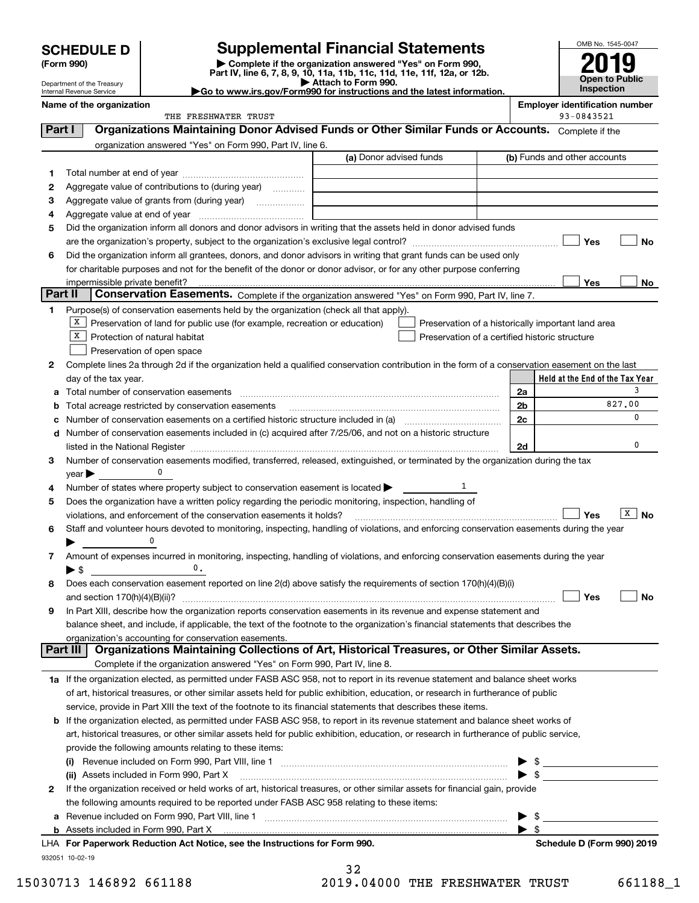# SCHEDULE D (Form 990)

Department of the Treasury
Internal Revenue Service

## Supplemental Financial Statements

▶ Complete if the organization answered "Yes" on Form 990, Part IV, line 6, 7, 8, 9, 10, 11a, 11b, 11c, 11d, 11e, 11f, 12a, or 12b.
▶ Attach to Form 990.
▶Go to www.irs.gov/Form990 for instructions and the latest information.

OMB No. 1545-0047

**2019**

**Open to Public Inspection**

**Name of the organization:** THE FRESHWATER TRUST

**Employer identification number:** 93-0843521

**Part I — Organizations Maintaining Donor Advised Funds or Other Similar Funds or Accounts.** Complete if the organization answered "Yes" on Form 990, Part IV, line 6.

| | | (a) Donor advised funds | (b) Funds and other accounts |
|---|---|---|---|
| 1 | Total number at end of year | | |
| 2 | Aggregate value of contributions to (during year) | | |
| 3 | Aggregate value of grants from (during year) | | |
| 4 | Aggregate value at end of year | | |

5 Did the organization inform all donors and donor advisors in writing that the assets held in donor advised funds are the organization's property, subject to the organization's exclusive legal control? ☐ Yes ☐ No

6 Did the organization inform all grantees, donors, and donor advisors in writing that grant funds can be used only for charitable purposes and not for the benefit of the donor or donor advisor, or for any other purpose conferring impermissible private benefit? ☐ Yes ☐ No

**Part II — Conservation Easements.** Complete if the organization answered "Yes" on Form 990, Part IV, line 7.

1 Purpose(s) of conservation easements held by the organization (check all that apply).

- ☒ Preservation of land for public use (for example, recreation or education)
- ☒ Protection of natural habitat
- ☐ Preservation of open space
- ☐ Preservation of a historically important land area
- ☐ Preservation of a certified historic structure

2 Complete lines 2a through 2d if the organization held a qualified conservation contribution in the form of a conservation easement on the last day of the tax year.

| | | | Held at the End of the Tax Year |
|---|---|---|---|
| a | Total number of conservation easements | 2a | 3 |
| b | Total acreage restricted by conservation easements | 2b | 827.00 |
| c | Number of conservation easements on a certified historic structure included in (a) | 2c | 0 |
| d | Number of conservation easements included in (c) acquired after 7/25/06, and not on a historic structure listed in the National Register | 2d | 0 |

3 Number of conservation easements modified, transferred, released, extinguished, or terminated by the organization during the tax year ▶ 0

4 Number of states where property subject to conservation easement is located ▶ 1

5 Does the organization have a written policy regarding the periodic monitoring, inspection, handling of violations, and enforcement of the conservation easements it holds? ☐ Yes ☒ No

6 Staff and volunteer hours devoted to monitoring, inspecting, handling of violations, and enforcing conservation easements during the year ▶ 0

7 Amount of expenses incurred in monitoring, inspecting, handling of violations, and enforcing conservation easements during the year ▶ $ 0.

8 Does each conservation easement reported on line 2(d) above satisfy the requirements of section 170(h)(4)(B)(i) and section 170(h)(4)(B)(ii)? ☐ Yes ☐ No

9 In Part XIII, describe how the organization reports conservation easements in its revenue and expense statement and balance sheet, and include, if applicable, the text of the footnote to the organization's financial statements that describes the organization's accounting for conservation easements.

**Part III — Organizations Maintaining Collections of Art, Historical Treasures, or Other Similar Assets.** Complete if the organization answered "Yes" on Form 990, Part IV, line 8.

1a If the organization elected, as permitted under FASB ASC 958, not to report in its revenue statement and balance sheet works of art, historical treasures, or other similar assets held for public exhibition, education, or research in furtherance of public service, provide in Part XIII the text of the footnote to its financial statements that describes these items.

b If the organization elected, as permitted under FASB ASC 958, to report in its revenue statement and balance sheet works of art, historical treasures, or other similar assets held for public exhibition, education, or research in furtherance of public service, provide the following amounts relating to these items:

(i) Revenue included on Form 990, Part VIII, line 1 ▶ $

(ii) Assets included in Form 990, Part X ▶ $

2 If the organization received or held works of art, historical treasures, or other similar assets for financial gain, provide the following amounts required to be reported under FASB ASC 958 relating to these items:

a Revenue included on Form 990, Part VIII, line 1 ▶ $

b Assets included in Form 990, Part X ▶ $

LHA For Paperwork Reduction Act Notice, see the Instructions for Form 990. Schedule D (Form 990) 2019

932051 10-02-19

15030713 146892 661188 2019.04000 THE FRESHWATER TRUST 661188_1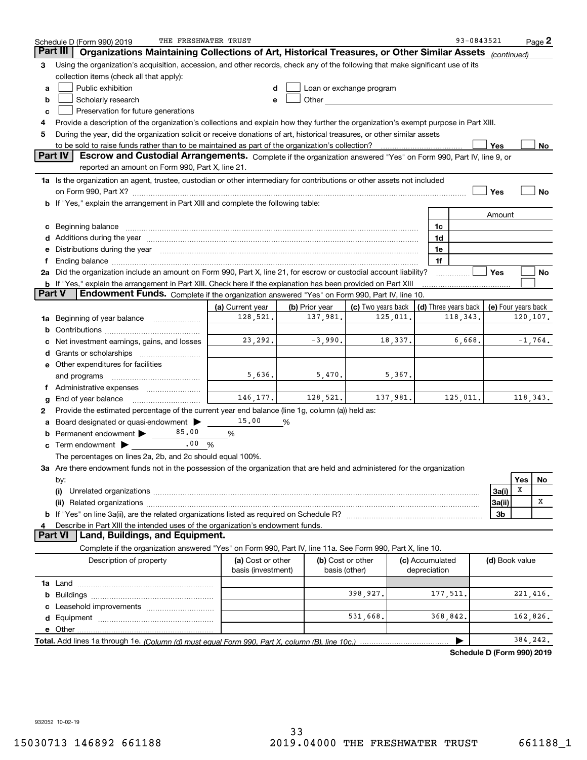Schedule D (Form 990) 2019 THE FRESHWATER TRUST 93-0843521 Page 2

## Part III Organizations Maintaining Collections of Art, Historical Treasures, or Other Similar Assets *(continued)*

3 Using the organization's acquisition, accession, and other records, check any of the following that make significant use of its collection items (check all that apply):

- a ☐ Public exhibition
- b ☐ Scholarly research
- c ☐ Preservation for future generations
- d ☐ Loan or exchange program
- e ☐ Other

4 Provide a description of the organization's collections and explain how they further the organization's exempt purpose in Part XIII.

5 During the year, did the organization solicit or receive donations of art, historical treasures, or other similar assets to be sold to raise funds rather than to be maintained as part of the organization's collection? ☐ Yes ☐ No

## Part IV Escrow and Custodial Arrangements.

Complete if the organization answered "Yes" on Form 990, Part IV, line 9, or reported an amount on Form 990, Part X, line 21.

1a Is the organization an agent, trustee, custodian or other intermediary for contributions or other assets not included on Form 990, Part X? ☐ Yes ☐ No

b If "Yes," explain the arrangement in Part XIII and complete the following table:

| | | Amount |
|---|---|---|
| c Beginning balance | 1c | |
| d Additions during the year | 1d | |
| e Distributions during the year | 1e | |
| f Ending balance | 1f | |

2a Did the organization include an amount on Form 990, Part X, line 21, for escrow or custodial account liability? ☐ Yes ☐ No

b If "Yes," explain the arrangement in Part XIII. Check here if the explanation has been provided on Part XIII ☐

## Part V Endowment Funds.

Complete if the organization answered "Yes" on Form 990, Part IV, line 10.

| | (a) Current year | (b) Prior year | (c) Two years back | (d) Three years back | (e) Four years back |
|---|---|---|---|---|---|
| 1a Beginning of year balance | 128,521. | 137,981. | 125,011. | 118,343. | 120,107. |
| b Contributions | | | | | |
| c Net investment earnings, gains, and losses | 23,292. | -3,990. | 18,337. | 6,668. | -1,764. |
| d Grants or scholarships | | | | | |
| e Other expenditures for facilities and programs | 5,636. | 5,470. | 5,367. | | |
| f Administrative expenses | | | | | |
| g End of year balance | 146,177. | 128,521. | 137,981. | 125,011. | 118,343. |

2 Provide the estimated percentage of the current year end balance (line 1g, column (a)) held as:

- a Board designated or quasi-endowment ▶ 15.00 %
- b Permanent endowment ▶ 85.00 %
- c Term endowment ▶ .00 %

The percentages on lines 2a, 2b, and 2c should equal 100%.

3a Are there endowment funds not in the possession of the organization that are held and administered for the organization by:

| | | Yes | No |
|---|---|---|---|
| (i) Unrelated organizations | 3a(i) | X | |
| (ii) Related organizations | 3a(ii) | | X |
| b If "Yes" on line 3a(ii), are the related organizations listed as required on Schedule R? | 3b | | |

4 Describe in Part XIII the intended uses of the organization's endowment funds.

## Part VI Land, Buildings, and Equipment.

Complete if the organization answered "Yes" on Form 990, Part IV, line 11a. See Form 990, Part X, line 10.

| Description of property | (a) Cost or other basis (investment) | (b) Cost or other basis (other) | (c) Accumulated depreciation | (d) Book value |
|---|---|---|---|---|
| 1a Land | | | | |
| b Buildings | | 398,927. | 177,511. | 221,416. |
| c Leasehold improvements | | | | |
| d Equipment | | 531,668. | 368,842. | 162,826. |
| e Other | | | | |
| **Total.** Add lines 1a through 1e. *(Column (d) must equal Form 990, Part X, column (B), line 10c.)* | | | ▶ | 384,242. |

**Schedule D (Form 990) 2019**

932052 10-02-19

15030713 146892 661188 2019.04000 THE FRESHWATER TRUST 661188_1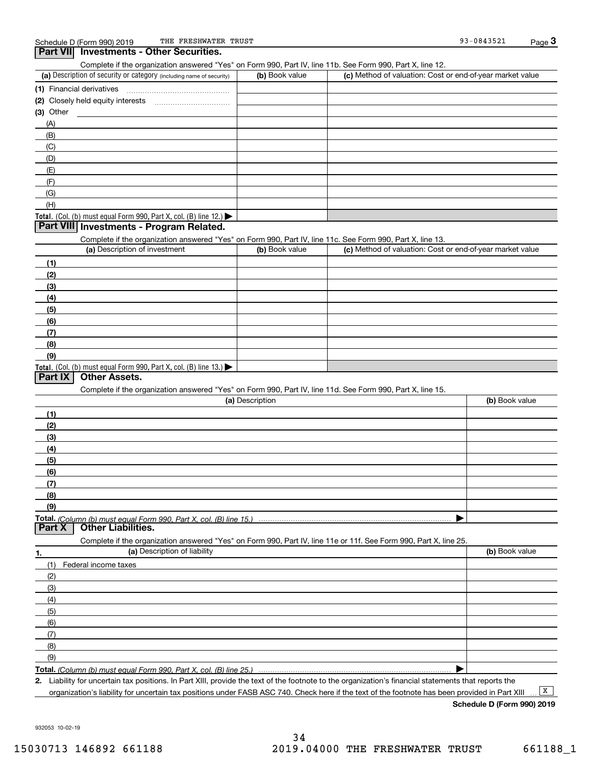Schedule D (Form 990) 2019 THE FRESHWATER TRUST 93-0843521

## Part VII Investments - Other Securities.

Complete if the organization answered "Yes" on Form 990, Part IV, line 11b. See Form 990, Part X, line 12.

| (a) Description of security or category (including name of security) | (b) Book value | (c) Method of valuation: Cost or end-of-year market value |
|---|---|---|
| (1) Financial derivatives | | |
| (2) Closely held equity interests | | |
| (3) Other | | |
| (A) | | |
| (B) | | |
| (C) | | |
| (D) | | |
| (E) | | |
| (F) | | |
| (G) | | |
| (H) | | |
| **Total.** (Col. (b) must equal Form 990, Part X, col. (B) line 12.) ▶ | | |

## Part VIII Investments - Program Related.

Complete if the organization answered "Yes" on Form 990, Part IV, line 11c. See Form 990, Part X, line 13.

| (a) Description of investment | (b) Book value | (c) Method of valuation: Cost or end-of-year market value |
|---|---|---|
| (1) | | |
| (2) | | |
| (3) | | |
| (4) | | |
| (5) | | |
| (6) | | |
| (7) | | |
| (8) | | |
| (9) | | |
| **Total.** (Col. (b) must equal Form 990, Part X, col. (B) line 13.) ▶ | | |

## Part IX Other Assets.

Complete if the organization answered "Yes" on Form 990, Part IV, line 11d. See Form 990, Part X, line 15.

| (a) Description | (b) Book value |
|---|---|
| (1) | |
| (2) | |
| (3) | |
| (4) | |
| (5) | |
| (6) | |
| (7) | |
| (8) | |
| (9) | |
| **Total.** *(Column (b) must equal Form 990, Part X, col. (B) line 15.)* ▶ | |

## Part X Other Liabilities.

Complete if the organization answered "Yes" on Form 990, Part IV, line 11e or 11f. See Form 990, Part X, line 25.

| 1. (a) Description of liability | (b) Book value |
|---|---|
| (1) Federal income taxes | |
| (2) | |
| (3) | |
| (4) | |
| (5) | |
| (6) | |
| (7) | |
| (8) | |
| (9) | |
| **Total.** *(Column (b) must equal Form 990, Part X, col. (B) line 25.)* ▶ | |

**2.** Liability for uncertain tax positions. In Part XIII, provide the text of the footnote to the organization's financial statements that reports the organization's liability for uncertain tax positions under FASB ASC 740. Check here if the text of the footnote has been provided in Part XIII ... [X]

**Schedule D (Form 990) 2019**

932053 10-02-19

15030713 146892 661188 2019.04000 THE FRESHWATER TRUST 661188_1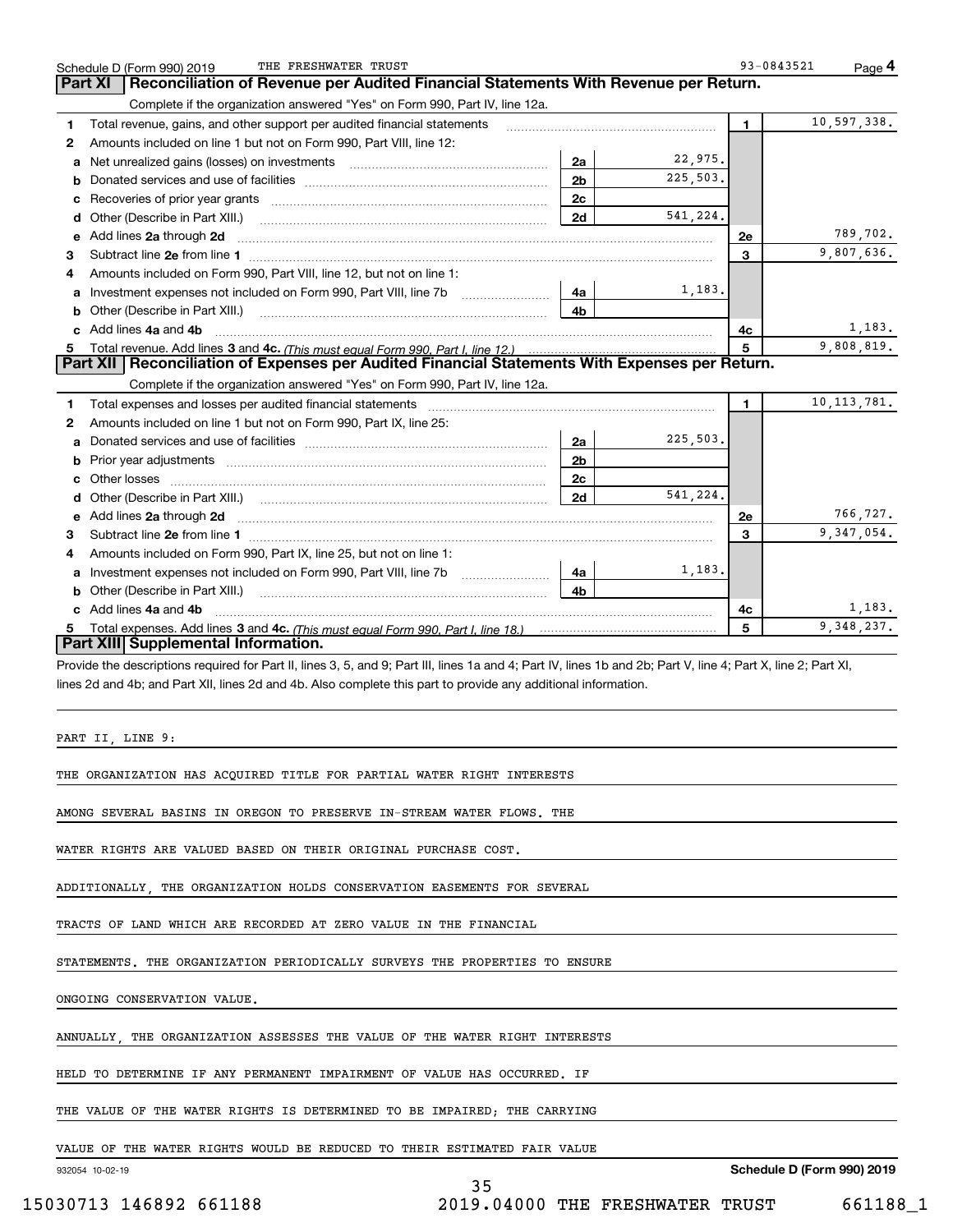Schedule D (Form 990) 2019 THE FRESHWATER TRUST 93-0843521 Page 4

## Part XI Reconciliation of Revenue per Audited Financial Statements With Revenue per Return.

Complete if the organization answered "Yes" on Form 990, Part IV, line 12a.

| | | | | | |
|---|---|---|---|---|---|
| 1 | Total revenue, gains, and other support per audited financial statements | | | 1 | 10,597,338. |
| 2 | Amounts included on line 1 but not on Form 990, Part VIII, line 12: | | | | |
| a | Net unrealized gains (losses) on investments | 2a | 22,975. | | |
| b | Donated services and use of facilities | 2b | 225,503. | | |
| c | Recoveries of prior year grants | 2c | | | |
| d | Other (Describe in Part XIII.) | 2d | 541,224. | | |
| e | Add lines 2a through 2d | | | 2e | 789,702. |
| 3 | Subtract line 2e from line 1 | | | 3 | 9,807,636. |
| 4 | Amounts included on Form 990, Part VIII, line 12, but not on line 1: | | | | |
| a | Investment expenses not included on Form 990, Part VIII, line 7b | 4a | 1,183. | | |
| b | Other (Describe in Part XIII.) | 4b | | | |
| c | Add lines 4a and 4b | | | 4c | 1,183. |
| 5 | Total revenue. Add lines 3 and 4c. *(This must equal Form 990, Part I, line 12.)* | | | 5 | 9,808,819. |

## Part XII Reconciliation of Expenses per Audited Financial Statements With Expenses per Return.

Complete if the organization answered "Yes" on Form 990, Part IV, line 12a.

| | | | | | |
|---|---|---|---|---|---|
| 1 | Total expenses and losses per audited financial statements | | | 1 | 10,113,781. |
| 2 | Amounts included on line 1 but not on Form 990, Part IX, line 25: | | | | |
| a | Donated services and use of facilities | 2a | 225,503. | | |
| b | Prior year adjustments | 2b | | | |
| c | Other losses | 2c | | | |
| d | Other (Describe in Part XIII.) | 2d | 541,224. | | |
| e | Add lines 2a through 2d | | | 2e | 766,727. |
| 3 | Subtract line 2e from line 1 | | | 3 | 9,347,054. |
| 4 | Amounts included on Form 990, Part IX, line 25, but not on line 1: | | | | |
| a | Investment expenses not included on Form 990, Part VIII, line 7b | 4a | 1,183. | | |
| b | Other (Describe in Part XIII.) | 4b | | | |
| c | Add lines 4a and 4b | | | 4c | 1,183. |
| 5 | Total expenses. Add lines 3 and 4c. *(This must equal Form 990, Part I, line 18.)* | | | 5 | 9,348,237. |

## Part XIII Supplemental Information.

Provide the descriptions required for Part II, lines 3, 5, and 9; Part III, lines 1a and 4; Part IV, lines 1b and 2b; Part V, line 4; Part X, line 2; Part XI, lines 2d and 4b; and Part XII, lines 2d and 4b. Also complete this part to provide any additional information.

PART II, LINE 9:

THE ORGANIZATION HAS ACQUIRED TITLE FOR PARTIAL WATER RIGHT INTERESTS AMONG SEVERAL BASINS IN OREGON TO PRESERVE IN-STREAM WATER FLOWS. THE WATER RIGHTS ARE VALUED BASED ON THEIR ORIGINAL PURCHASE COST.

ADDITIONALLY, THE ORGANIZATION HOLDS CONSERVATION EASEMENTS FOR SEVERAL TRACTS OF LAND WHICH ARE RECORDED AT ZERO VALUE IN THE FINANCIAL STATEMENTS. THE ORGANIZATION PERIODICALLY SURVEYS THE PROPERTIES TO ENSURE ONGOING CONSERVATION VALUE.

ANNUALLY, THE ORGANIZATION ASSESSES THE VALUE OF THE WATER RIGHT INTERESTS HELD TO DETERMINE IF ANY PERMANENT IMPAIRMENT OF VALUE HAS OCCURRED. IF THE VALUE OF THE WATER RIGHTS IS DETERMINED TO BE IMPAIRED; THE CARRYING VALUE OF THE WATER RIGHTS WOULD BE REDUCED TO THEIR ESTIMATED FAIR VALUE

932054 10-02-19 **Schedule D (Form 990) 2019**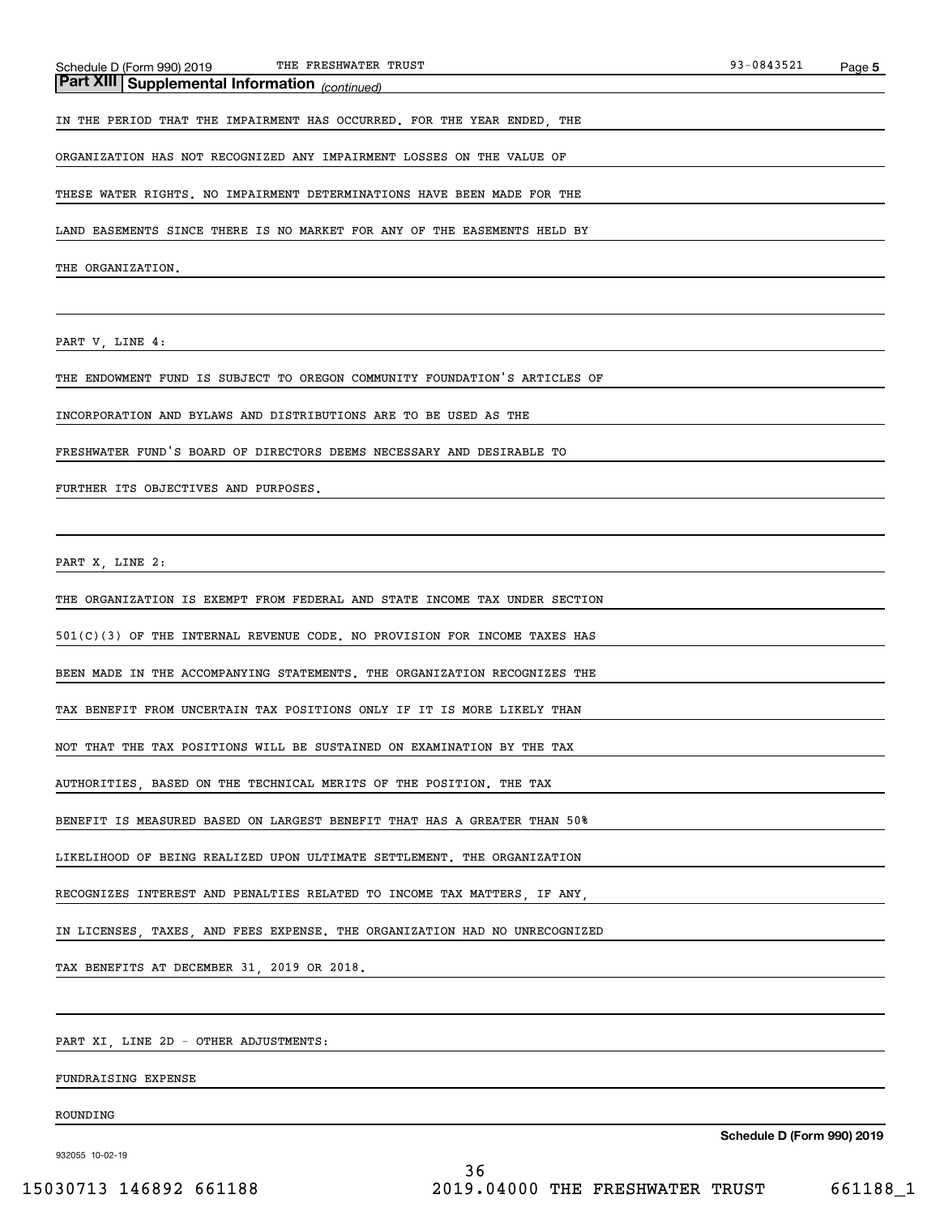## Part XIII Supplemental Information *(continued)*

IN THE PERIOD THAT THE IMPAIRMENT HAS OCCURRED. FOR THE YEAR ENDED, THE ORGANIZATION HAS NOT RECOGNIZED ANY IMPAIRMENT LOSSES ON THE VALUE OF THESE WATER RIGHTS. NO IMPAIRMENT DETERMINATIONS HAVE BEEN MADE FOR THE LAND EASEMENTS SINCE THERE IS NO MARKET FOR ANY OF THE EASEMENTS HELD BY THE ORGANIZATION.

PART V, LINE 4:

THE ENDOWMENT FUND IS SUBJECT TO OREGON COMMUNITY FOUNDATION'S ARTICLES OF INCORPORATION AND BYLAWS AND DISTRIBUTIONS ARE TO BE USED AS THE FRESHWATER FUND'S BOARD OF DIRECTORS DEEMS NECESSARY AND DESIRABLE TO FURTHER ITS OBJECTIVES AND PURPOSES.

PART X, LINE 2:

THE ORGANIZATION IS EXEMPT FROM FEDERAL AND STATE INCOME TAX UNDER SECTION 501(C)(3) OF THE INTERNAL REVENUE CODE. NO PROVISION FOR INCOME TAXES HAS BEEN MADE IN THE ACCOMPANYING STATEMENTS. THE ORGANIZATION RECOGNIZES THE TAX BENEFIT FROM UNCERTAIN TAX POSITIONS ONLY IF IT IS MORE LIKELY THAN NOT THAT THE TAX POSITIONS WILL BE SUSTAINED ON EXAMINATION BY THE TAX AUTHORITIES, BASED ON THE TECHNICAL MERITS OF THE POSITION. THE TAX BENEFIT IS MEASURED BASED ON LARGEST BENEFIT THAT HAS A GREATER THAN 50% LIKELIHOOD OF BEING REALIZED UPON ULTIMATE SETTLEMENT. THE ORGANIZATION RECOGNIZES INTEREST AND PENALTIES RELATED TO INCOME TAX MATTERS, IF ANY, IN LICENSES, TAXES, AND FEES EXPENSE. THE ORGANIZATION HAD NO UNRECOGNIZED TAX BENEFITS AT DECEMBER 31, 2019 OR 2018.

PART XI, LINE 2D - OTHER ADJUSTMENTS:

FUNDRAISING EXPENSE

ROUNDING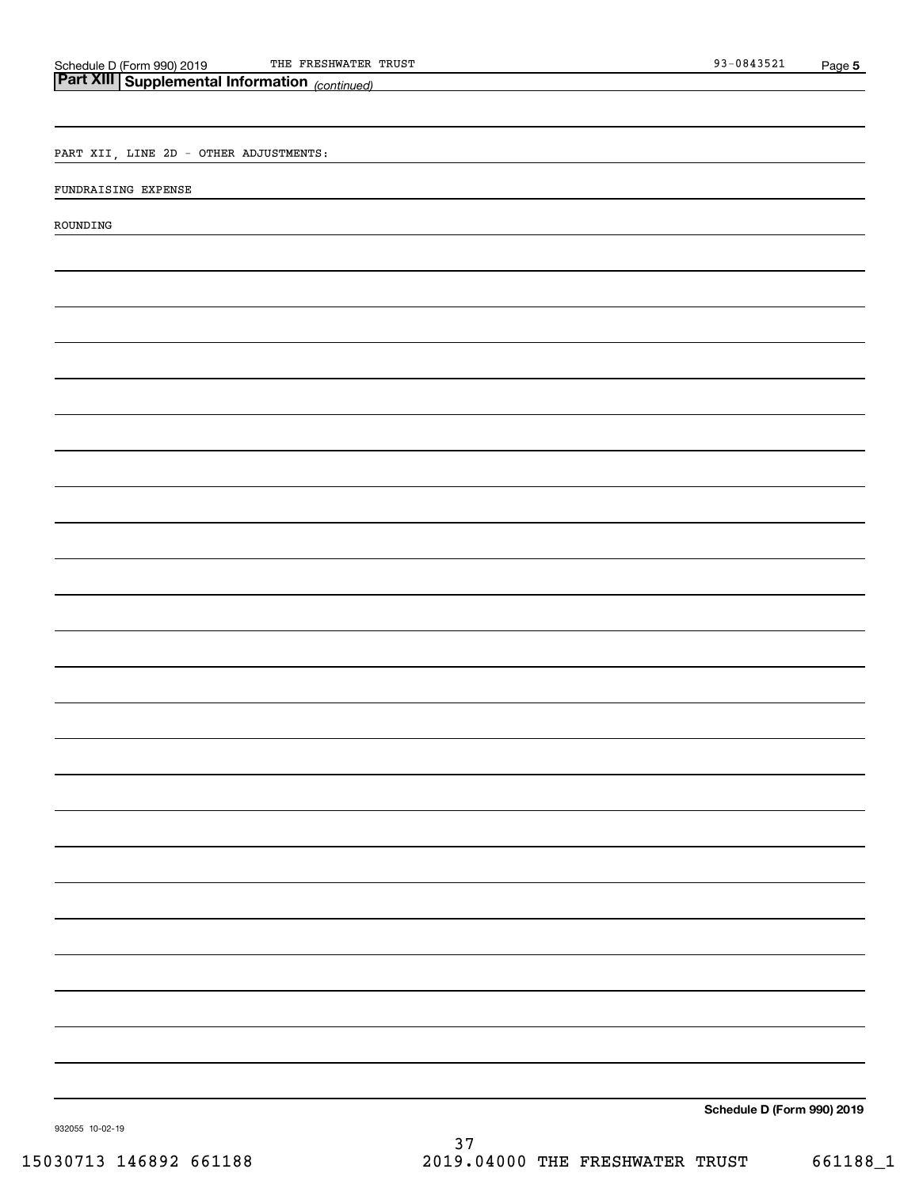Schedule D (Form 990) 2019 THE FRESHWATER TRUST 93-0843521

## Part XIII Supplemental Information *(continued)*

PART XII, LINE 2D - OTHER ADJUSTMENTS:

FUNDRAISING EXPENSE

ROUNDING

Schedule D (Form 990) 2019

932055 10-02-19

15030713 146892 661188 2019.04000 THE FRESHWATER TRUST 661188_1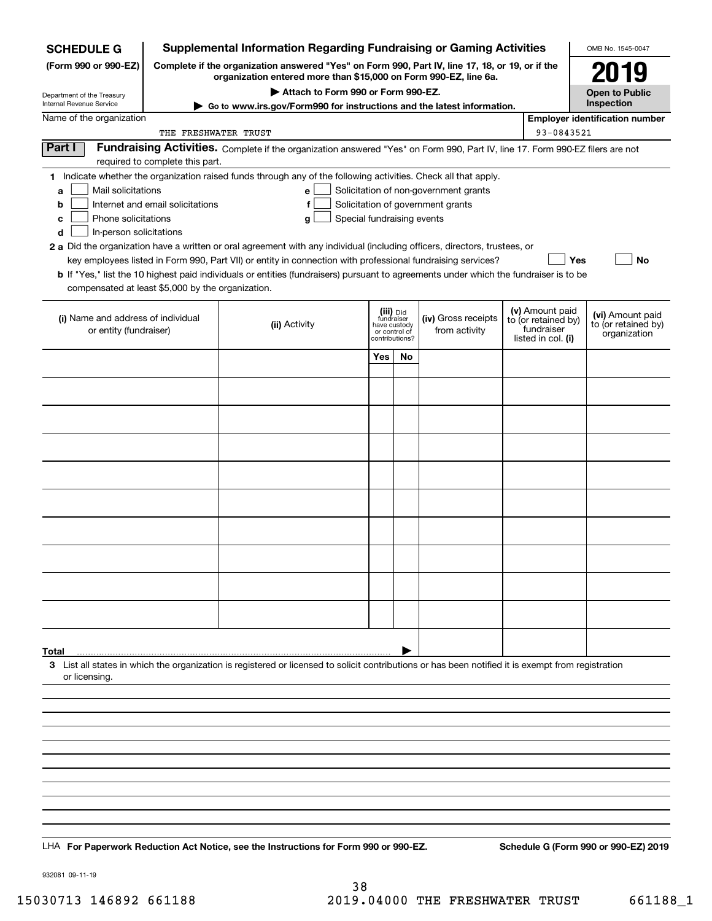**SCHEDULE G**
**(Form 990 or 990-EZ)**

Department of the Treasury
Internal Revenue Service

# Supplemental Information Regarding Fundraising or Gaming Activities

**Complete if the organization answered "Yes" on Form 990, Part IV, line 17, 18, or 19, or if the organization entered more than $15,000 on Form 990-EZ, line 6a.**

▶ **Attach to Form 990 or Form 990-EZ.**

▶ **Go to www.irs.gov/Form990 for instructions and the latest information.**

OMB No. 1545-0047

**2019**

**Open to Public Inspection**

Name of the organization: THE FRESHWATER TRUST

**Employer identification number**: 93-0843521

## Part I Fundraising Activities.

Complete if the organization answered "Yes" on Form 990, Part IV, line 17. Form 990-EZ filers are not required to complete this part.

**1** Indicate whether the organization raised funds through any of the following activities. Check all that apply.

- **a** ☐ Mail solicitations
- **b** ☐ Internet and email solicitations
- **c** ☐ Phone solicitations
- **d** ☐ In-person solicitations
- **e** ☐ Solicitation of non-government grants
- **f** ☐ Solicitation of government grants
- **g** ☐ Special fundraising events

**2 a** Did the organization have a written or oral agreement with any individual (including officers, directors, trustees, or key employees listed in Form 990, Part VII) or entity in connection with professional fundraising services? ☐ **Yes** ☐ **No**

**b** If "Yes," list the 10 highest paid individuals or entities (fundraisers) pursuant to agreements under which the fundraiser is to be compensated at least $5,000 by the organization.

| (i) Name and address of individual or entity (fundraiser) | (ii) Activity | (iii) Did fundraiser have custody or control of contributions? | | (iv) Gross receipts from activity | (v) Amount paid to (or retained by) fundraiser listed in col. (i) | (vi) Amount paid to (or retained by) organization |
|---|---|---|---|---|---|---|
| | | Yes | No | | | |
| | | | | | | |
| | | | | | | |
| | | | | | | |
| | | | | | | |
| | | | | | | |
| | | | | | | |
| | | | | | | |
| | | | | | | |
| | | | | | | |
| | | | | | | |
| **Total** ▶ | | | | | | |

**3** List all states in which the organization is registered or licensed to solicit contributions or has been notified it is exempt from registration or licensing.

LHA **For Paperwork Reduction Act Notice, see the Instructions for Form 990 or 990-EZ.** **Schedule G (Form 990 or 990-EZ) 2019**

932081 09-11-19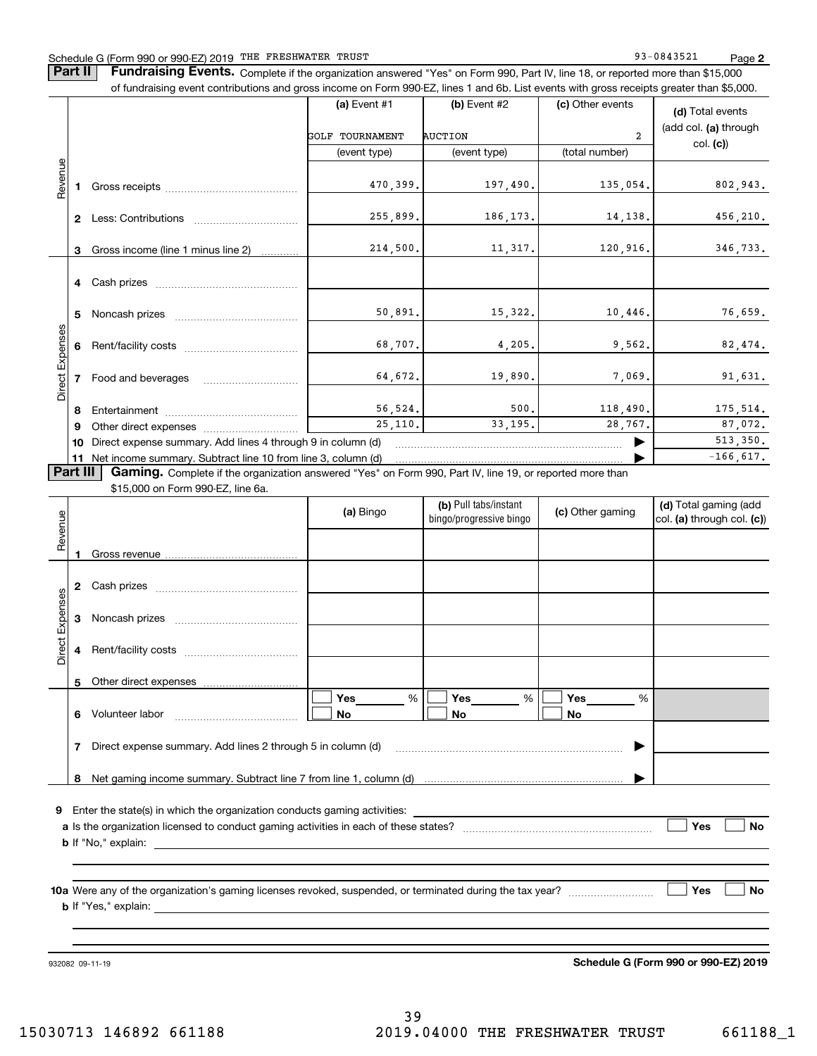Schedule G (Form 990 or 990-EZ) 2019 THE FRESHWATER TRUST 93-0843521 Page **2**

**Part II** **Fundraising Events.** Complete if the organization answered "Yes" on Form 990, Part IV, line 18, or reported more than $15,000 of fundraising event contributions and gross income on Form 990-EZ, lines 1 and 6b. List events with gross receipts greater than $5,000.

| | | (a) Event #1 | (b) Event #2 | (c) Other events | (d) Total events (add col. (a) through col. (c)) |
|---|---|---|---|---|---|
| | | GOLF TOURNAMENT | AUCTION | 2 | |
| | | (event type) | (event type) | (total number) | |
| Revenue | 1 Gross receipts | 470,399. | 197,490. | 135,054. | 802,943. |
| | 2 Less: Contributions | 255,899. | 186,173. | 14,138. | 456,210. |
| | 3 Gross income (line 1 minus line 2) | 214,500. | 11,317. | 120,916. | 346,733. |
| Direct Expenses | 4 Cash prizes | | | | |
| | 5 Noncash prizes | 50,891. | 15,322. | 10,446. | 76,659. |
| | 6 Rent/facility costs | 68,707. | 4,205. | 9,562. | 82,474. |
| | 7 Food and beverages | 64,672. | 19,890. | 7,069. | 91,631. |
| | 8 Entertainment | 56,524. | 500. | 118,490. | 175,514. |
| | 9 Other direct expenses | 25,110. | 33,195. | 28,767. | 87,072. |
| | 10 Direct expense summary. Add lines 4 through 9 in column (d) | | | ▶ | 513,350. |
| | 11 Net income summary. Subtract line 10 from line 3, column (d) | | | ▶ | -166,617. |

**Part III** **Gaming.** Complete if the organization answered "Yes" on Form 990, Part IV, line 19, or reported more than $15,000 on Form 990-EZ, line 6a.

| | | (a) Bingo | (b) Pull tabs/instant bingo/progressive bingo | (c) Other gaming | (d) Total gaming (add col. (a) through col. (c)) |
|---|---|---|---|---|---|
| Revenue | 1 Gross revenue | | | | |
| Direct Expenses | 2 Cash prizes | | | | |
| | 3 Noncash prizes | | | | |
| | 4 Rent/facility costs | | | | |
| | 5 Other direct expenses | | | | |
| | 6 Volunteer labor | ☐ Yes ____ % ☐ No | ☐ Yes ____ % ☐ No | ☐ Yes ____ % ☐ No | |
| | 7 Direct expense summary. Add lines 2 through 5 in column (d) | | | ▶ | |
| | 8 Net gaming income summary. Subtract line 7 from line 1, column (d) | | | ▶ | |

**9** Enter the state(s) in which the organization conducts gaming activities: ____________

**a** Is the organization licensed to conduct gaming activities in each of these states? ☐ Yes ☐ No

**b** If "No," explain: ____________

**10a** Were any of the organization's gaming licenses revoked, suspended, or terminated during the tax year? ☐ Yes ☐ No

**b** If "Yes," explain: ____________

932082 09-11-19 **Schedule G (Form 990 or 990-EZ) 2019**

15030713 146892 661188 2019.04000 THE FRESHWATER TRUST 661188_1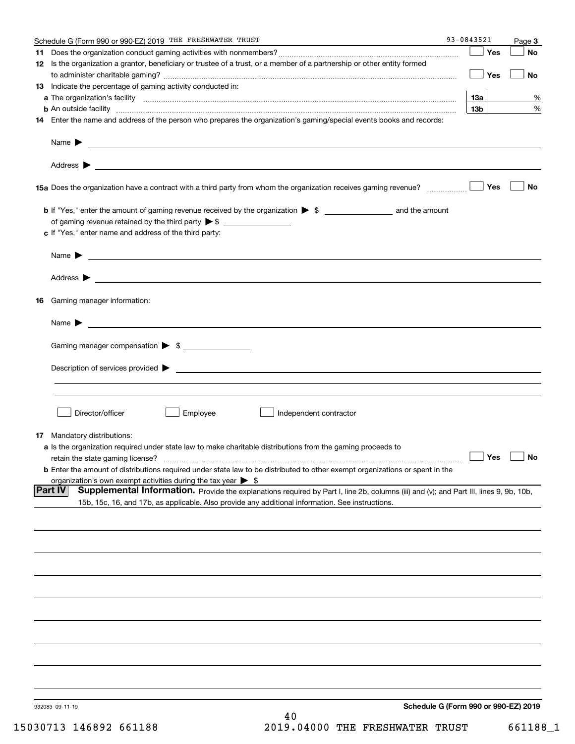Schedule G (Form 990 or 990-EZ) 2019 THE FRESHWATER TRUST 93-0843521 Page **3**

**11** Does the organization conduct gaming activities with nonmembers? ☐ Yes ☐ No

**12** Is the organization a grantor, beneficiary or trustee of a trust, or a member of a partnership or other entity formed to administer charitable gaming? ☐ Yes ☐ No

**13** Indicate the percentage of gaming activity conducted in:

**a** The organization's facility **13a** %

**b** An outside facility **13b** %

**14** Enter the name and address of the person who prepares the organization's gaming/special events books and records:

Name ▶

Address ▶

**15a** Does the organization have a contract with a third party from whom the organization receives gaming revenue? ☐ Yes ☐ No

**b** If "Yes," enter the amount of gaming revenue received by the organization ▶ $ ______ and the amount of gaming revenue retained by the third party ▶ $ ______

**c** If "Yes," enter name and address of the third party:

Name ▶

Address ▶

**16** Gaming manager information:

Name ▶

Gaming manager compensation ▶ $

Description of services provided ▶

☐ Director/officer ☐ Employee ☐ Independent contractor

**17** Mandatory distributions:

**a** Is the organization required under state law to make charitable distributions from the gaming proceeds to retain the state gaming license? ☐ Yes ☐ No

**b** Enter the amount of distributions required under state law to be distributed to other exempt organizations or spent in the organization's own exempt activities during the tax year ▶ $

**Part IV** **Supplemental Information.** Provide the explanations required by Part I, line 2b, columns (iii) and (v); and Part III, lines 9, 9b, 10b, 15b, 15c, 16, and 17b, as applicable. Also provide any additional information. See instructions.

932083 09-11-19 **Schedule G (Form 990 or 990-EZ) 2019**

15030713 146892 661188 2019.04000 THE FRESHWATER TRUST 661188_1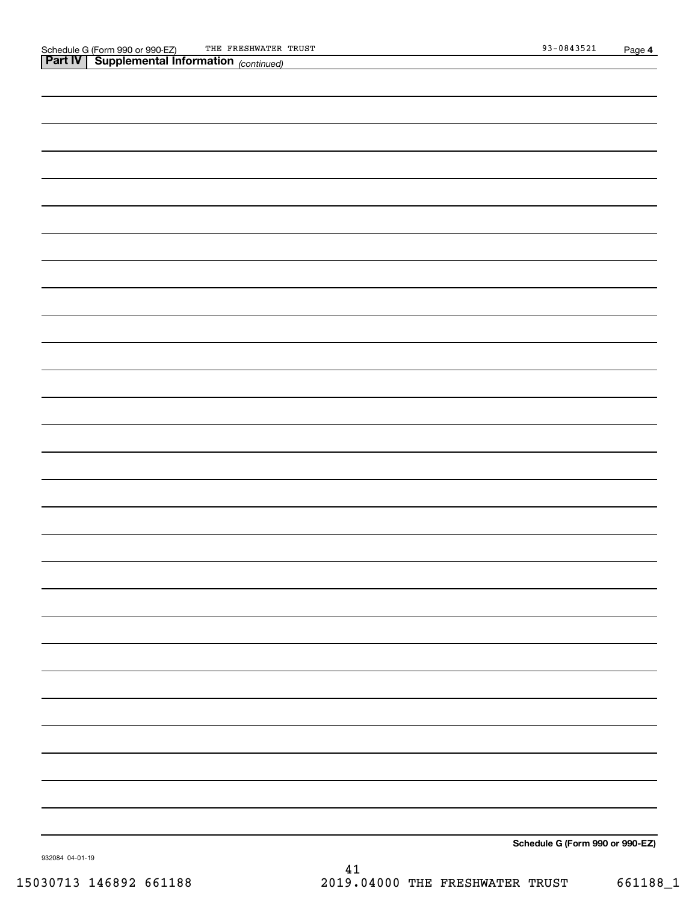**Part IV | Supplemental Information** *(continued)*

**Schedule G (Form 990 or 990-EZ)**

932084 04-01-19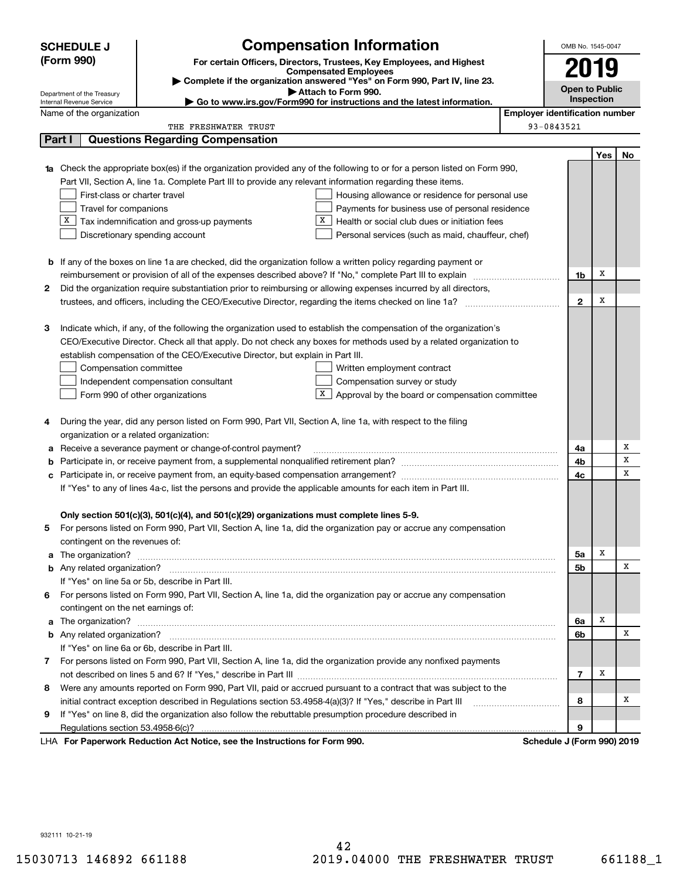**SCHEDULE J (Form 990)**

Department of the Treasury
Internal Revenue Service

# Compensation Information

**For certain Officers, Directors, Trustees, Key Employees, and Highest Compensated Employees**

▶ **Complete if the organization answered "Yes" on Form 990, Part IV, line 23.**

▶ **Attach to Form 990.**

▶ **Go to www.irs.gov/Form990 for instructions and the latest information.**

OMB No. 1545-0047

**2019**

**Open to Public Inspection**

Name of the organization: THE FRESHWATER TRUST

**Employer identification number:** 93-0843521

## Part I Questions Regarding Compensation

| | | | Yes | No |
|---|---|---|---|---|
| **1a** | Check the appropriate box(es) if the organization provided any of the following to or for a person listed on Form 990, Part VII, Section A, line 1a. Complete Part III to provide any relevant information regarding these items.<br>☐ First-class or charter travel<br>☐ Travel for companions<br>☒ Tax indemnification and gross-up payments<br>☐ Discretionary spending account<br>☐ Housing allowance or residence for personal use<br>☐ Payments for business use of personal residence<br>☒ Health or social club dues or initiation fees<br>☐ Personal services (such as maid, chauffeur, chef) | | | |
| **b** | If any of the boxes on line 1a are checked, did the organization follow a written policy regarding payment or reimbursement or provision of all of the expenses described above? If "No," complete Part III to explain | 1b | X | |
| **2** | Did the organization require substantiation prior to reimbursing or allowing expenses incurred by all directors, trustees, and officers, including the CEO/Executive Director, regarding the items checked on line 1a? | 2 | X | |
| **3** | Indicate which, if any, of the following the organization used to establish the compensation of the organization's CEO/Executive Director. Check all that apply. Do not check any boxes for methods used by a related organization to establish compensation of the CEO/Executive Director, but explain in Part III.<br>☐ Compensation committee<br>☐ Independent compensation consultant<br>☐ Form 990 of other organizations<br>☐ Written employment contract<br>☐ Compensation survey or study<br>☒ Approval by the board or compensation committee | | | |
| **4** | During the year, did any person listed on Form 990, Part VII, Section A, line 1a, with respect to the filing organization or a related organization: | | | |
| **a** | Receive a severance payment or change-of-control payment? | 4a | | X |
| **b** | Participate in, or receive payment from, a supplemental nonqualified retirement plan? | 4b | | X |
| **c** | Participate in, or receive payment from, an equity-based compensation arrangement? | 4c | | X |
| | If "Yes" to any of lines 4a-c, list the persons and provide the applicable amounts for each item in Part III. | | | |
| | **Only section 501(c)(3), 501(c)(4), and 501(c)(29) organizations must complete lines 5-9.** | | | |
| **5** | For persons listed on Form 990, Part VII, Section A, line 1a, did the organization pay or accrue any compensation contingent on the revenues of: | | | |
| **a** | The organization? | 5a | X | |
| **b** | Any related organization? | 5b | | X |
| | If "Yes" on line 5a or 5b, describe in Part III. | | | |
| **6** | For persons listed on Form 990, Part VII, Section A, line 1a, did the organization pay or accrue any compensation contingent on the net earnings of: | | | |
| **a** | The organization? | 6a | X | |
| **b** | Any related organization? | 6b | | X |
| | If "Yes" on line 6a or 6b, describe in Part III. | | | |
| **7** | For persons listed on Form 990, Part VII, Section A, line 1a, did the organization provide any nonfixed payments not described on lines 5 and 6? If "Yes," describe in Part III | 7 | X | |
| **8** | Were any amounts reported on Form 990, Part VII, paid or accrued pursuant to a contract that was subject to the initial contract exception described in Regulations section 53.4958-4(a)(3)? If "Yes," describe in Part III | 8 | | X |
| **9** | If "Yes" on line 8, did the organization also follow the rebuttable presumption procedure described in Regulations section 53.4958-6(c)? | 9 | | |

LHA **For Paperwork Reduction Act Notice, see the Instructions for Form 990.** **Schedule J (Form 990) 2019**

932111 10-21-19

15030713 146892 661188 2019.04000 THE FRESHWATER TRUST 661188_1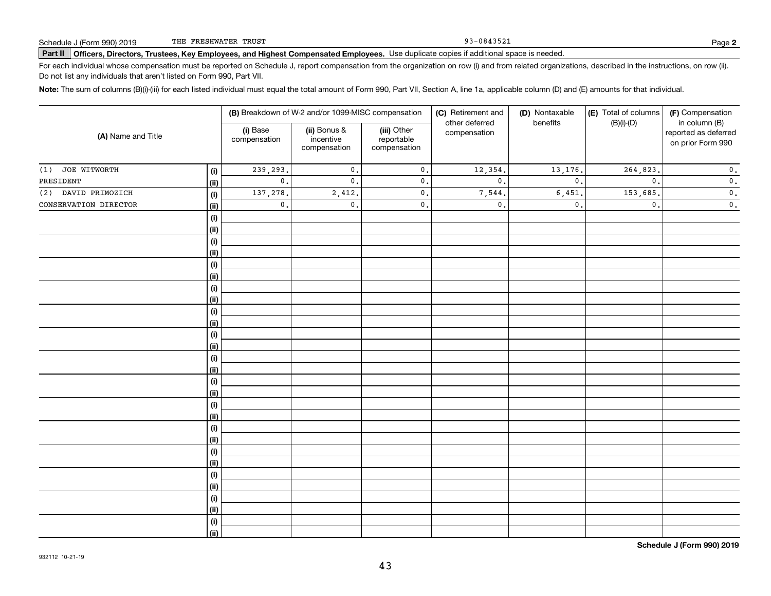Schedule J (Form 990) 2019 THE FRESHWATER TRUST 93-0843521

**Part II Officers, Directors, Trustees, Key Employees, and Highest Compensated Employees.** Use duplicate copies if additional space is needed.

For each individual whose compensation must be reported on Schedule J, report compensation from the organization on row (i) and from related organizations, described in the instructions, on row (ii). Do not list any individuals that aren't listed on Form 990, Part VII.

**Note:** The sum of columns (B)(i)-(iii) for each listed individual must equal the total amount of Form 990, Part VII, Section A, line 1a, applicable column (D) and (E) amounts for that individual.

| (A) Name and Title | | (B) Breakdown of W-2 and/or 1099-MISC compensation | | | (C) Retirement and other deferred compensation | (D) Nontaxable benefits | (E) Total of columns (B)(i)-(D) | (F) Compensation in column (B) reported as deferred on prior Form 990 |
|---|---|---|---|---|---|---|---|---|
| | | (i) Base compensation | (ii) Bonus & incentive compensation | (iii) Other reportable compensation | | | | |
| (1) JOE WITWORTH | (i) | 239,293. | 0. | 0. | 12,354. | 13,176. | 264,823. | 0. |
| PRESIDENT | (ii) | 0. | 0. | 0. | 0. | 0. | 0. | 0. |
| (2) DAVID PRIMOZICH | (i) | 137,278. | 2,412. | 0. | 7,544. | 6,451. | 153,685. | 0. |
| CONSERVATION DIRECTOR | (ii) | 0. | 0. | 0. | 0. | 0. | 0. | 0. |

**Schedule J (Form 990) 2019**

932112 10-21-19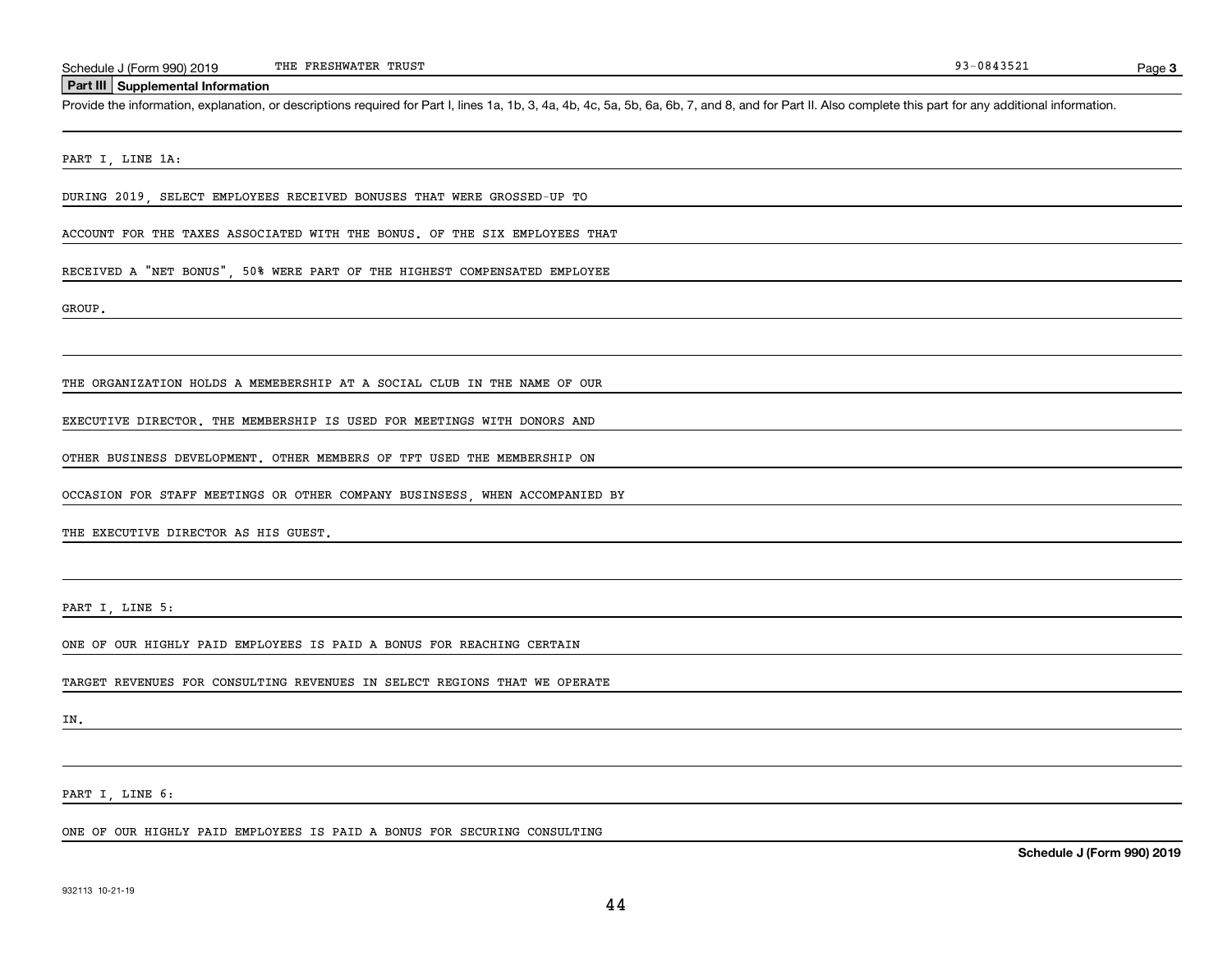## Part III Supplemental Information

Provide the information, explanation, or descriptions required for Part I, lines 1a, 1b, 3, 4a, 4b, 4c, 5a, 5b, 6a, 6b, 7, and 8, and for Part II. Also complete this part for any additional information.

PART I, LINE 1A:

DURING 2019, SELECT EMPLOYEES RECEIVED BONUSES THAT WERE GROSSED-UP TO ACCOUNT FOR THE TAXES ASSOCIATED WITH THE BONUS. OF THE SIX EMPLOYEES THAT RECEIVED A "NET BONUS", 50% WERE PART OF THE HIGHEST COMPENSATED EMPLOYEE GROUP.

THE ORGANIZATION HOLDS A MEMEBERSHIP AT A SOCIAL CLUB IN THE NAME OF OUR EXECUTIVE DIRECTOR. THE MEMBERSHIP IS USED FOR MEETINGS WITH DONORS AND OTHER BUSINESS DEVELOPMENT. OTHER MEMBERS OF TFT USED THE MEMBERSHIP ON OCCASION FOR STAFF MEETINGS OR OTHER COMPANY BUSINSESS, WHEN ACCOMPANIED BY THE EXECUTIVE DIRECTOR AS HIS GUEST.

PART I, LINE 5:

ONE OF OUR HIGHLY PAID EMPLOYEES IS PAID A BONUS FOR REACHING CERTAIN TARGET REVENUES FOR CONSULTING REVENUES IN SELECT REGIONS THAT WE OPERATE IN.

PART I, LINE 6:

ONE OF OUR HIGHLY PAID EMPLOYEES IS PAID A BONUS FOR SECURING CONSULTING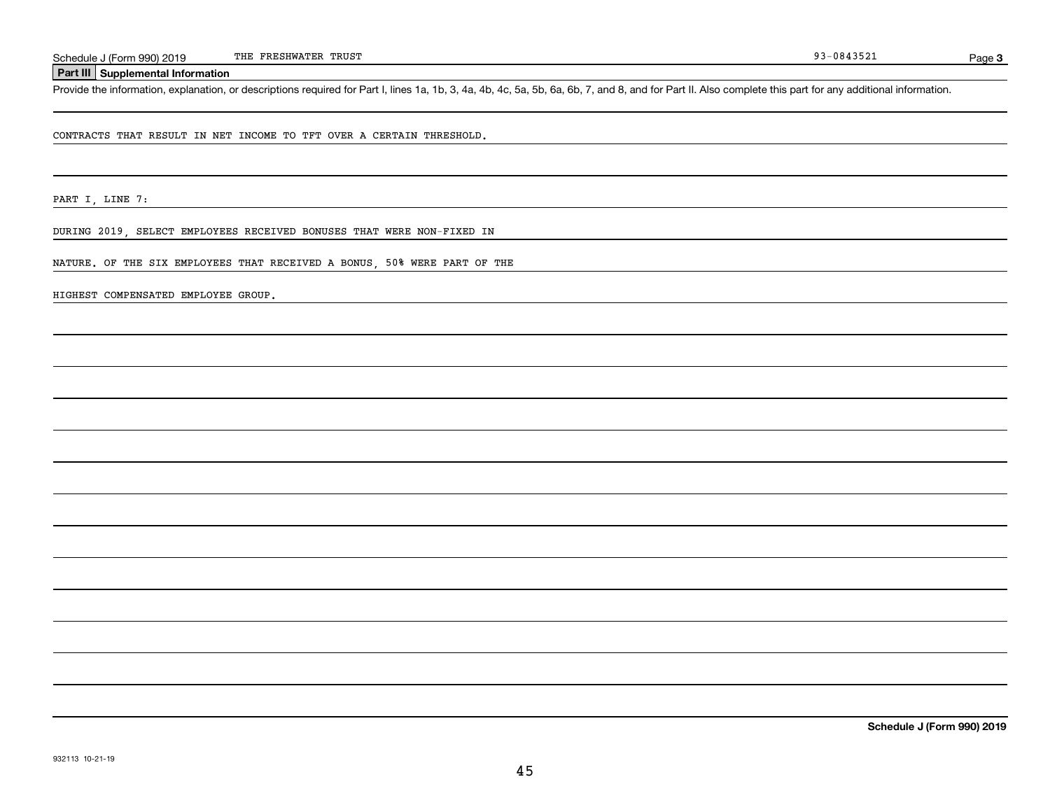## Part III Supplemental Information

Provide the information, explanation, or descriptions required for Part I, lines 1a, 1b, 3, 4a, 4b, 4c, 5a, 5b, 6a, 6b, 7, and 8, and for Part II. Also complete this part for any additional information.

CONTRACTS THAT RESULT IN NET INCOME TO TFT OVER A CERTAIN THRESHOLD.

PART I, LINE 7:

DURING 2019, SELECT EMPLOYEES RECEIVED BONUSES THAT WERE NON-FIXED IN NATURE. OF THE SIX EMPLOYEES THAT RECEIVED A BONUS, 50% WERE PART OF THE HIGHEST COMPENSATED EMPLOYEE GROUP.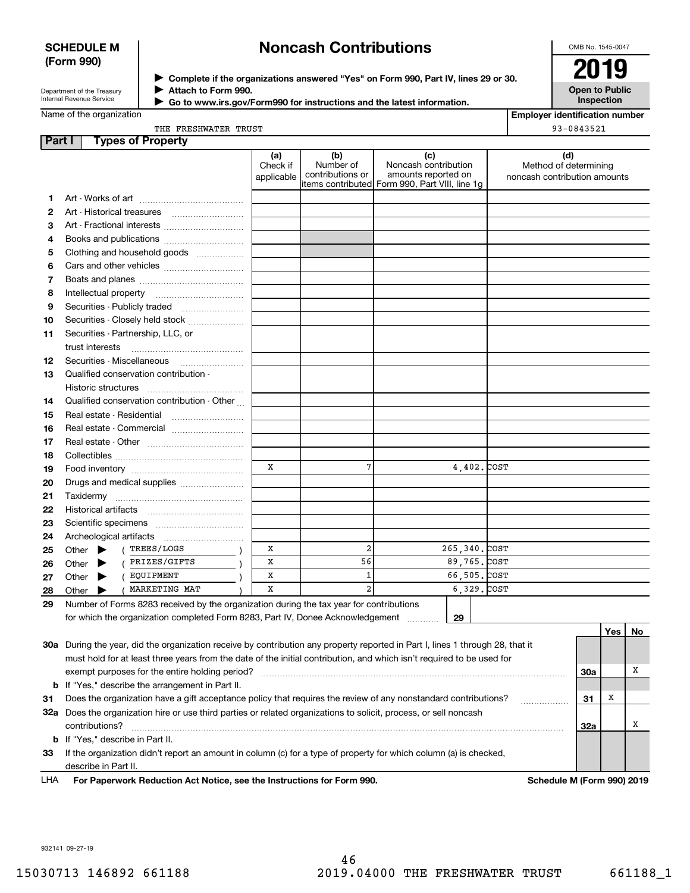**SCHEDULE M (Form 990)**

Department of the Treasury Internal Revenue Service

# Noncash Contributions

▶ Complete if the organizations answered "Yes" on Form 990, Part IV, lines 29 or 30.
▶ Attach to Form 990.
▶ Go to www.irs.gov/Form990 for instructions and the latest information.

OMB No. 1545-0047

**2019**

**Open to Public Inspection**

Name of the organization: THE FRESHWATER TRUST

Employer identification number: 93-0843521

## Part I Types of Property

| | | (a) Check if applicable | (b) Number of contributions or items contributed | (c) Noncash contribution amounts reported on Form 990, Part VIII, line 1g | (d) Method of determining noncash contribution amounts |
|---|---|---|---|---|---|
| 1 | Art - Works of art | | | | |
| 2 | Art - Historical treasures | | | | |
| 3 | Art - Fractional interests | | | | |
| 4 | Books and publications | | | | |
| 5 | Clothing and household goods | | | | |
| 6 | Cars and other vehicles | | | | |
| 7 | Boats and planes | | | | |
| 8 | Intellectual property | | | | |
| 9 | Securities - Publicly traded | | | | |
| 10 | Securities - Closely held stock | | | | |
| 11 | Securities - Partnership, LLC, or trust interests | | | | |
| 12 | Securities - Miscellaneous | | | | |
| 13 | Qualified conservation contribution - Historic structures | | | | |
| 14 | Qualified conservation contribution - Other | | | | |
| 15 | Real estate - Residential | | | | |
| 16 | Real estate - Commercial | | | | |
| 17 | Real estate - Other | | | | |
| 18 | Collectibles | | | | |
| 19 | Food inventory | X | 7 | 4,402. | COST |
| 20 | Drugs and medical supplies | | | | |
| 21 | Taxidermy | | | | |
| 22 | Historical artifacts | | | | |
| 23 | Scientific specimens | | | | |
| 24 | Archeological artifacts | | | | |
| 25 | Other ▶ ( TREES/LOGS ) | X | 2 | 265,340. | COST |
| 26 | Other ▶ ( PRIZES/GIFTS ) | X | 56 | 89,765. | COST |
| 27 | Other ▶ ( EQUIPMENT ) | X | 1 | 66,505. | COST |
| 28 | Other ▶ ( MARKETING MAT ) | X | 2 | 6,329. | COST |

29 Number of Forms 8283 received by the organization during the tax year for contributions for which the organization completed Form 8283, Part IV, Donee Acknowledgement ..... 29

| | | | Yes | No |
|---|---|---|---|---|
| 30a | During the year, did the organization receive by contribution any property reported in Part I, lines 1 through 28, that it must hold for at least three years from the date of the initial contribution, and which isn't required to be used for exempt purposes for the entire holding period? | 30a | | X |
| b | If "Yes," describe the arrangement in Part II. | | | |
| 31 | Does the organization have a gift acceptance policy that requires the review of any nonstandard contributions? | 31 | X | |
| 32a | Does the organization hire or use third parties or related organizations to solicit, process, or sell noncash contributions? | 32a | | X |
| b | If "Yes," describe in Part II. | | | |
| 33 | If the organization didn't report an amount in column (c) for a type of property for which column (a) is checked, describe in Part II. | | | |

LHA For Paperwork Reduction Act Notice, see the Instructions for Form 990. Schedule M (Form 990) 2019

932141 09-27-19

15030713 146892 661188 2019.04000 THE FRESHWATER TRUST 661188_1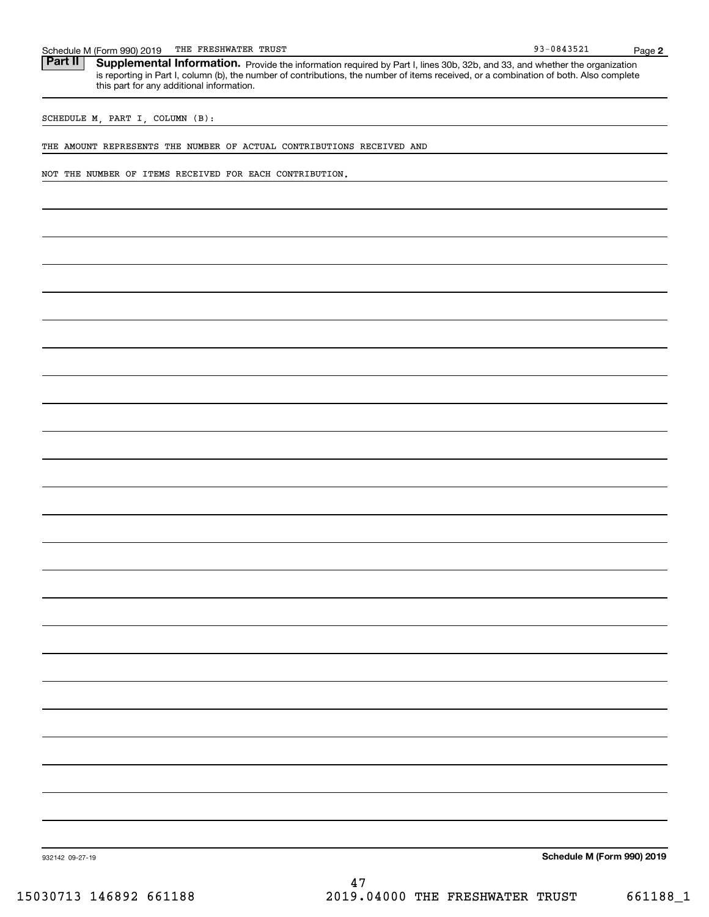## Part II Supplemental Information.

Provide the information required by Part I, lines 30b, 32b, and 33, and whether the organization is reporting in Part I, column (b), the number of contributions, the number of items received, or a combination of both. Also complete this part for any additional information.

SCHEDULE M, PART I, COLUMN (B):

THE AMOUNT REPRESENTS THE NUMBER OF ACTUAL CONTRIBUTIONS RECEIVED AND NOT THE NUMBER OF ITEMS RECEIVED FOR EACH CONTRIBUTION.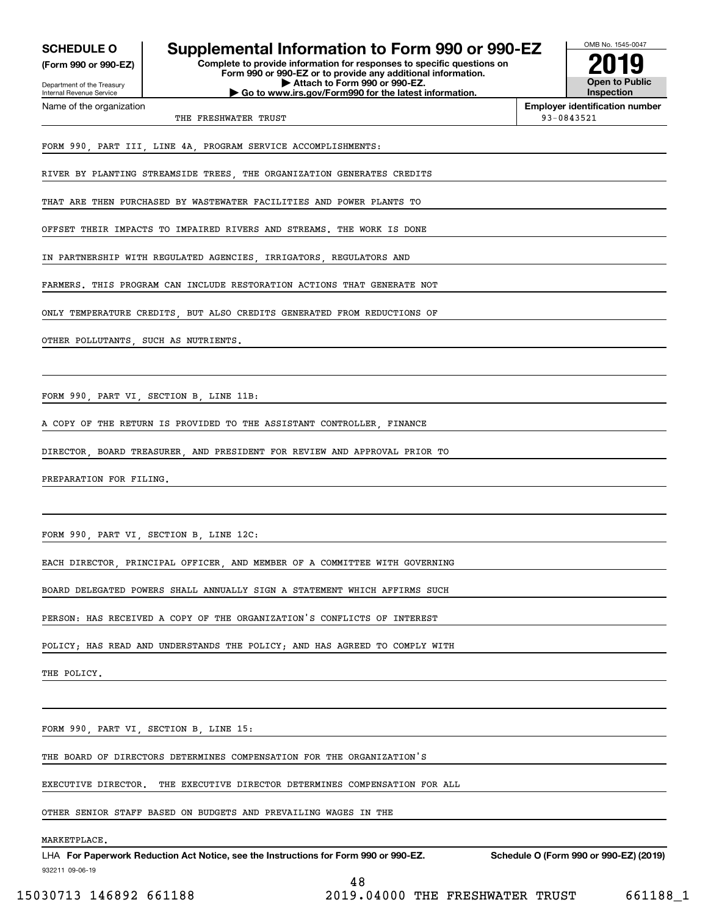**SCHEDULE O**
**(Form 990 or 990-EZ)**

Department of the Treasury
Internal Revenue Service

# Supplemental Information to Form 990 or 990-EZ

**Complete to provide information for responses to specific questions on Form 990 or 990-EZ or to provide any additional information.**
**▶ Attach to Form 990 or 990-EZ.**
**▶ Go to www.irs.gov/Form990 for the latest information.**

OMB No. 1545-0047

**2019**

**Open to Public Inspection**

Name of the organization: THE FRESHWATER TRUST

**Employer identification number:** 93-0843521

FORM 990, PART III, LINE 4A, PROGRAM SERVICE ACCOMPLISHMENTS:

RIVER BY PLANTING STREAMSIDE TREES, THE ORGANIZATION GENERATES CREDITS THAT ARE THEN PURCHASED BY WASTEWATER FACILITIES AND POWER PLANTS TO OFFSET THEIR IMPACTS TO IMPAIRED RIVERS AND STREAMS. THE WORK IS DONE IN PARTNERSHIP WITH REGULATED AGENCIES, IRRIGATORS, REGULATORS AND FARMERS. THIS PROGRAM CAN INCLUDE RESTORATION ACTIONS THAT GENERATE NOT ONLY TEMPERATURE CREDITS, BUT ALSO CREDITS GENERATED FROM REDUCTIONS OF OTHER POLLUTANTS, SUCH AS NUTRIENTS.

FORM 990, PART VI, SECTION B, LINE 11B:

A COPY OF THE RETURN IS PROVIDED TO THE ASSISTANT CONTROLLER, FINANCE DIRECTOR, BOARD TREASURER, AND PRESIDENT FOR REVIEW AND APPROVAL PRIOR TO PREPARATION FOR FILING.

FORM 990, PART VI, SECTION B, LINE 12C:

EACH DIRECTOR, PRINCIPAL OFFICER, AND MEMBER OF A COMMITTEE WITH GOVERNING BOARD DELEGATED POWERS SHALL ANNUALLY SIGN A STATEMENT WHICH AFFIRMS SUCH PERSON: HAS RECEIVED A COPY OF THE ORGANIZATION'S CONFLICTS OF INTEREST POLICY; HAS READ AND UNDERSTANDS THE POLICY; AND HAS AGREED TO COMPLY WITH THE POLICY.

FORM 990, PART VI, SECTION B, LINE 15:

THE BOARD OF DIRECTORS DETERMINES COMPENSATION FOR THE ORGANIZATION'S EXECUTIVE DIRECTOR. THE EXECUTIVE DIRECTOR DETERMINES COMPENSATION FOR ALL OTHER SENIOR STAFF BASED ON BUDGETS AND PREVAILING WAGES IN THE MARKETPLACE.

LHA **For Paperwork Reduction Act Notice, see the Instructions for Form 990 or 990-EZ.** **Schedule O (Form 990 or 990-EZ) (2019)**

932211 09-06-19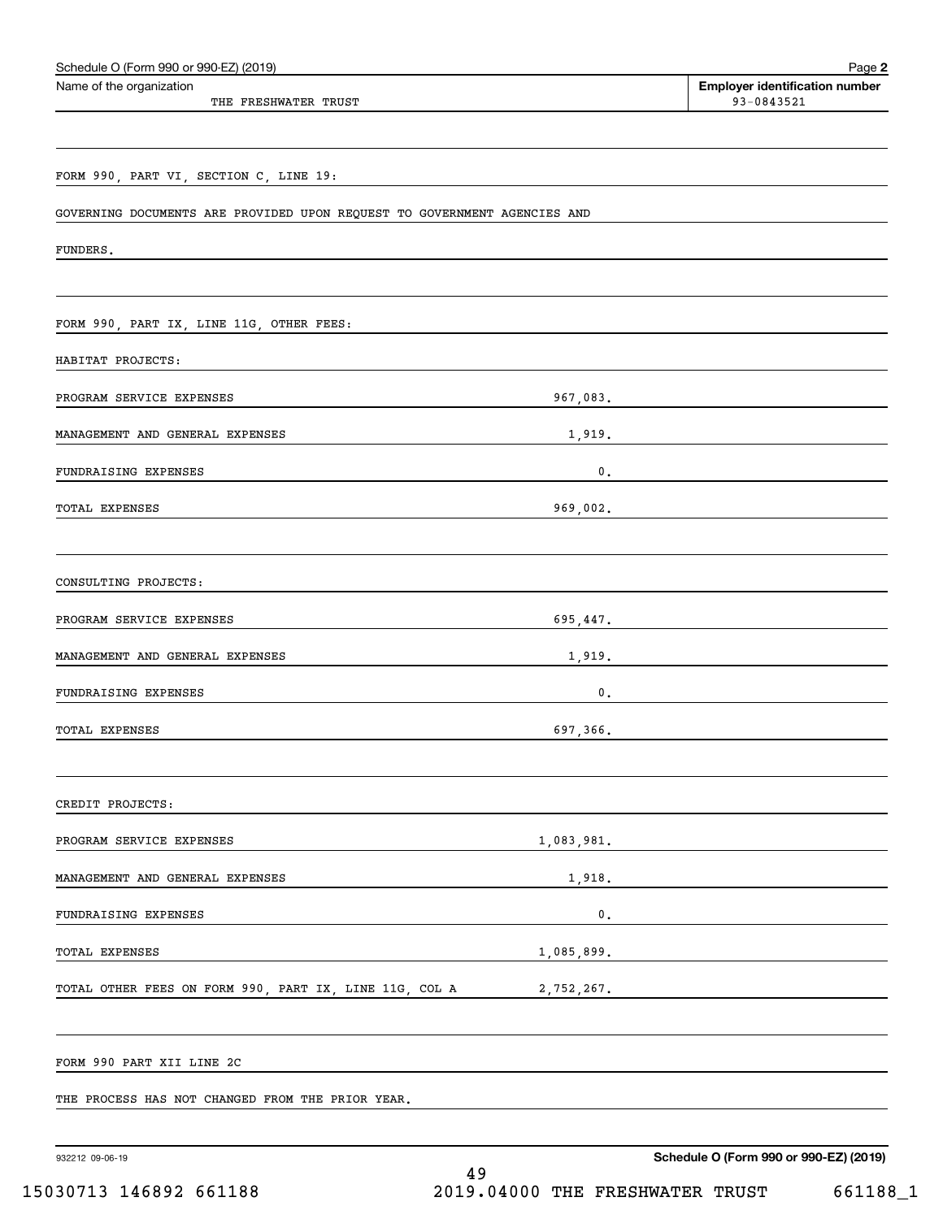Schedule O (Form 990 or 990-EZ) (2019)

Name of the organization: THE FRESHWATER TRUST

**Employer identification number:** 93-0843521

FORM 990, PART VI, SECTION C, LINE 19:

GOVERNING DOCUMENTS ARE PROVIDED UPON REQUEST TO GOVERNMENT AGENCIES AND FUNDERS.

FORM 990, PART IX, LINE 11G, OTHER FEES:

HABITAT PROJECTS:

| | |
|---|---|
| PROGRAM SERVICE EXPENSES | 967,083. |
| MANAGEMENT AND GENERAL EXPENSES | 1,919. |
| FUNDRAISING EXPENSES | 0. |
| TOTAL EXPENSES | 969,002. |

CONSULTING PROJECTS:

| | |
|---|---|
| PROGRAM SERVICE EXPENSES | 695,447. |
| MANAGEMENT AND GENERAL EXPENSES | 1,919. |
| FUNDRAISING EXPENSES | 0. |
| TOTAL EXPENSES | 697,366. |

CREDIT PROJECTS:

| | |
|---|---|
| PROGRAM SERVICE EXPENSES | 1,083,981. |
| MANAGEMENT AND GENERAL EXPENSES | 1,918. |
| FUNDRAISING EXPENSES | 0. |
| TOTAL EXPENSES | 1,085,899. |
| TOTAL OTHER FEES ON FORM 990, PART IX, LINE 11G, COL A | 2,752,267. |

FORM 990 PART XII LINE 2C

THE PROCESS HAS NOT CHANGED FROM THE PRIOR YEAR.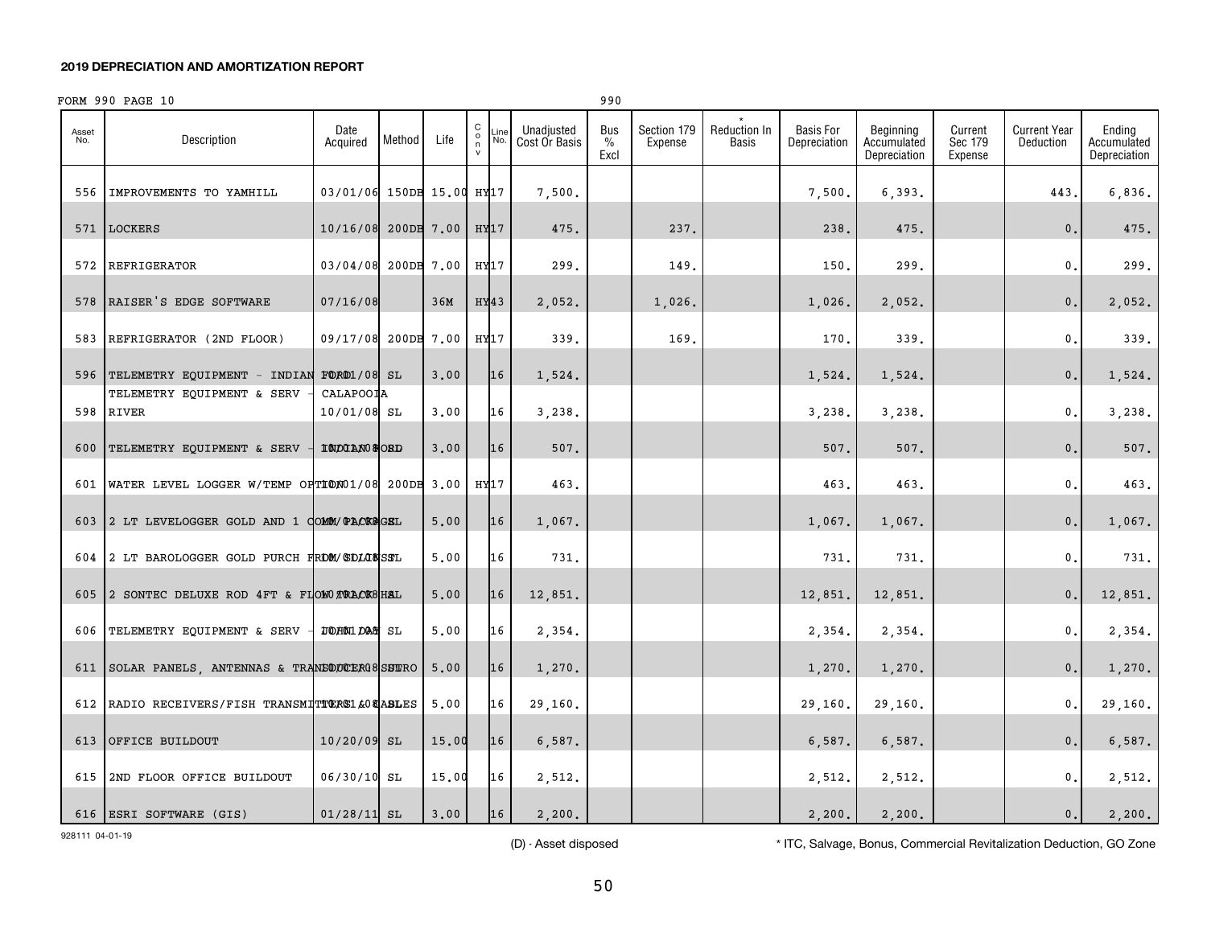**2019 DEPRECIATION AND AMORTIZATION REPORT**

FORM 990 PAGE 10 — 990

| Asset No. | Description | Date Acquired | Method | Life | C o n v | Line No. | Unadjusted Cost Or Basis | Bus % Excl | Section 179 Expense | * Reduction In Basis | Basis For Depreciation | Beginning Accumulated Depreciation | Current Sec 179 Expense | Current Year Deduction | Ending Accumulated Depreciation |
|---|---|---|---|---|---|---|---|---|---|---|---|---|---|---|---|
| 556 | IMPROVEMENTS TO YAMHILL | 03/01/06 | 150DB | 15.00 | HY | 17 | 7,500. | | | | 7,500. | 6,393. | | 443. | 6,836. |
| 571 | LOCKERS | 10/16/08 | 200DB | 7.00 | HY | 17 | 475. | | 237. | | 238. | 475. | | 0. | 475. |
| 572 | REFRIGERATOR | 03/04/08 | 200DB | 7.00 | HY | 17 | 299. | | 149. | | 150. | 299. | | 0. | 299. |
| 578 | RAISER'S EDGE SOFTWARE | 07/16/08 | | 36M | HY | 43 | 2,052. | | 1,026. | | 1,026. | 2,052. | | 0. | 2,052. |
| 583 | REFRIGERATOR (2ND FLOOR) | 09/17/08 | 200DB | 7.00 | HY | 17 | 339. | | 169. | | 170. | 339. | | 0. | 339. |
| 596 | TELEMETRY EQUIPMENT - INDIAN FORD | 10/01/08 | SL | 3.00 | | 16 | 1,524. | | | | 1,524. | 1,524. | | 0. | 1,524. |
| 598 | TELEMETRY EQUIPMENT & SERV - CALAPOOIA RIVER | 10/01/08 | SL | 3.00 | | 16 | 3,238. | | | | 3,238. | 3,238. | | 0. | 3,238. |
| 600 | TELEMETRY EQUIPMENT & SERV - INDIAN FORD | 10/01/08 | SL | 3.00 | | 16 | 507. | | | | 507. | 507. | | 0. | 507. |
| 601 | WATER LEVEL LOGGER W/TEMP OPTION | 10/01/08 | 200DB | 3.00 | HY | 17 | 463. | | | | 463. | 463. | | 0. | 463. |
| 603 | 2 LT LEVELOGGER GOLD AND 1 COMM/PACKAGE | 10/01/08 | SL | 5.00 | | 16 | 1,067. | | | | 1,067. | 1,067. | | 0. | 1,067. |
| 604 | 2 LT BAROLOGGER GOLD PURCH FROM SOLINST | 10/01/08 | SL | 5.00 | | 16 | 731. | | | | 731. | 731. | | 0. | 731. |
| 605 | 2 SONTEC DELUXE ROD 4FT & FLOW TRACKER | 10/01/08 | SL | 5.00 | | 16 | 12,851. | | | | 12,851. | 12,851. | | 0. | 12,851. |
| 606 | TELEMETRY EQUIPMENT & SERV - JOHN DAY | 10/01/08 | SL | 5.00 | | 16 | 2,354. | | | | 2,354. | 2,354. | | 0. | 2,354. |
| 611 | SOLAR PANELS, ANTENNAS & TRANSDUCER/SUTRO | 10/01/08 | SL | 5.00 | | 16 | 1,270. | | | | 1,270. | 1,270. | | 0. | 1,270. |
| 612 | RADIO RECEIVERS/FISH TRANSMITTERS/CABLES | 10/01/08 | SL | 5.00 | | 16 | 29,160. | | | | 29,160. | 29,160. | | 0. | 29,160. |
| 613 | OFFICE BUILDOUT | 10/20/09 | SL | 15.00 | | 16 | 6,587. | | | | 6,587. | 6,587. | | 0. | 6,587. |
| 615 | 2ND FLOOR OFFICE BUILDOUT | 06/30/10 | SL | 15.00 | | 16 | 2,512. | | | | 2,512. | 2,512. | | 0. | 2,512. |
| 616 | ESRI SOFTWARE (GIS) | 01/28/11 | SL | 3.00 | | 16 | 2,200. | | | | 2,200. | 2,200. | | 0. | 2,200. |

928111 04-01-19

(D) - Asset disposed

* ITC, Salvage, Bonus, Commercial Revitalization Deduction, GO Zone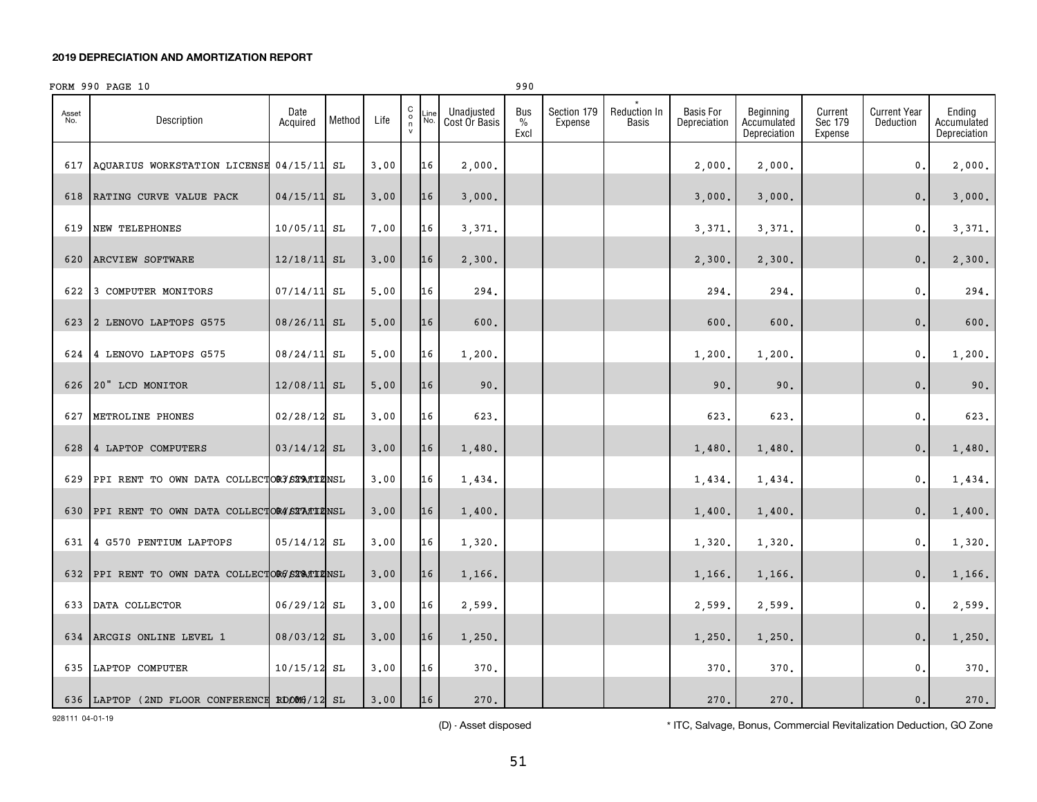**2019 DEPRECIATION AND AMORTIZATION REPORT**

FORM 990 PAGE 10 990

| Asset No. | Description | Date Acquired | Method | Life | C o n v | Line No. | Unadjusted Cost Or Basis | Bus % Excl | Section 179 Expense | * Reduction In Basis | Basis For Depreciation | Beginning Accumulated Depreciation | Current Sec 179 Expense | Current Year Deduction | Ending Accumulated Depreciation |
|---|---|---|---|---|---|---|---|---|---|---|---|---|---|---|---|
| 617 | AQUARIUS WORKSTATION LICENSE | 04/15/11 | SL | 3.00 | | 16 | 2,000. | | | | 2,000. | 2,000. | | 0. | 2,000. |
| 618 | RATING CURVE VALUE PACK | 04/15/11 | SL | 3.00 | | 16 | 3,000. | | | | 3,000. | 3,000. | | 0. | 3,000. |
| 619 | NEW TELEPHONES | 10/05/11 | SL | 7.00 | | 16 | 3,371. | | | | 3,371. | 3,371. | | 0. | 3,371. |
| 620 | ARCVIEW SOFTWARE | 12/18/11 | SL | 3.00 | | 16 | 2,300. | | | | 2,300. | 2,300. | | 0. | 2,300. |
| 622 | 3 COMPUTER MONITORS | 07/14/11 | SL | 5.00 | | 16 | 294. | | | | 294. | 294. | | 0. | 294. |
| 623 | 2 LENOVO LAPTOPS G575 | 08/26/11 | SL | 5.00 | | 16 | 600. | | | | 600. | 600. | | 0. | 600. |
| 624 | 4 LENOVO LAPTOPS G575 | 08/24/11 | SL | 5.00 | | 16 | 1,200. | | | | 1,200. | 1,200. | | 0. | 1,200. |
| 626 | 20" LCD MONITOR | 12/08/11 | SL | 5.00 | | 16 | 90. | | | | 90. | 90. | | 0. | 90. |
| 627 | METROLINE PHONES | 02/28/12 | SL | 3.00 | | 16 | 623. | | | | 623. | 623. | | 0. | 623. |
| 628 | 4 LAPTOP COMPUTERS | 03/14/12 | SL | 3.00 | | 16 | 1,480. | | | | 1,480. | 1,480. | | 0. | 1,480. |
| 629 | PPI RENT TO OWN DATA COLLECTOR STATION | 03/29/12 | SL | 3.00 | | 16 | 1,434. | | | | 1,434. | 1,434. | | 0. | 1,434. |
| 630 | PPI RENT TO OWN DATA COLLECTOR STATION | 04/27/12 | SL | 3.00 | | 16 | 1,400. | | | | 1,400. | 1,400. | | 0. | 1,400. |
| 631 | 4 G570 PENTIUM LAPTOPS | 05/14/12 | SL | 3.00 | | 16 | 1,320. | | | | 1,320. | 1,320. | | 0. | 1,320. |
| 632 | PPI RENT TO OWN DATA COLLECTOR STATION | 06/28/12 | SL | 3.00 | | 16 | 1,166. | | | | 1,166. | 1,166. | | 0. | 1,166. |
| 633 | DATA COLLECTOR | 06/29/12 | SL | 3.00 | | 16 | 2,599. | | | | 2,599. | 2,599. | | 0. | 2,599. |
| 634 | ARCGIS ONLINE LEVEL 1 | 08/03/12 | SL | 3.00 | | 16 | 1,250. | | | | 1,250. | 1,250. | | 0. | 1,250. |
| 635 | LAPTOP COMPUTER | 10/15/12 | SL | 3.00 | | 16 | 370. | | | | 370. | 370. | | 0. | 370. |
| 636 | LAPTOP (2ND FLOOR CONFERENCE ROOM) | 10/06/12 | SL | 3.00 | | 16 | 270. | | | | 270. | 270. | | 0. | 270. |

928111 04-01-19

(D) - Asset disposed

* ITC, Salvage, Bonus, Commercial Revitalization Deduction, GO Zone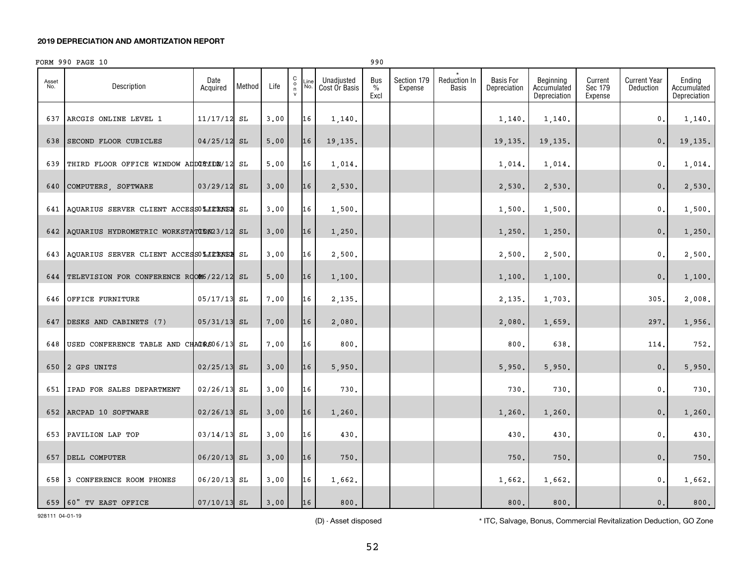**2019 DEPRECIATION AND AMORTIZATION REPORT**

FORM 990 PAGE 10 990

| Asset No. | Description | Date Acquired | Method | Life | C o n v | Line No. | Unadjusted Cost Or Basis | Bus % Excl | Section 179 Expense | * Reduction In Basis | Basis For Depreciation | Beginning Accumulated Depreciation | Current Sec 179 Expense | Current Year Deduction | Ending Accumulated Depreciation |
|---|---|---|---|---|---|---|---|---|---|---|---|---|---|---|---|
| 637 | ARCGIS ONLINE LEVEL 1 | 11/17/12 | SL | 3.00 | | 16 | 1,140. | | | | 1,140. | 1,140. | | 0. | 1,140. |
| 638 | SECOND FLOOR CUBICLES | 04/25/12 | SL | 5.00 | | 16 | 19,135. | | | | 19,135. | 19,135. | | 0. | 19,135. |
| 639 | THIRD FLOOR OFFICE WINDOW ADDITION | 08/10/12 | SL | 5.00 | | 16 | 1,014. | | | | 1,014. | 1,014. | | 0. | 1,014. |
| 640 | COMPUTERS, SOFTWARE | 03/29/12 | SL | 3.00 | | 16 | 2,530. | | | | 2,530. | 2,530. | | 0. | 2,530. |
| 641 | AQUARIUS SERVER CLIENT ACCESS LICENSE | 05/23/12 | SL | 3.00 | | 16 | 1,500. | | | | 1,500. | 1,500. | | 0. | 1,500. |
| 642 | AQUARIUS HYDROMETRIC WORKSTATION | 05/23/12 | SL | 3.00 | | 16 | 1,250. | | | | 1,250. | 1,250. | | 0. | 1,250. |
| 643 | AQUARIUS SERVER CLIENT ACCESS LICENSE | 05/23/12 | SL | 3.00 | | 16 | 2,500. | | | | 2,500. | 2,500. | | 0. | 2,500. |
| 644 | TELEVISION FOR CONFERENCE ROOM | 06/22/12 | SL | 5.00 | | 16 | 1,100. | | | | 1,100. | 1,100. | | 0. | 1,100. |
| 646 | OFFICE FURNITURE | 05/17/13 | SL | 7.00 | | 16 | 2,135. | | | | 2,135. | 1,703. | | 305. | 2,008. |
| 647 | DESKS AND CABINETS (7) | 05/31/13 | SL | 7.00 | | 16 | 2,080. | | | | 2,080. | 1,659. | | 297. | 1,956. |
| 648 | USED CONFERENCE TABLE AND CHAIRS | 06/06/13 | SL | 7.00 | | 16 | 800. | | | | 800. | 638. | | 114. | 752. |
| 650 | 2 GPS UNITS | 02/25/13 | SL | 3.00 | | 16 | 5,950. | | | | 5,950. | 5,950. | | 0. | 5,950. |
| 651 | IPAD FOR SALES DEPARTMENT | 02/26/13 | SL | 3.00 | | 16 | 730. | | | | 730. | 730. | | 0. | 730. |
| 652 | ARCPAD 10 SOFTWARE | 02/26/13 | SL | 3.00 | | 16 | 1,260. | | | | 1,260. | 1,260. | | 0. | 1,260. |
| 653 | PAVILION LAP TOP | 03/14/13 | SL | 3.00 | | 16 | 430. | | | | 430. | 430. | | 0. | 430. |
| 657 | DELL COMPUTER | 06/20/13 | SL | 3.00 | | 16 | 750. | | | | 750. | 750. | | 0. | 750. |
| 658 | 3 CONFERENCE ROOM PHONES | 06/20/13 | SL | 3.00 | | 16 | 1,662. | | | | 1,662. | 1,662. | | 0. | 1,662. |
| 659 | 60" TV EAST OFFICE | 07/10/13 | SL | 3.00 | | 16 | 800. | | | | 800. | 800. | | 0. | 800. |

928111 04-01-19

(D) - Asset disposed

* ITC, Salvage, Bonus, Commercial Revitalization Deduction, GO Zone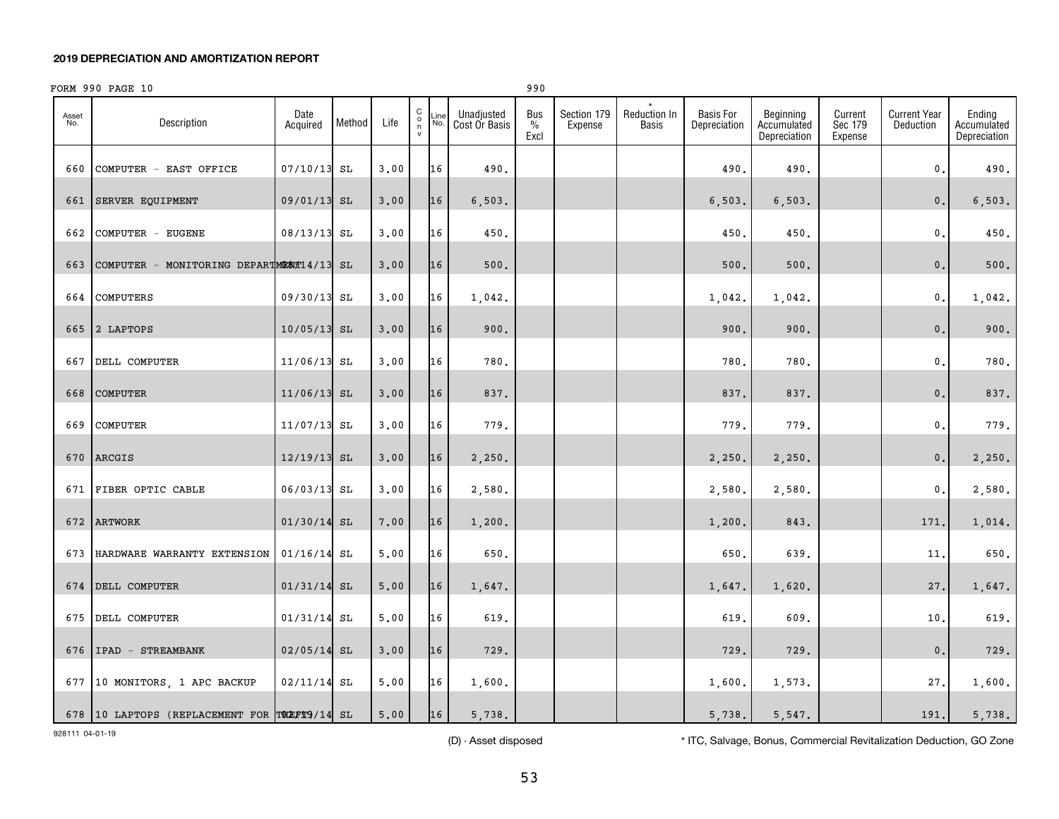**2019 DEPRECIATION AND AMORTIZATION REPORT**

FORM 990 PAGE 10 990

| Asset No. | Description | Date Acquired | Method | Life | C o n v | Line No. | Unadjusted Cost Or Basis | Bus % Excl | Section 179 Expense | * Reduction In Basis | Basis For Depreciation | Beginning Accumulated Depreciation | Current Sec 179 Expense | Current Year Deduction | Ending Accumulated Depreciation |
|---|---|---|---|---|---|---|---|---|---|---|---|---|---|---|---|
| 660 | COMPUTER - EAST OFFICE | 07/10/13 | SL | 3.00 | | 16 | 490. | | | | 490. | 490. | | 0. | 490. |
| 661 | SERVER EQUIPMENT | 09/01/13 | SL | 3.00 | | 16 | 6,503. | | | | 6,503. | 6,503. | | 0. | 6,503. |
| 662 | COMPUTER - EUGENE | 08/13/13 | SL | 3.00 | | 16 | 450. | | | | 450. | 450. | | 0. | 450. |
| 663 | COMPUTER - MONITORING DEPARTMENT | 08/14/13 | SL | 3.00 | | 16 | 500. | | | | 500. | 500. | | 0. | 500. |
| 664 | COMPUTERS | 09/30/13 | SL | 3.00 | | 16 | 1,042. | | | | 1,042. | 1,042. | | 0. | 1,042. |
| 665 | 2 LAPTOPS | 10/05/13 | SL | 3.00 | | 16 | 900. | | | | 900. | 900. | | 0. | 900. |
| 667 | DELL COMPUTER | 11/06/13 | SL | 3.00 | | 16 | 780. | | | | 780. | 780. | | 0. | 780. |
| 668 | COMPUTER | 11/06/13 | SL | 3.00 | | 16 | 837. | | | | 837. | 837. | | 0. | 837. |
| 669 | COMPUTER | 11/07/13 | SL | 3.00 | | 16 | 779. | | | | 779. | 779. | | 0. | 779. |
| 670 | ARCGIS | 12/19/13 | SL | 3.00 | | 16 | 2,250. | | | | 2,250. | 2,250. | | 0. | 2,250. |
| 671 | FIBER OPTIC CABLE | 06/03/13 | SL | 3.00 | | 16 | 2,580. | | | | 2,580. | 2,580. | | 0. | 2,580. |
| 672 | ARTWORK | 01/30/14 | SL | 7.00 | | 16 | 1,200. | | | | 1,200. | 843. | | 171. | 1,014. |
| 673 | HARDWARE WARRANTY EXTENSION | 01/16/14 | SL | 5.00 | | 16 | 650. | | | | 650. | 639. | | 11. | 650. |
| 674 | DELL COMPUTER | 01/31/14 | SL | 5.00 | | 16 | 1,647. | | | | 1,647. | 1,620. | | 27. | 1,647. |
| 675 | DELL COMPUTER | 01/31/14 | SL | 5.00 | | 16 | 619. | | | | 619. | 609. | | 10. | 619. |
| 676 | IPAD - STREAMBANK | 02/05/14 | SL | 3.00 | | 16 | 729. | | | | 729. | 729. | | 0. | 729. |
| 677 | 10 MONITORS, 1 APC BACKUP | 02/11/14 | SL | 5.00 | | 16 | 1,600. | | | | 1,600. | 1,573. | | 27. | 1,600. |
| 678 | 10 LAPTOPS (REPLACEMENT FOR THEFT) | 02/19/14 | SL | 5.00 | | 16 | 5,738. | | | | 5,738. | 5,547. | | 191. | 5,738. |

928111 04-01-19

(D) - Asset disposed

* ITC, Salvage, Bonus, Commercial Revitalization Deduction, GO Zone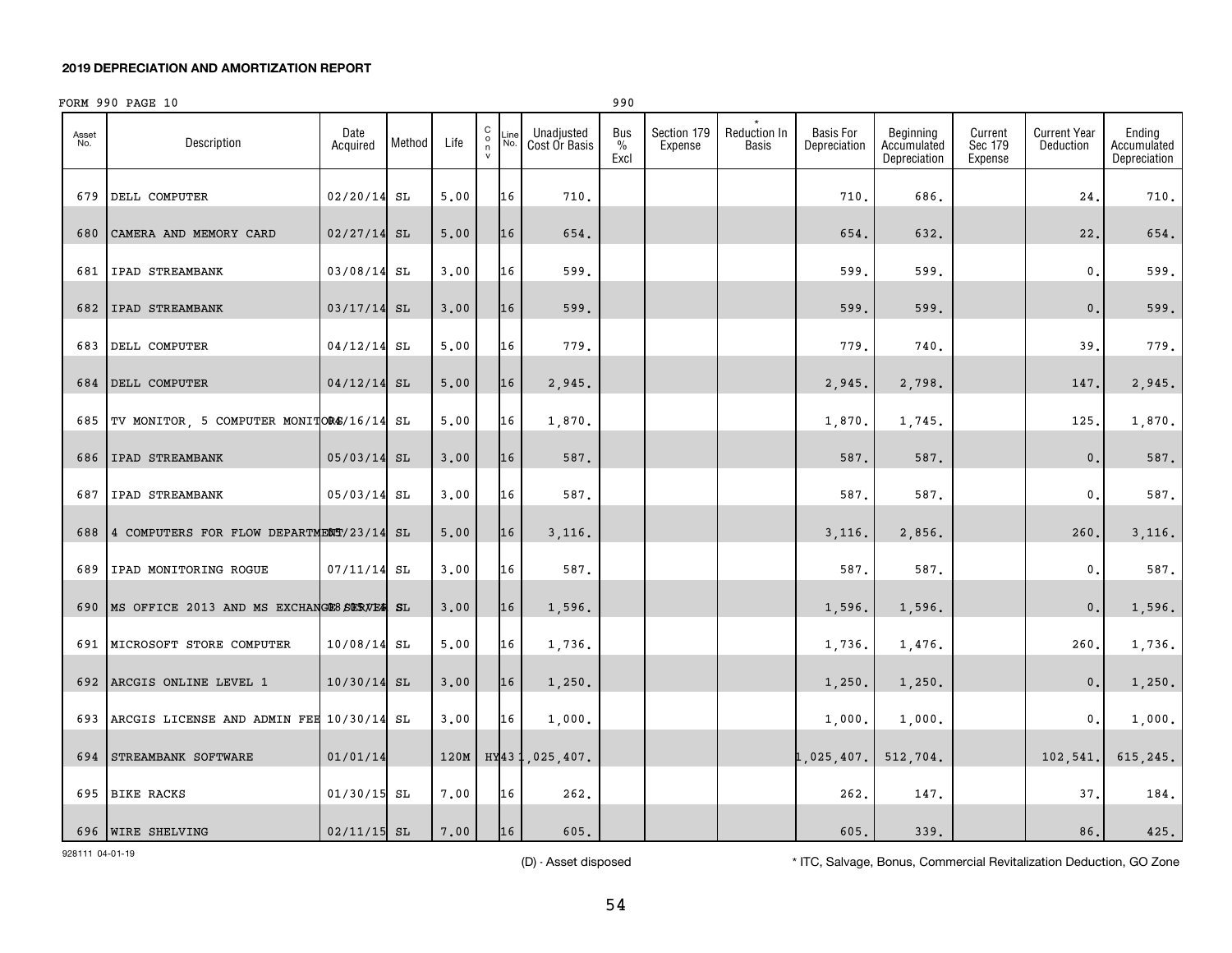**2019 DEPRECIATION AND AMORTIZATION REPORT**

FORM 990 PAGE 10 990

| Asset No. | Description | Date Acquired | Method | Life | C o n v | Line No. | Unadjusted Cost Or Basis | Bus % Excl | Section 179 Expense | * Reduction In Basis | Basis For Depreciation | Beginning Accumulated Depreciation | Current Sec 179 Expense | Current Year Deduction | Ending Accumulated Depreciation |
|---|---|---|---|---|---|---|---|---|---|---|---|---|---|---|---|
| 679 | DELL COMPUTER | 02/20/14 | SL | 5.00 | | 16 | 710. | | | | 710. | 686. | | 24. | 710. |
| 680 | CAMERA AND MEMORY CARD | 02/27/14 | SL | 5.00 | | 16 | 654. | | | | 654. | 632. | | 22. | 654. |
| 681 | IPAD STREAMBANK | 03/08/14 | SL | 3.00 | | 16 | 599. | | | | 599. | 599. | | 0. | 599. |
| 682 | IPAD STREAMBANK | 03/17/14 | SL | 3.00 | | 16 | 599. | | | | 599. | 599. | | 0. | 599. |
| 683 | DELL COMPUTER | 04/12/14 | SL | 5.00 | | 16 | 779. | | | | 779. | 740. | | 39. | 779. |
| 684 | DELL COMPUTER | 04/12/14 | SL | 5.00 | | 16 | 2,945. | | | | 2,945. | 2,798. | | 147. | 2,945. |
| 685 | TV MONITOR, 5 COMPUTER MONITORS | 04/16/14 | SL | 5.00 | | 16 | 1,870. | | | | 1,870. | 1,745. | | 125. | 1,870. |
| 686 | IPAD STREAMBANK | 05/03/14 | SL | 3.00 | | 16 | 587. | | | | 587. | 587. | | 0. | 587. |
| 687 | IPAD STREAMBANK | 05/03/14 | SL | 3.00 | | 16 | 587. | | | | 587. | 587. | | 0. | 587. |
| 688 | 4 COMPUTERS FOR FLOW DEPARTMENT | 05/23/14 | SL | 5.00 | | 16 | 3,116. | | | | 3,116. | 2,856. | | 260. | 3,116. |
| 689 | IPAD MONITORING ROGUE | 07/11/14 | SL | 3.00 | | 16 | 587. | | | | 587. | 587. | | 0. | 587. |
| 690 | MS OFFICE 2013 AND MS EXCHANGE SERVER | 08/05/14 | SL | 3.00 | | 16 | 1,596. | | | | 1,596. | 1,596. | | 0. | 1,596. |
| 691 | MICROSOFT STORE COMPUTER | 10/08/14 | SL | 5.00 | | 16 | 1,736. | | | | 1,736. | 1,476. | | 260. | 1,736. |
| 692 | ARCGIS ONLINE LEVEL 1 | 10/30/14 | SL | 3.00 | | 16 | 1,250. | | | | 1,250. | 1,250. | | 0. | 1,250. |
| 693 | ARCGIS LICENSE AND ADMIN FEE | 10/30/14 | SL | 3.00 | | 16 | 1,000. | | | | 1,000. | 1,000. | | 0. | 1,000. |
| 694 | STREAMBANK SOFTWARE | 01/01/14 | | 120M | HY | 43 | 1,025,407. | | | | 1,025,407. | 512,704. | | 102,541. | 615,245. |
| 695 | BIKE RACKS | 01/30/15 | SL | 7.00 | | 16 | 262. | | | | 262. | 147. | | 37. | 184. |
| 696 | WIRE SHELVING | 02/11/15 | SL | 7.00 | | 16 | 605. | | | | 605. | 339. | | 86. | 425. |

928111 04-01-19

(D) - Asset disposed

* ITC, Salvage, Bonus, Commercial Revitalization Deduction, GO Zone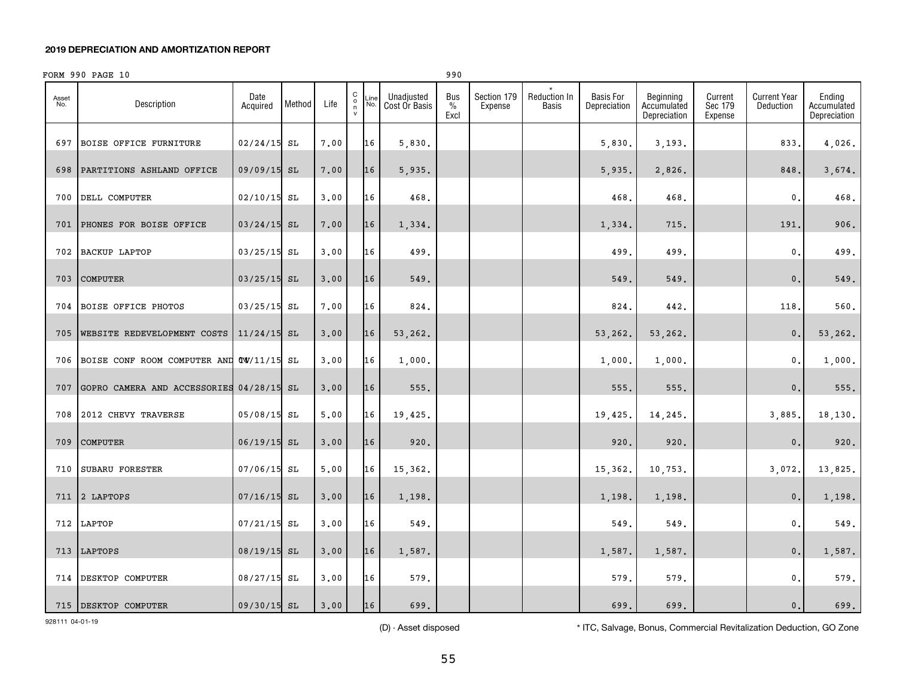**2019 DEPRECIATION AND AMORTIZATION REPORT**

FORM 990 PAGE 10 990

| Asset No. | Description | Date Acquired | Method | Life | C o n v | Line No. | Unadjusted Cost Or Basis | Bus % Excl | Section 179 Expense | * Reduction In Basis | Basis For Depreciation | Beginning Accumulated Depreciation | Current Sec 179 Expense | Current Year Deduction | Ending Accumulated Depreciation |
|---|---|---|---|---|---|---|---|---|---|---|---|---|---|---|---|
| 697 | BOISE OFFICE FURNITURE | 02/24/15 | SL | 7.00 | | 16 | 5,830. | | | | 5,830. | 3,193. | | 833. | 4,026. |
| 698 | PARTITIONS ASHLAND OFFICE | 09/09/15 | SL | 7.00 | | 16 | 5,935. | | | | 5,935. | 2,826. | | 848. | 3,674. |
| 700 | DELL COMPUTER | 02/10/15 | SL | 3.00 | | 16 | 468. | | | | 468. | 468. | | 0. | 468. |
| 701 | PHONES FOR BOISE OFFICE | 03/24/15 | SL | 7.00 | | 16 | 1,334. | | | | 1,334. | 715. | | 191. | 906. |
| 702 | BACKUP LAPTOP | 03/25/15 | SL | 3.00 | | 16 | 499. | | | | 499. | 499. | | 0. | 499. |
| 703 | COMPUTER | 03/25/15 | SL | 3.00 | | 16 | 549. | | | | 549. | 549. | | 0. | 549. |
| 704 | BOISE OFFICE PHOTOS | 03/25/15 | SL | 7.00 | | 16 | 824. | | | | 824. | 442. | | 118. | 560. |
| 705 | WEBSITE REDEVELOPMENT COSTS | 11/24/15 | SL | 3.00 | | 16 | 53,262. | | | | 53,262. | 53,262. | | 0. | 53,262. |
| 706 | BOISE CONF ROOM COMPUTER AND TV | 04/11/15 | SL | 3.00 | | 16 | 1,000. | | | | 1,000. | 1,000. | | 0. | 1,000. |
| 707 | GOPRO CAMERA AND ACCESSORIES | 04/28/15 | SL | 3.00 | | 16 | 555. | | | | 555. | 555. | | 0. | 555. |
| 708 | 2012 CHEVY TRAVERSE | 05/08/15 | SL | 5.00 | | 16 | 19,425. | | | | 19,425. | 14,245. | | 3,885. | 18,130. |
| 709 | COMPUTER | 06/19/15 | SL | 3.00 | | 16 | 920. | | | | 920. | 920. | | 0. | 920. |
| 710 | SUBARU FORESTER | 07/06/15 | SL | 5.00 | | 16 | 15,362. | | | | 15,362. | 10,753. | | 3,072. | 13,825. |
| 711 | 2 LAPTOPS | 07/16/15 | SL | 3.00 | | 16 | 1,198. | | | | 1,198. | 1,198. | | 0. | 1,198. |
| 712 | LAPTOP | 07/21/15 | SL | 3.00 | | 16 | 549. | | | | 549. | 549. | | 0. | 549. |
| 713 | LAPTOPS | 08/19/15 | SL | 3.00 | | 16 | 1,587. | | | | 1,587. | 1,587. | | 0. | 1,587. |
| 714 | DESKTOP COMPUTER | 08/27/15 | SL | 3.00 | | 16 | 579. | | | | 579. | 579. | | 0. | 579. |
| 715 | DESKTOP COMPUTER | 09/30/15 | SL | 3.00 | | 16 | 699. | | | | 699. | 699. | | 0. | 699. |

928111 04-01-19

(D) - Asset disposed

* ITC, Salvage, Bonus, Commercial Revitalization Deduction, GO Zone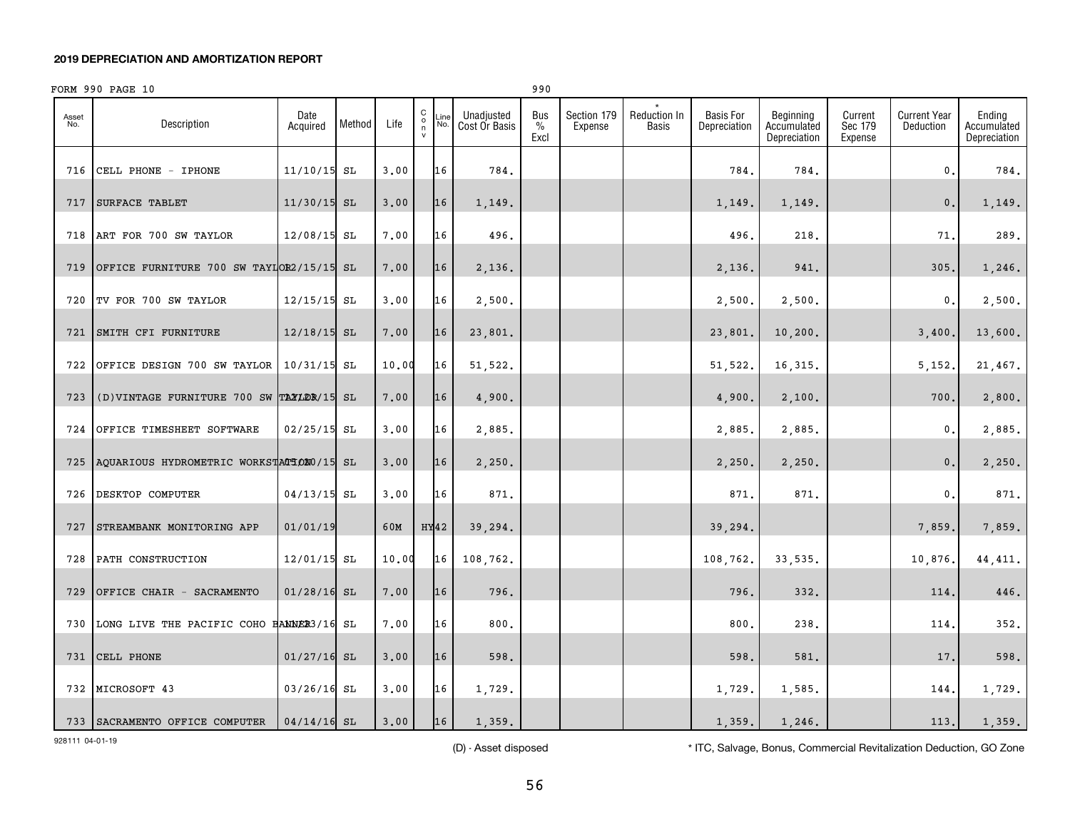**2019 DEPRECIATION AND AMORTIZATION REPORT**

FORM 990 PAGE 10 990

| Asset No. | Description | Date Acquired | Method | Life | C o n v | Line No. | Unadjusted Cost Or Basis | Bus % Excl | Section 179 Expense | * Reduction In Basis | Basis For Depreciation | Beginning Accumulated Depreciation | Current Sec 179 Expense | Current Year Deduction | Ending Accumulated Depreciation |
|---|---|---|---|---|---|---|---|---|---|---|---|---|---|---|---|
| 716 | CELL PHONE - IPHONE | 11/10/15 | SL | 3.00 | | 16 | 784. | | | | 784. | 784. | | 0. | 784. |
| 717 | SURFACE TABLET | 11/30/15 | SL | 3.00 | | 16 | 1,149. | | | | 1,149. | 1,149. | | 0. | 1,149. |
| 718 | ART FOR 700 SW TAYLOR | 12/08/15 | SL | 7.00 | | 16 | 496. | | | | 496. | 218. | | 71. | 289. |
| 719 | OFFICE FURNITURE 700 SW TAYLOR | 12/15/15 | SL | 7.00 | | 16 | 2,136. | | | | 2,136. | 941. | | 305. | 1,246. |
| 720 | TV FOR 700 SW TAYLOR | 12/15/15 | SL | 3.00 | | 16 | 2,500. | | | | 2,500. | 2,500. | | 0. | 2,500. |
| 721 | SMITH CFI FURNITURE | 12/18/15 | SL | 7.00 | | 16 | 23,801. | | | | 23,801. | 10,200. | | 3,400. | 13,600. |
| 722 | OFFICE DESIGN 700 SW TAYLOR | 10/31/15 | SL | 10.00 | | 16 | 51,522. | | | | 51,522. | 16,315. | | 5,152. | 21,467. |
| 723 | (D)VINTAGE FURNITURE 700 SW TAYLOR | 12/11/15 | SL | 7.00 | | 16 | 4,900. | | | | 4,900. | 2,100. | | 700. | 2,800. |
| 724 | OFFICE TIMESHEET SOFTWARE | 02/25/15 | SL | 3.00 | | 16 | 2,885. | | | | 2,885. | 2,885. | | 0. | 2,885. |
| 725 | AQUARIOUS HYDROMETRIC WORKSTATION | 03/20/15 | SL | 3.00 | | 16 | 2,250. | | | | 2,250. | 2,250. | | 0. | 2,250. |
| 726 | DESKTOP COMPUTER | 04/13/15 | SL | 3.00 | | 16 | 871. | | | | 871. | 871. | | 0. | 871. |
| 727 | STREAMBANK MONITORING APP | 01/01/19 | | 60M | HY | 42 | 39,294. | | | | 39,294. | | | 7,859. | 7,859. |
| 728 | PATH CONSTRUCTION | 12/01/15 | SL | 10.00 | | 16 | 108,762. | | | | 108,762. | 33,535. | | 10,876. | 44,411. |
| 729 | OFFICE CHAIR - SACRAMENTO | 01/28/16 | SL | 7.00 | | 16 | 796. | | | | 796. | 332. | | 114. | 446. |
| 730 | LONG LIVE THE PACIFIC COHO BANNER | 11/23/16 | SL | 7.00 | | 16 | 800. | | | | 800. | 238. | | 114. | 352. |
| 731 | CELL PHONE | 01/27/16 | SL | 3.00 | | 16 | 598. | | | | 598. | 581. | | 17. | 598. |
| 732 | MICROSOFT 43 | 03/26/16 | SL | 3.00 | | 16 | 1,729. | | | | 1,729. | 1,585. | | 144. | 1,729. |
| 733 | SACRAMENTO OFFICE COMPUTER | 04/14/16 | SL | 3.00 | | 16 | 1,359. | | | | 1,359. | 1,246. | | 113. | 1,359. |

928111 04-01-19

(D) - Asset disposed

* ITC, Salvage, Bonus, Commercial Revitalization Deduction, GO Zone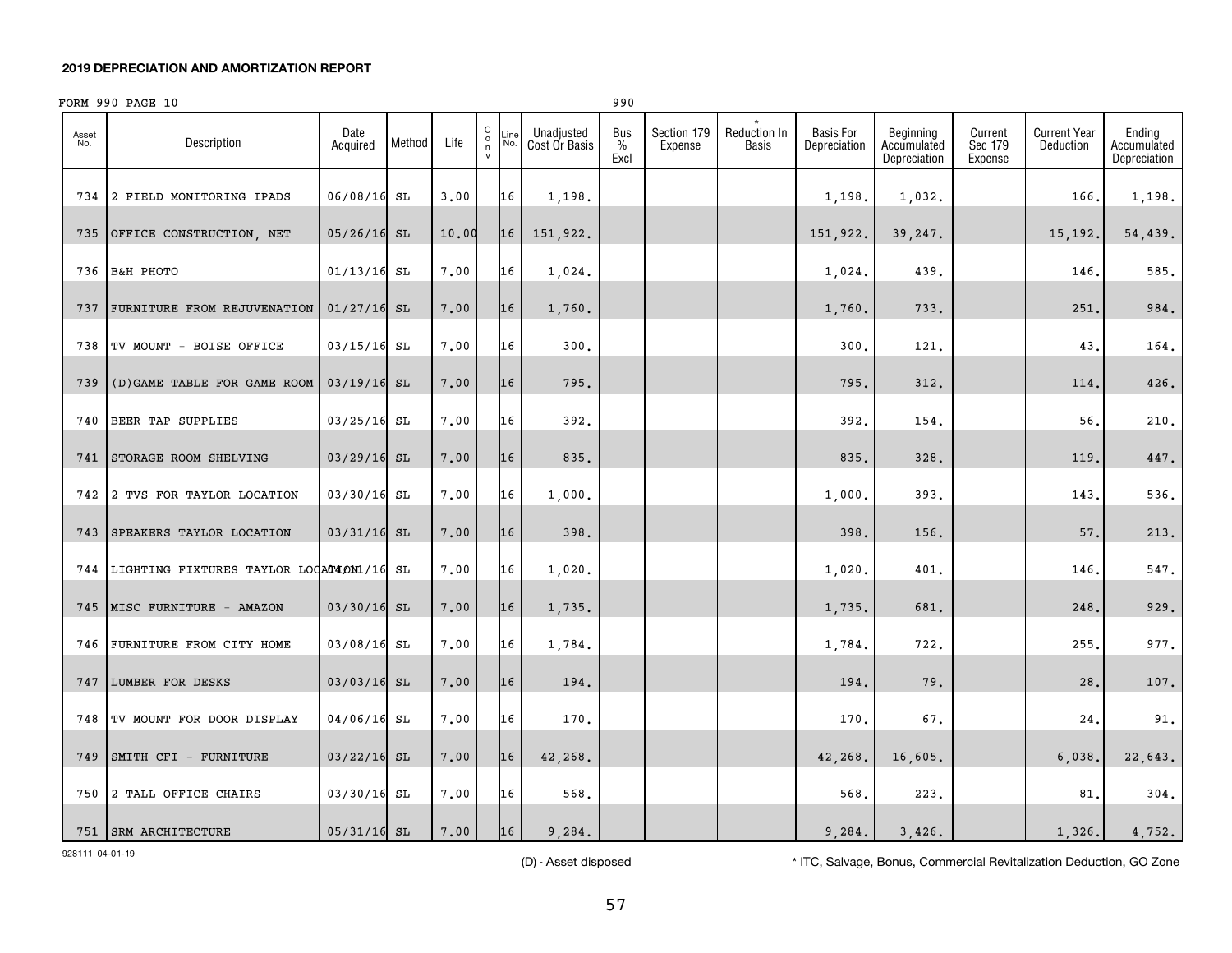**2019 DEPRECIATION AND AMORTIZATION REPORT**

FORM 990 PAGE 10 990

| Asset No. | Description | Date Acquired | Method | Life | C o n v | Line No. | Unadjusted Cost Or Basis | Bus % Excl | Section 179 Expense | * Reduction In Basis | Basis For Depreciation | Beginning Accumulated Depreciation | Current Sec 179 Expense | Current Year Deduction | Ending Accumulated Depreciation |
|---|---|---|---|---|---|---|---|---|---|---|---|---|---|---|---|
| 734 | 2 FIELD MONITORING IPADS | 06/08/16 | SL | 3.00 | | 16 | 1,198. | | | | 1,198. | 1,032. | | 166. | 1,198. |
| 735 | OFFICE CONSTRUCTION, NET | 05/26/16 | SL | 10.00 | | 16 | 151,922. | | | | 151,922. | 39,247. | | 15,192. | 54,439. |
| 736 | B&H PHOTO | 01/13/16 | SL | 7.00 | | 16 | 1,024. | | | | 1,024. | 439. | | 146. | 585. |
| 737 | FURNITURE FROM REJUVENATION | 01/27/16 | SL | 7.00 | | 16 | 1,760. | | | | 1,760. | 733. | | 251. | 984. |
| 738 | TV MOUNT - BOISE OFFICE | 03/15/16 | SL | 7.00 | | 16 | 300. | | | | 300. | 121. | | 43. | 164. |
| 739 | (D)GAME TABLE FOR GAME ROOM | 03/19/16 | SL | 7.00 | | 16 | 795. | | | | 795. | 312. | | 114. | 426. |
| 740 | BEER TAP SUPPLIES | 03/25/16 | SL | 7.00 | | 16 | 392. | | | | 392. | 154. | | 56. | 210. |
| 741 | STORAGE ROOM SHELVING | 03/29/16 | SL | 7.00 | | 16 | 835. | | | | 835. | 328. | | 119. | 447. |
| 742 | 2 TVS FOR TAYLOR LOCATION | 03/30/16 | SL | 7.00 | | 16 | 1,000. | | | | 1,000. | 393. | | 143. | 536. |
| 743 | SPEAKERS TAYLOR LOCATION | 03/31/16 | SL | 7.00 | | 16 | 398. | | | | 398. | 156. | | 57. | 213. |
| 744 | LIGHTING FIXTURES TAYLOR LOCATION | 04/01/16 | SL | 7.00 | | 16 | 1,020. | | | | 1,020. | 401. | | 146. | 547. |
| 745 | MISC FURNITURE - AMAZON | 03/30/16 | SL | 7.00 | | 16 | 1,735. | | | | 1,735. | 681. | | 248. | 929. |
| 746 | FURNITURE FROM CITY HOME | 03/08/16 | SL | 7.00 | | 16 | 1,784. | | | | 1,784. | 722. | | 255. | 977. |
| 747 | LUMBER FOR DESKS | 03/03/16 | SL | 7.00 | | 16 | 194. | | | | 194. | 79. | | 28. | 107. |
| 748 | TV MOUNT FOR DOOR DISPLAY | 04/06/16 | SL | 7.00 | | 16 | 170. | | | | 170. | 67. | | 24. | 91. |
| 749 | SMITH CFI - FURNITURE | 03/22/16 | SL | 7.00 | | 16 | 42,268. | | | | 42,268. | 16,605. | | 6,038. | 22,643. |
| 750 | 2 TALL OFFICE CHAIRS | 03/30/16 | SL | 7.00 | | 16 | 568. | | | | 568. | 223. | | 81. | 304. |
| 751 | SRM ARCHITECTURE | 05/31/16 | SL | 7.00 | | 16 | 9,284. | | | | 9,284. | 3,426. | | 1,326. | 4,752. |

928111 04-01-19

(D) - Asset disposed

* ITC, Salvage, Bonus, Commercial Revitalization Deduction, GO Zone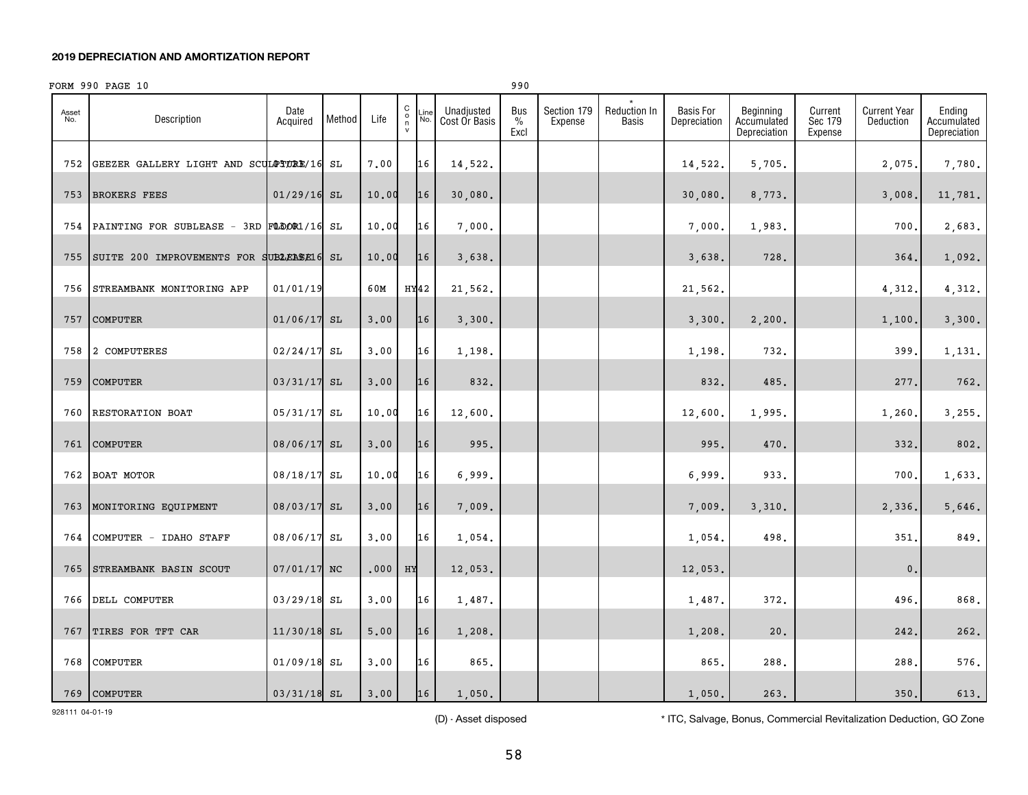## 2019 DEPRECIATION AND AMORTIZATION REPORT

FORM 990 PAGE 10 990

| Asset No. | Description | Date Acquired | Method | Life | C o n v | Line No. | Unadjusted Cost Or Basis | Bus % Excl | Section 179 Expense | * Reduction In Basis | Basis For Depreciation | Beginning Accumulated Depreciation | Current Sec 179 Expense | Current Year Deduction | Ending Accumulated Depreciation |
|---|---|---|---|---|---|---|---|---|---|---|---|---|---|---|---|
| 752 | GEEZER GALLERY LIGHT AND SCULPTURE | 05/01/16 | SL | 7.00 | | 16 | 14,522. | | | | 14,522. | 5,705. | | 2,075. | 7,780. |
| 753 | BROKERS FEES | 01/29/16 | SL | 10.00 | | 16 | 30,080. | | | | 30,080. | 8,773. | | 3,008. | 11,781. |
| 754 | PAINTING FOR SUBLEASE - 3RD FLOOR | 10/01/16 | SL | 10.00 | | 16 | 7,000. | | | | 7,000. | 1,983. | | 700. | 2,683. |
| 755 | SUITE 200 IMPROVEMENTS FOR SUBLEASE | 12/01/16 | SL | 10.00 | | 16 | 3,638. | | | | 3,638. | 728. | | 364. | 1,092. |
| 756 | STREAMBANK MONITORING APP | 01/01/19 | | 60M | HY | 42 | 21,562. | | | | 21,562. | | | 4,312. | 4,312. |
| 757 | COMPUTER | 01/06/17 | SL | 3.00 | | 16 | 3,300. | | | | 3,300. | 2,200. | | 1,100. | 3,300. |
| 758 | 2 COMPUTERES | 02/24/17 | SL | 3.00 | | 16 | 1,198. | | | | 1,198. | 732. | | 399. | 1,131. |
| 759 | COMPUTER | 03/31/17 | SL | 3.00 | | 16 | 832. | | | | 832. | 485. | | 277. | 762. |
| 760 | RESTORATION BOAT | 05/31/17 | SL | 10.00 | | 16 | 12,600. | | | | 12,600. | 1,995. | | 1,260. | 3,255. |
| 761 | COMPUTER | 08/06/17 | SL | 3.00 | | 16 | 995. | | | | 995. | 470. | | 332. | 802. |
| 762 | BOAT MOTOR | 08/18/17 | SL | 10.00 | | 16 | 6,999. | | | | 6,999. | 933. | | 700. | 1,633. |
| 763 | MONITORING EQUIPMENT | 08/03/17 | SL | 3.00 | | 16 | 7,009. | | | | 7,009. | 3,310. | | 2,336. | 5,646. |
| 764 | COMPUTER - IDAHO STAFF | 08/06/17 | SL | 3.00 | | 16 | 1,054. | | | | 1,054. | 498. | | 351. | 849. |
| 765 | STREAMBANK BASIN SCOUT | 07/01/17 | NC | .000 | HY | | 12,053. | | | | 12,053. | | | 0. | |
| 766 | DELL COMPUTER | 03/29/18 | SL | 3.00 | | 16 | 1,487. | | | | 1,487. | 372. | | 496. | 868. |
| 767 | TIRES FOR TFT CAR | 11/30/18 | SL | 5.00 | | 16 | 1,208. | | | | 1,208. | 20. | | 242. | 262. |
| 768 | COMPUTER | 01/09/18 | SL | 3.00 | | 16 | 865. | | | | 865. | 288. | | 288. | 576. |
| 769 | COMPUTER | 03/31/18 | SL | 3.00 | | 16 | 1,050. | | | | 1,050. | 263. | | 350. | 613. |

928111 04-01-19

(D) - Asset disposed

* ITC, Salvage, Bonus, Commercial Revitalization Deduction, GO Zone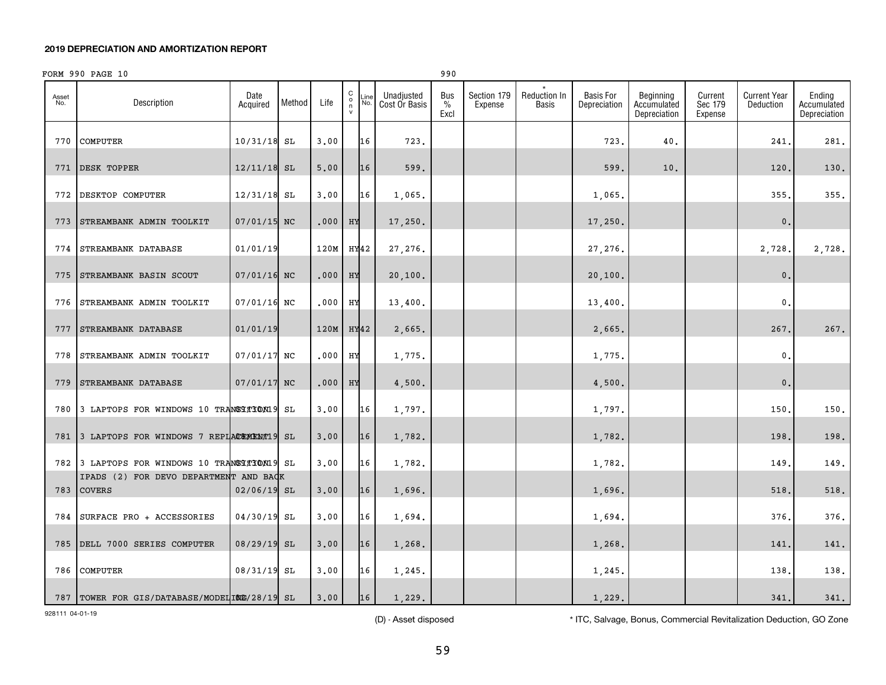**2019 DEPRECIATION AND AMORTIZATION REPORT**

FORM 990 PAGE 10 990

| Asset No. | Description | Date Acquired | Method | Life | C o n v | Line No. | Unadjusted Cost Or Basis | Bus % Excl | Section 179 Expense | * Reduction In Basis | Basis For Depreciation | Beginning Accumulated Depreciation | Current Sec 179 Expense | Current Year Deduction | Ending Accumulated Depreciation |
|---|---|---|---|---|---|---|---|---|---|---|---|---|---|---|---|
| 770 | COMPUTER | 10/31/18 | SL | 3.00 | | 16 | 723. | | | | 723. | 40. | | 241. | 281. |
| 771 | DESK TOPPER | 12/11/18 | SL | 5.00 | | 16 | 599. | | | | 599. | 10. | | 120. | 130. |
| 772 | DESKTOP COMPUTER | 12/31/18 | SL | 3.00 | | 16 | 1,065. | | | | 1,065. | | | 355. | 355. |
| 773 | STREAMBANK ADMIN TOOLKIT | 07/01/15 | NC | .000 | HY | | 17,250. | | | | 17,250. | | | 0. | |
| 774 | STREAMBANK DATABASE | 01/01/19 | | 120M | HY | 42 | 27,276. | | | | 27,276. | | | 2,728. | 2,728. |
| 775 | STREAMBANK BASIN SCOUT | 07/01/16 | NC | .000 | HY | | 20,100. | | | | 20,100. | | | 0. | |
| 776 | STREAMBANK ADMIN TOOLKIT | 07/01/16 | NC | .000 | HY | | 13,400. | | | | 13,400. | | | 0. | |
| 777 | STREAMBANK DATABASE | 01/01/19 | | 120M | HY | 42 | 2,665. | | | | 2,665. | | | 267. | 267. |
| 778 | STREAMBANK ADMIN TOOLKIT | 07/01/17 | NC | .000 | HY | | 1,775. | | | | 1,775. | | | 0. | |
| 779 | STREAMBANK DATABASE | 07/01/17 | NC | .000 | HY | | 4,500. | | | | 4,500. | | | 0. | |
| 780 | 3 LAPTOPS FOR WINDOWS 10 TRANSITION | 09/13/19 | SL | 3.00 | | 16 | 1,797. | | | | 1,797. | | | 150. | 150. |
| 781 | 3 LAPTOPS FOR WINDOWS 7 REPLACEMENT | 08/13/19 | SL | 3.00 | | 16 | 1,782. | | | | 1,782. | | | 198. | 198. |
| 782 | 3 LAPTOPS FOR WINDOWS 10 TRANSITION | 09/13/19 | SL | 3.00 | | 16 | 1,782. | | | | 1,782. | | | 149. | 149. |
| 783 | IPADS (2) FOR DEVO DEPARTMENT AND BACK COVERS | 02/06/19 | SL | 3.00 | | 16 | 1,696. | | | | 1,696. | | | 518. | 518. |
| 784 | SURFACE PRO + ACCESSORIES | 04/30/19 | SL | 3.00 | | 16 | 1,694. | | | | 1,694. | | | 376. | 376. |
| 785 | DELL 7000 SERIES COMPUTER | 08/29/19 | SL | 3.00 | | 16 | 1,268. | | | | 1,268. | | | 141. | 141. |
| 786 | COMPUTER | 08/31/19 | SL | 3.00 | | 16 | 1,245. | | | | 1,245. | | | 138. | 138. |
| 787 | TOWER FOR GIS/DATABASE/MODELING | 02/28/19 | SL | 3.00 | | 16 | 1,229. | | | | 1,229. | | | 341. | 341. |

928111 04-01-19

(D) - Asset disposed

* ITC, Salvage, Bonus, Commercial Revitalization Deduction, GO Zone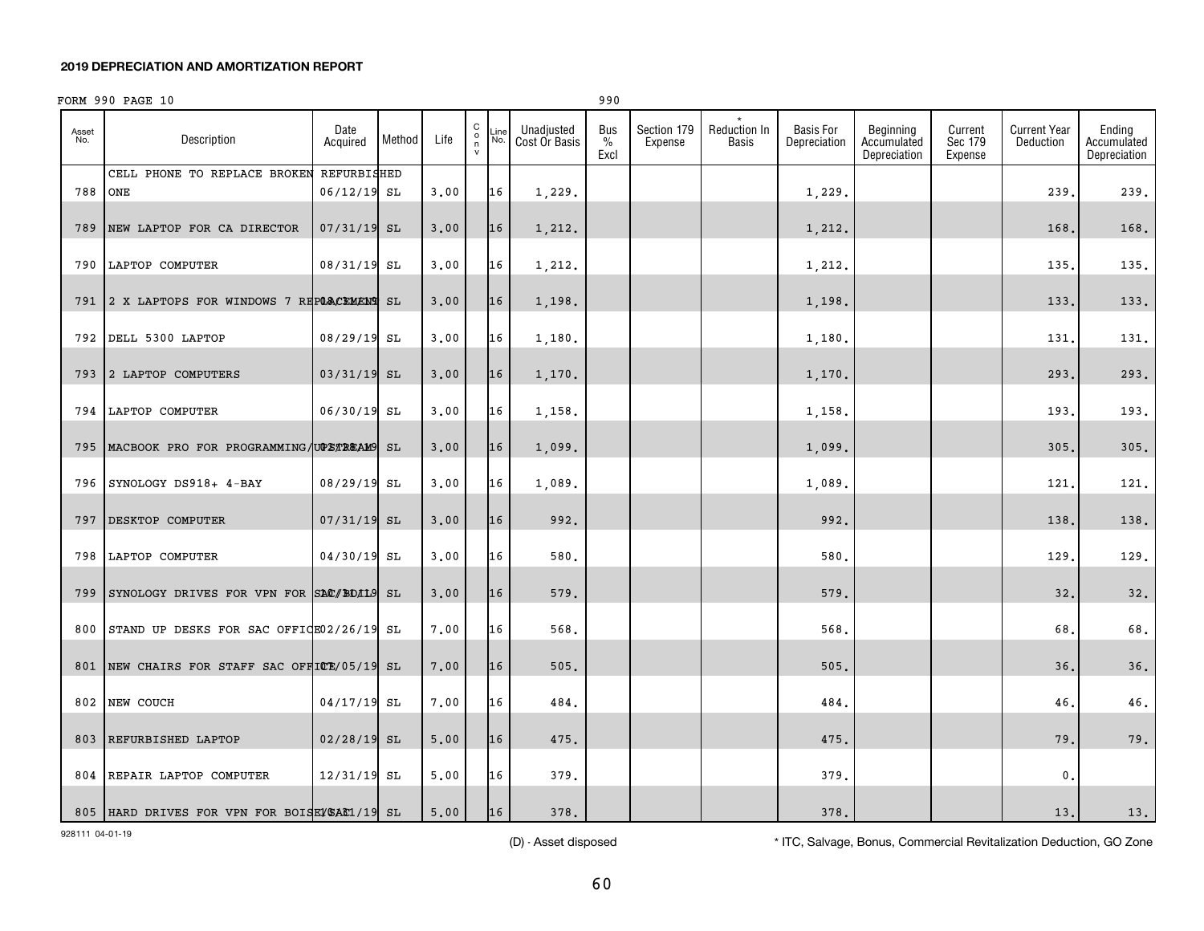**2019 DEPRECIATION AND AMORTIZATION REPORT**

FORM 990 PAGE 10 990

| Asset No. | Description | Date Acquired | Method | Life | C o n v | Line No. | Unadjusted Cost Or Basis | Bus % Excl | Section 179 Expense | * Reduction In Basis | Basis For Depreciation | Beginning Accumulated Depreciation | Current Sec 179 Expense | Current Year Deduction | Ending Accumulated Depreciation |
|---|---|---|---|---|---|---|---|---|---|---|---|---|---|---|---|
| 788 | CELL PHONE TO REPLACE BROKEN REFURBISHED ONE | 06/12/19 | SL | 3.00 | | 16 | 1,229. | | | | 1,229. | | | 239. | 239. |
| 789 | NEW LAPTOP FOR CA DIRECTOR | 07/31/19 | SL | 3.00 | | 16 | 1,212. | | | | 1,212. | | | 168. | 168. |
| 790 | LAPTOP COMPUTER | 08/31/19 | SL | 3.00 | | 16 | 1,212. | | | | 1,212. | | | 135. | 135. |
| 791 | 2 X LAPTOPS FOR WINDOWS 7 REPLACEMENT | 08/31/19 | SL | 3.00 | | 16 | 1,198. | | | | 1,198. | | | 133. | 133. |
| 792 | DELL 5300 LAPTOP | 08/29/19 | SL | 3.00 | | 16 | 1,180. | | | | 1,180. | | | 131. | 131. |
| 793 | 2 LAPTOP COMPUTERS | 03/31/19 | SL | 3.00 | | 16 | 1,170. | | | | 1,170. | | | 293. | 293. |
| 794 | LAPTOP COMPUTER | 06/30/19 | SL | 3.00 | | 16 | 1,158. | | | | 1,158. | | | 193. | 193. |
| 795 | MACBOOK PRO FOR PROGRAMMING/UPSTREAM | 02/28/19 | SL | 3.00 | | 16 | 1,099. | | | | 1,099. | | | 305. | 305. |
| 796 | SYNOLOGY DS918+ 4-BAY | 08/29/19 | SL | 3.00 | | 16 | 1,089. | | | | 1,089. | | | 121. | 121. |
| 797 | DESKTOP COMPUTER | 07/31/19 | SL | 3.00 | | 16 | 992. | | | | 992. | | | 138. | 138. |
| 798 | LAPTOP COMPUTER | 04/30/19 | SL | 3.00 | | 16 | 580. | | | | 580. | | | 129. | 129. |
| 799 | SYNOLOGY DRIVES FOR VPN FOR SAC | 10/31/19 | SL | 3.00 | | 16 | 579. | | | | 579. | | | 32. | 32. |
| 800 | STAND UP DESKS FOR SAC OFFICE | 02/26/19 | SL | 7.00 | | 16 | 568. | | | | 568. | | | 68. | 68. |
| 801 | NEW CHAIRS FOR STAFF SAC OFFICE | 03/05/19 | SL | 7.00 | | 16 | 505. | | | | 505. | | | 36. | 36. |
| 802 | NEW COUCH | 04/17/19 | SL | 7.00 | | 16 | 484. | | | | 484. | | | 46. | 46. |
| 803 | REFURBISHED LAPTOP | 02/28/19 | SL | 5.00 | | 16 | 475. | | | | 475. | | | 79. | 79. |
| 804 | REPAIR LAPTOP COMPUTER | 12/31/19 | SL | 5.00 | | 16 | 379. | | | | 379. | | | 0. | |
| 805 | HARD DRIVES FOR VPN FOR BOISE/SAC | 10/31/19 | SL | 5.00 | | 16 | 378. | | | | 378. | | | 13. | 13. |

928111 04-01-19

(D) - Asset disposed

* ITC, Salvage, Bonus, Commercial Revitalization Deduction, GO Zone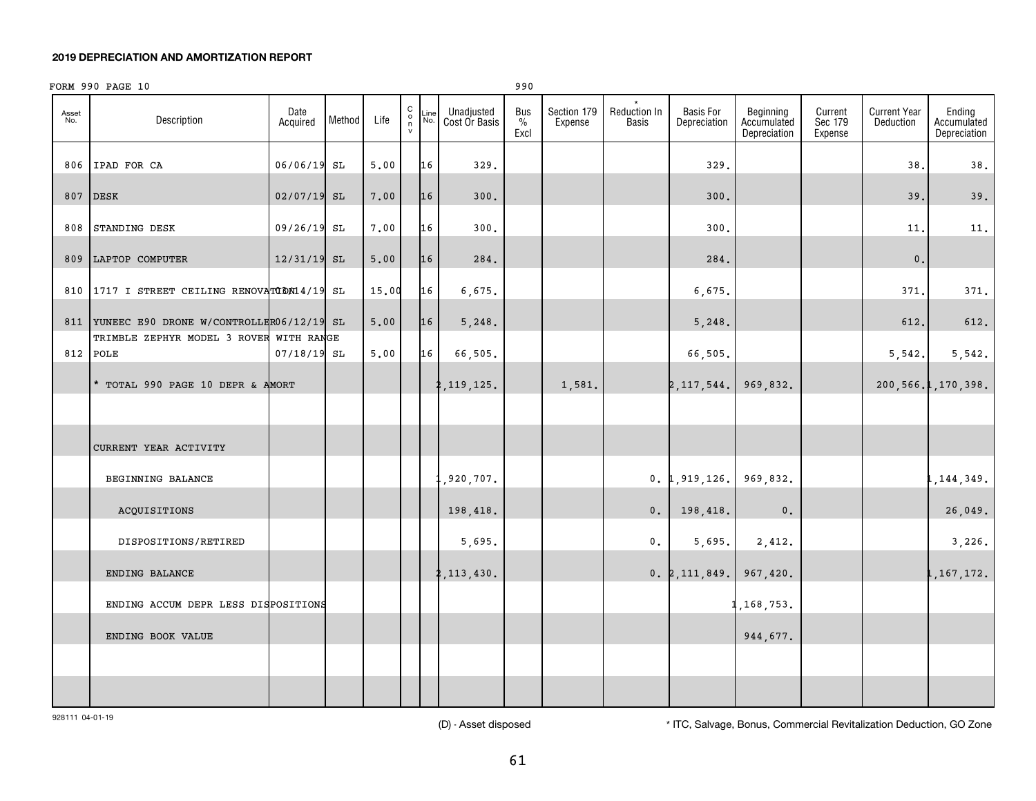**2019 DEPRECIATION AND AMORTIZATION REPORT**

FORM 990 PAGE 10 990

| Asset No. | Description | Date Acquired | Method | Life | C o n v | Line No. | Unadjusted Cost Or Basis | Bus % Excl | Section 179 Expense | * Reduction In Basis | Basis For Depreciation | Beginning Accumulated Depreciation | Current Sec 179 Expense | Current Year Deduction | Ending Accumulated Depreciation |
|---|---|---|---|---|---|---|---|---|---|---|---|---|---|---|---|
| 806 | IPAD FOR CA | 06/06/19 | SL | 5.00 | | 16 | 329. | | | | 329. | | | 38. | 38. |
| 807 | DESK | 02/07/19 | SL | 7.00 | | 16 | 300. | | | | 300. | | | 39. | 39. |
| 808 | STANDING DESK | 09/26/19 | SL | 7.00 | | 16 | 300. | | | | 300. | | | 11. | 11. |
| 809 | LAPTOP COMPUTER | 12/31/19 | SL | 5.00 | | 16 | 284. | | | | 284. | | | 0. | |
| 810 | 1717 I STREET CEILING RENOVATION | 03/14/19 | SL | 15.00 | | 16 | 6,675. | | | | 6,675. | | | 371. | 371. |
| 811 | YUNEEC E90 DRONE W/CONTROLLER | 06/12/19 | SL | 5.00 | | 16 | 5,248. | | | | 5,248. | | | 612. | 612. |
| 812 | TRIMBLE ZEPHYR MODEL 3 ROVER WITH RANGE POLE | 07/18/19 | SL | 5.00 | | 16 | 66,505. | | | | 66,505. | | | 5,542. | 5,542. |
| | * TOTAL 990 PAGE 10 DEPR & AMORT | | | | | | 2,119,125. | | 1,581. | | 2,117,544. | 969,832. | | 200,566. | 1,170,398. |
| | | | | | | | | | | | | | | | |
| | CURRENT YEAR ACTIVITY | | | | | | | | | | | | | | |
| | BEGINNING BALANCE | | | | | | 1,920,707. | | | 0. | 1,919,126. | 969,832. | | | 1,144,349. |
| | ACQUISITIONS | | | | | | 198,418. | | | 0. | 198,418. | 0. | | | 26,049. |
| | DISPOSITIONS/RETIRED | | | | | | 5,695. | | | 0. | 5,695. | 2,412. | | | 3,226. |
| | ENDING BALANCE | | | | | | 2,113,430. | | | 0. | 2,111,849. | 967,420. | | | 1,167,172. |
| | ENDING ACCUM DEPR LESS DISPOSITIONS | | | | | | | | | | | 1,168,753. | | | |
| | ENDING BOOK VALUE | | | | | | | | | | | 944,677. | | | |

928111 04-01-19

(D) - Asset disposed

* ITC, Salvage, Bonus, Commercial Revitalization Deduction, GO Zone